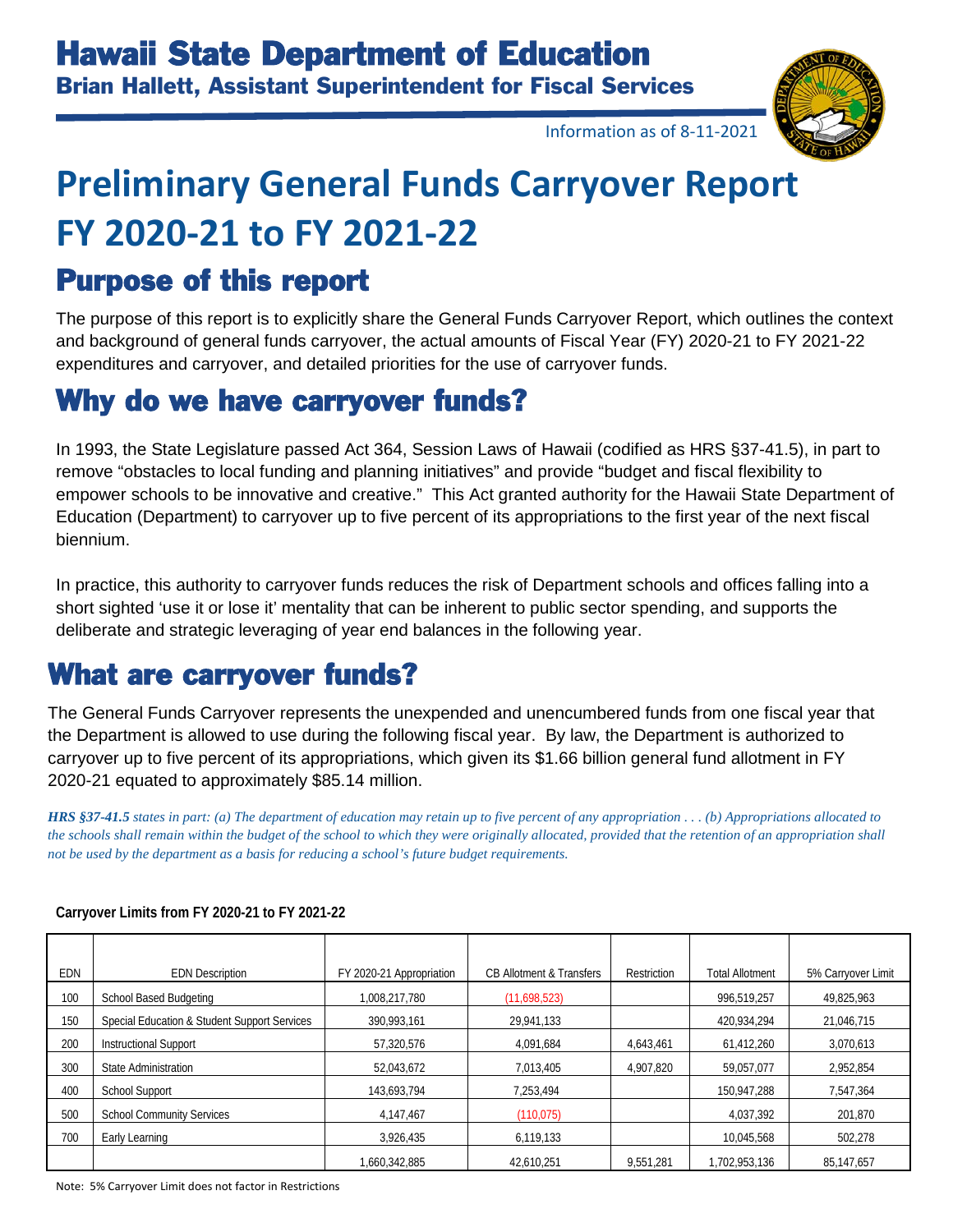# Hawaii State Department of Education

**Brian Hallett, Assistant Superintendent for Fiscal Services**

Information as of 8-11-2021

# Preliminary General Funds Carryover Report FY 2020-21 to FY 2021-22

## Purpose of this report

The purpose of this report is to explicitly share the General Funds Carryover Report, which outlines the context and background of general funds carryover, the actual amounts of Fiscal Year (FY) 2020-21 to FY 2021-22 expenditures and carryover, and detailed priorities for the use of carryover funds.

## Why do we have carryover funds?

In 1993, the State Legislature passed Act 364, Session Laws of Hawaii (codified as HRS §37-41.5), in part to remove "obstacles to local funding and planning initiatives" and provide "budget and fiscal flexibility to empower schools to be innovative and creative." This Act granted authority for the Hawaii State Department of Education (Department) to carryover up to five percent of its appropriations to the first year of the next fiscal biennium.

In practice, this authority to carryover funds reduces the risk of Department schools and offices falling into a short sighted 'use it or lose it' mentality that can be inherent to public sector spending, and supports the deliberate and strategic leveraging of year end balances in the following year.

## What are carryover funds?

The General Funds Carryover represents the unexpended and unencumbered funds from one fiscal year that the Department is allowed to use during the following fiscal year. By law, the Department is authorized to carryover up to five percent of its appropriations, which given its $1.66 billion general fund allotment in FY 2020-21 equated to approximately $85.14 million.

***HRS §37-41.5** states in part: (a) The department of education may retain up to five percent of any appropriation . . . (b) Appropriations allocated to the schools shall remain within the budget of the school to which they were originally allocated, provided that the retention of an appropriation shall not be used by the department as a basis for reducing a school's future budget requirements.*

**Carryover Limits from FY 2020-21 to FY 2021-22**

| EDN | EDN Description | FY 2020-21 Appropriation | CB Allotment & Transfers | Restriction | Total Allotment | 5% Carryover Limit |
|---|---|---|---|---|---|---|
| 100 | School Based Budgeting | 1,008,217,780 | (11,698,523) | | 996,519,257 | 49,825,963 |
| 150 | Special Education & Student Support Services | 390,993,161 | 29,941,133 | | 420,934,294 | 21,046,715 |
| 200 | Instructional Support | 57,320,576 | 4,091,684 | 4,643,461 | 61,412,260 | 3,070,613 |
| 300 | State Administration | 52,043,672 | 7,013,405 | 4,907,820 | 59,057,077 | 2,952,854 |
| 400 | School Support | 143,693,794 | 7,253,494 | | 150,947,288 | 7,547,364 |
| 500 | School Community Services | 4,147,467 | (110,075) | | 4,037,392 | 201,870 |
| 700 | Early Learning | 3,926,435 | 6,119,133 | | 10,045,568 | 502,278 |
| | | 1,660,342,885 | 42,610,251 | 9,551,281 | 1,702,953,136 | 85,147,657 |

Note: 5% Carryover Limit does not factor in Restrictions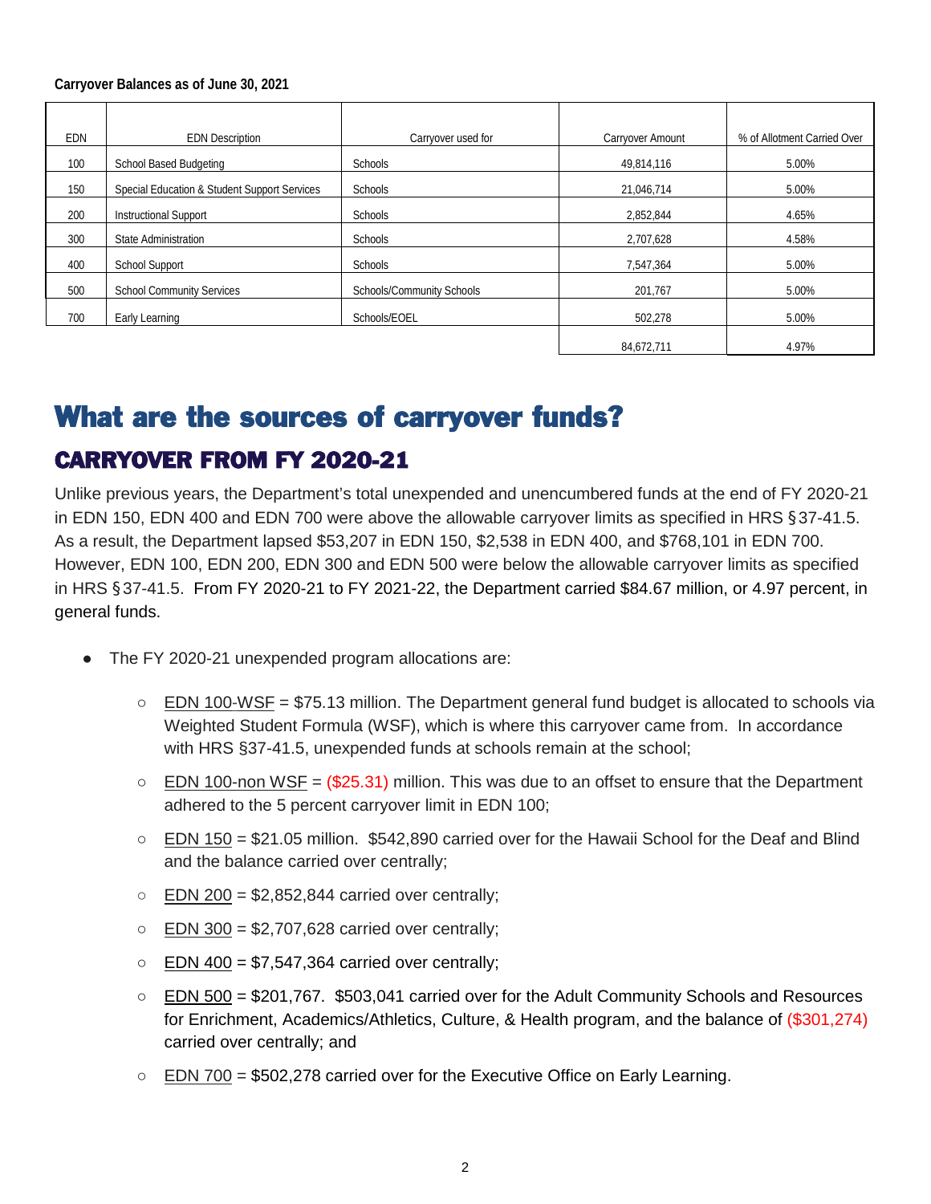**Carryover Balances as of June 30, 2021**

| EDN | EDN Description | Carryover used for | Carryover Amount | % of Allotment Carried Over |
|---|---|---|---|---|
| 100 | School Based Budgeting | Schools | 49,814,116 | 5.00% |
| 150 | Special Education & Student Support Services | Schools | 21,046,714 | 5.00% |
| 200 | Instructional Support | Schools | 2,852,844 | 4.65% |
| 300 | State Administration | Schools | 2,707,628 | 4.58% |
| 400 | School Support | Schools | 7,547,364 | 5.00% |
| 500 | School Community Services | Schools/Community Schools | 201,767 | 5.00% |
| 700 | Early Learning | Schools/EOEL | 502,278 | 5.00% |
| | | | 84,672,711 | 4.97% |

# What are the sources of carryover funds?

## CARRYOVER FROM FY 2020-21

Unlike previous years, the Department's total unexpended and unencumbered funds at the end of FY 2020-21 in EDN 150, EDN 400 and EDN 700 were above the allowable carryover limits as specified in HRS §37-41.5. As a result, the Department lapsed $53,207 in EDN 150, $2,538 in EDN 400, and $768,101 in EDN 700. However, EDN 100, EDN 200, EDN 300 and EDN 500 were below the allowable carryover limits as specified in HRS §37-41.5. From FY 2020-21 to FY 2021-22, the Department carried $84.67 million, or 4.97 percent, in general funds.

- The FY 2020-21 unexpended program allocations are:
  - EDN 100-WSF = $75.13 million. The Department general fund budget is allocated to schools via Weighted Student Formula (WSF), which is where this carryover came from. In accordance with HRS §37-41.5, unexpended funds at schools remain at the school;
  - EDN 100-non WSF = ($25.31) million. This was due to an offset to ensure that the Department adhered to the 5 percent carryover limit in EDN 100;
  - EDN 150 = $21.05 million. $542,890 carried over for the Hawaii School for the Deaf and Blind and the balance carried over centrally;
  - EDN 200 = $2,852,844 carried over centrally;
  - EDN 300 = $2,707,628 carried over centrally;
  - EDN 400 = $7,547,364 carried over centrally;
  - EDN 500 = $201,767. $503,041 carried over for the Adult Community Schools and Resources for Enrichment, Academics/Athletics, Culture, & Health program, and the balance of ($301,274) carried over centrally; and
  - EDN 700 = $502,278 carried over for the Executive Office on Early Learning.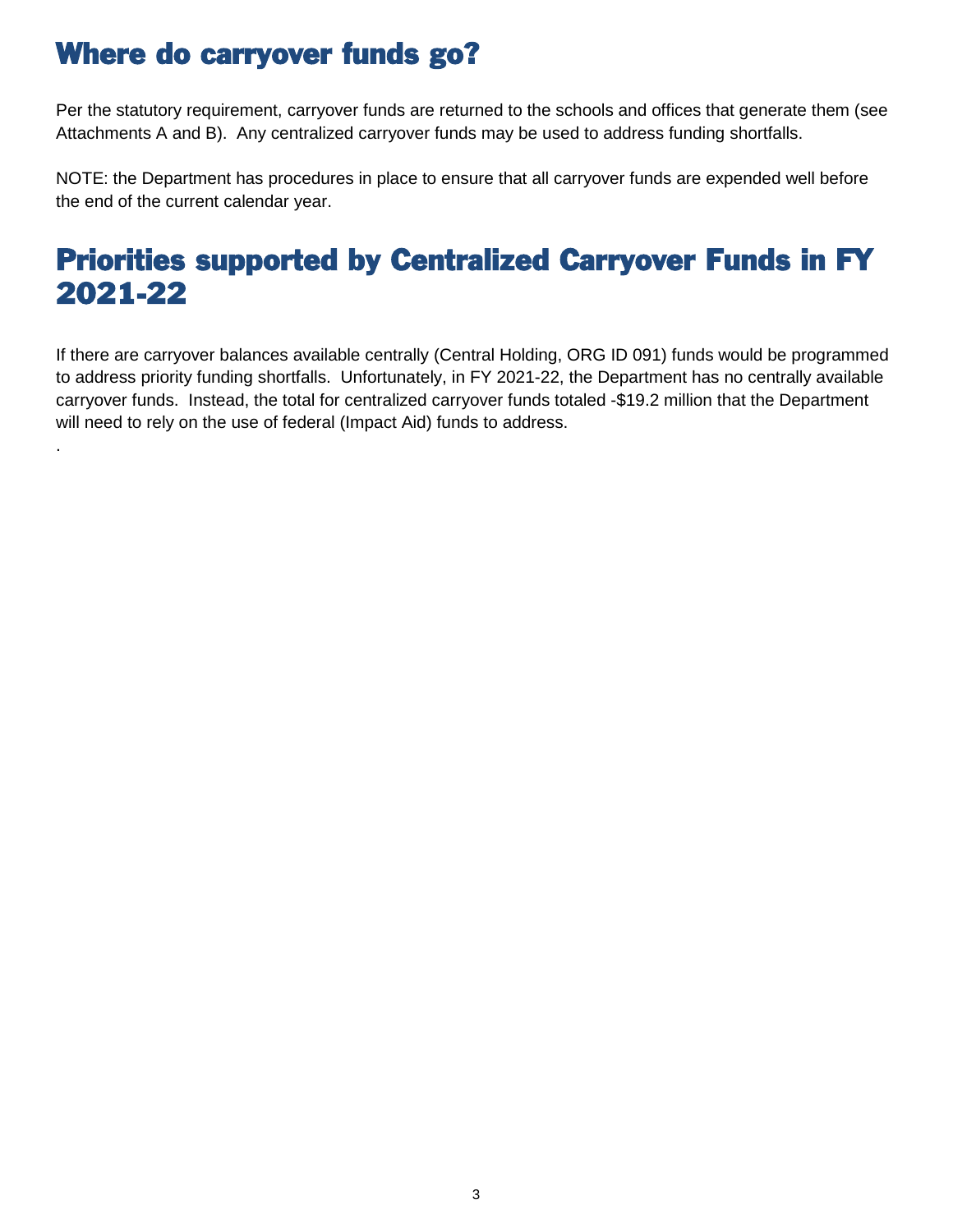## Where do carryover funds go?

Per the statutory requirement, carryover funds are returned to the schools and offices that generate them (see Attachments A and B). Any centralized carryover funds may be used to address funding shortfalls.

NOTE: the Department has procedures in place to ensure that all carryover funds are expended well before the end of the current calendar year.

## Priorities supported by Centralized Carryover Funds in FY 2021-22

If there are carryover balances available centrally (Central Holding, ORG ID 091) funds would be programmed to address priority funding shortfalls. Unfortunately, in FY 2021-22, the Department has no centrally available carryover funds. Instead, the total for centralized carryover funds totaled -$19.2 million that the Department will need to rely on the use of federal (Impact Aid) funds to address.

.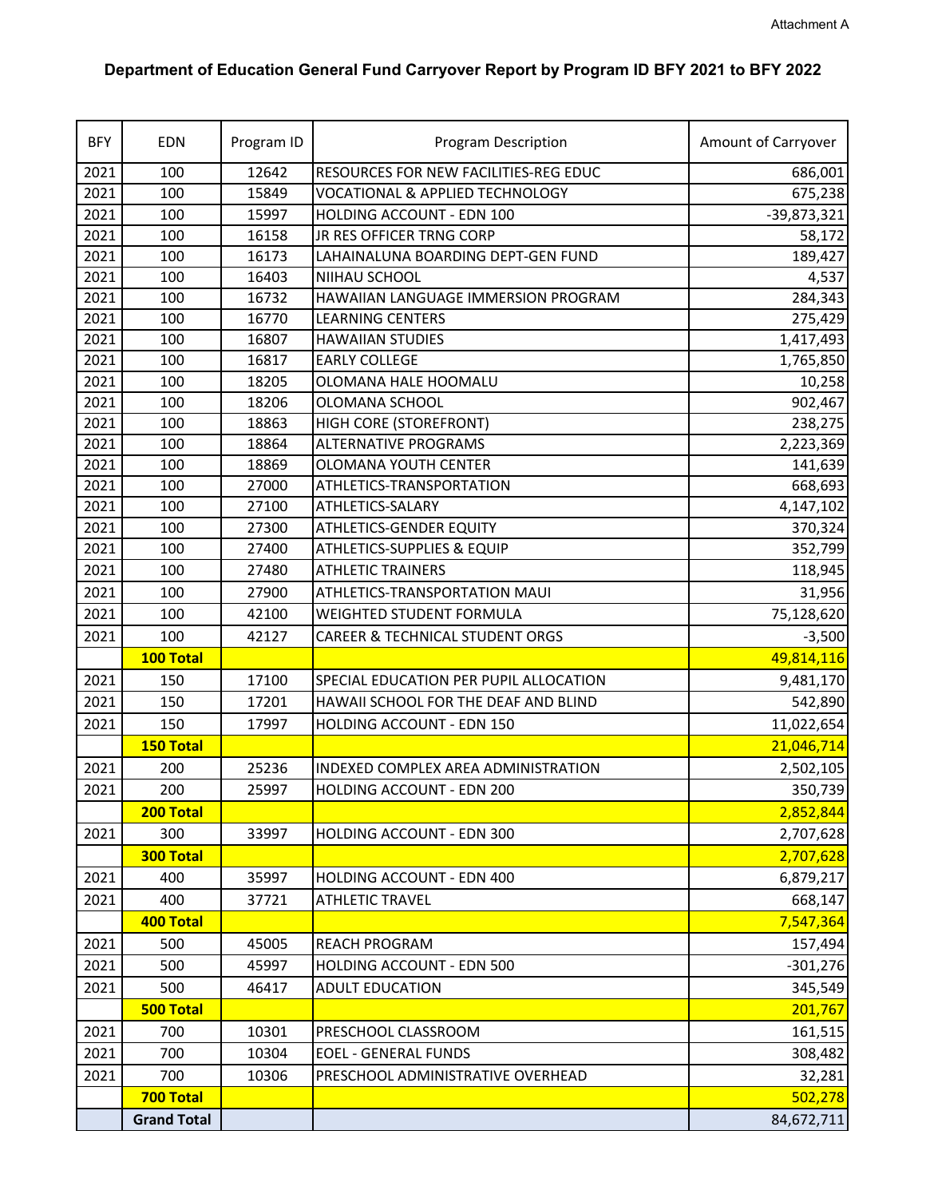Attachment A

# Department of Education General Fund Carryover Report by Program ID BFY 2021 to BFY 2022

| BFY | EDN | Program ID | Program Description | Amount of Carryover |
|---|---|---|---|---|
| 2021 | 100 | 12642 | RESOURCES FOR NEW FACILITIES-REG EDUC | 686,001 |
| 2021 | 100 | 15849 | VOCATIONAL & APPLIED TECHNOLOGY | 675,238 |
| 2021 | 100 | 15997 | HOLDING ACCOUNT - EDN 100 | -39,873,321 |
| 2021 | 100 | 16158 | JR RES OFFICER TRNG CORP | 58,172 |
| 2021 | 100 | 16173 | LAHAINALUNA BOARDING DEPT-GEN FUND | 189,427 |
| 2021 | 100 | 16403 | NIIHAU SCHOOL | 4,537 |
| 2021 | 100 | 16732 | HAWAIIAN LANGUAGE IMMERSION PROGRAM | 284,343 |
| 2021 | 100 | 16770 | LEARNING CENTERS | 275,429 |
| 2021 | 100 | 16807 | HAWAIIAN STUDIES | 1,417,493 |
| 2021 | 100 | 16817 | EARLY COLLEGE | 1,765,850 |
| 2021 | 100 | 18205 | OLOMANA HALE HOOMALU | 10,258 |
| 2021 | 100 | 18206 | OLOMANA SCHOOL | 902,467 |
| 2021 | 100 | 18863 | HIGH CORE (STOREFRONT) | 238,275 |
| 2021 | 100 | 18864 | ALTERNATIVE PROGRAMS | 2,223,369 |
| 2021 | 100 | 18869 | OLOMANA YOUTH CENTER | 141,639 |
| 2021 | 100 | 27000 | ATHLETICS-TRANSPORTATION | 668,693 |
| 2021 | 100 | 27100 | ATHLETICS-SALARY | 4,147,102 |
| 2021 | 100 | 27300 | ATHLETICS-GENDER EQUITY | 370,324 |
| 2021 | 100 | 27400 | ATHLETICS-SUPPLIES & EQUIP | 352,799 |
| 2021 | 100 | 27480 | ATHLETIC TRAINERS | 118,945 |
| 2021 | 100 | 27900 | ATHLETICS-TRANSPORTATION MAUI | 31,956 |
| 2021 | 100 | 42100 | WEIGHTED STUDENT FORMULA | 75,128,620 |
| 2021 | 100 | 42127 | CAREER & TECHNICAL STUDENT ORGS | -3,500 |
| | **100 Total** | | | 49,814,116 |
| 2021 | 150 | 17100 | SPECIAL EDUCATION PER PUPIL ALLOCATION | 9,481,170 |
| 2021 | 150 | 17201 | HAWAII SCHOOL FOR THE DEAF AND BLIND | 542,890 |
| 2021 | 150 | 17997 | HOLDING ACCOUNT - EDN 150 | 11,022,654 |
| | **150 Total** | | | 21,046,714 |
| 2021 | 200 | 25236 | INDEXED COMPLEX AREA ADMINISTRATION | 2,502,105 |
| 2021 | 200 | 25997 | HOLDING ACCOUNT - EDN 200 | 350,739 |
| | **200 Total** | | | 2,852,844 |
| 2021 | 300 | 33997 | HOLDING ACCOUNT - EDN 300 | 2,707,628 |
| | **300 Total** | | | 2,707,628 |
| 2021 | 400 | 35997 | HOLDING ACCOUNT - EDN 400 | 6,879,217 |
| 2021 | 400 | 37721 | ATHLETIC TRAVEL | 668,147 |
| | **400 Total** | | | 7,547,364 |
| 2021 | 500 | 45005 | REACH PROGRAM | 157,494 |
| 2021 | 500 | 45997 | HOLDING ACCOUNT - EDN 500 | -301,276 |
| 2021 | 500 | 46417 | ADULT EDUCATION | 345,549 |
| | **500 Total** | | | 201,767 |
| 2021 | 700 | 10301 | PRESCHOOL CLASSROOM | 161,515 |
| 2021 | 700 | 10304 | EOEL - GENERAL FUNDS | 308,482 |
| 2021 | 700 | 10306 | PRESCHOOL ADMINISTRATIVE OVERHEAD | 32,281 |
| | **700 Total** | | | 502,278 |
| | **Grand Total** | | | 84,672,711 |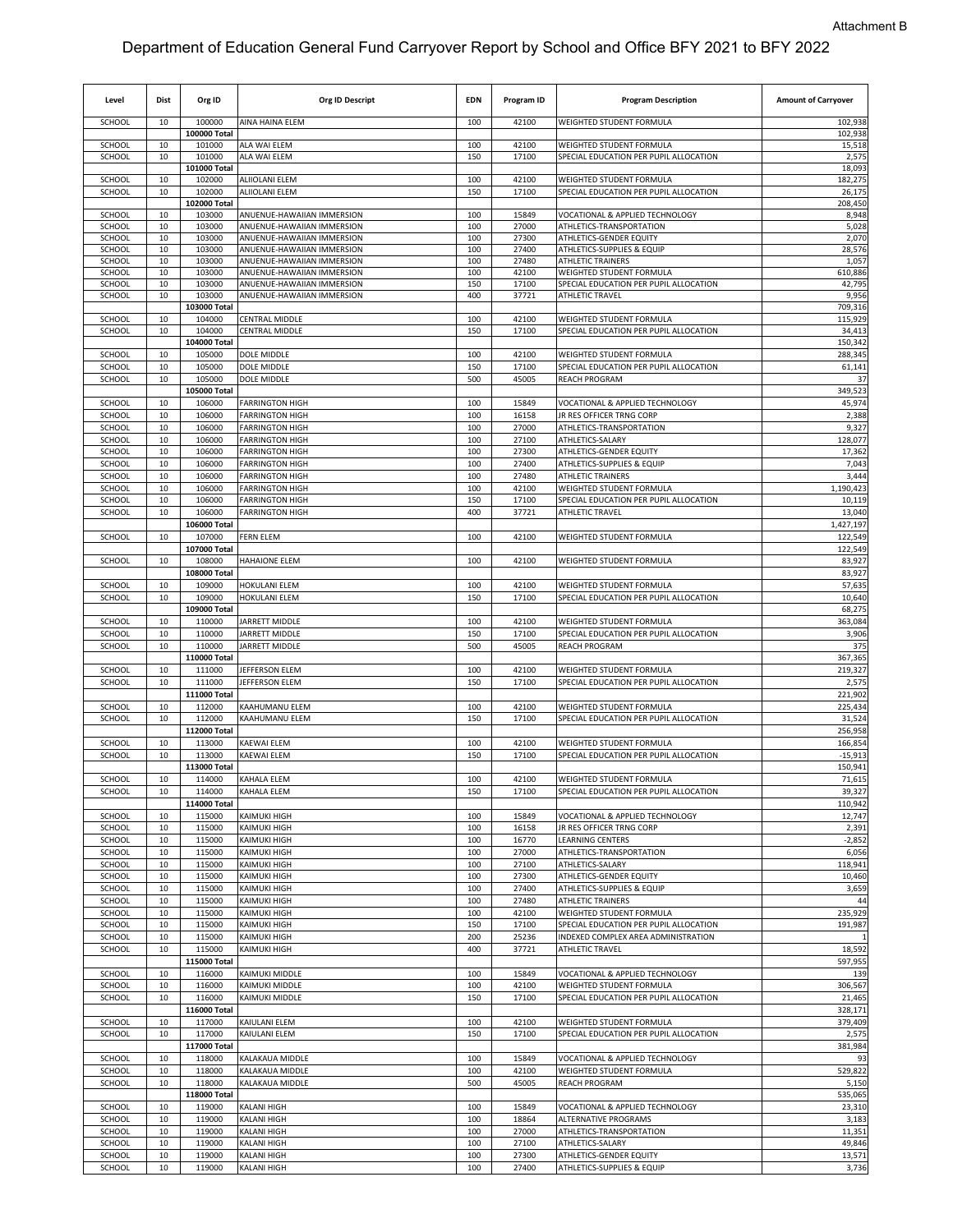Attachment B

# Department of Education General Fund Carryover Report by School and Office BFY 2021 to BFY 2022

| Level | Dist | Org ID | Org ID Descript | EDN | Program ID | Program Description | Amount of Carryover |
|---|---|---|---|---|---|---|---|
| SCHOOL | 10 | 100000 | AINA HAINA ELEM | 100 | 42100 | WEIGHTED STUDENT FORMULA | 102,938 |
| | | **100000 Total** | | | | | 102,938 |
| SCHOOL | 10 | 101000 | ALA WAI ELEM | 100 | 42100 | WEIGHTED STUDENT FORMULA | 15,518 |
| SCHOOL | 10 | 101000 | ALA WAI ELEM | 150 | 17100 | SPECIAL EDUCATION PER PUPIL ALLOCATION | 2,575 |
| | | **101000 Total** | | | | | 18,093 |
| SCHOOL | 10 | 102000 | ALIIOLANI ELEM | 100 | 42100 | WEIGHTED STUDENT FORMULA | 182,275 |
| SCHOOL | 10 | 102000 | ALIIOLANI ELEM | 150 | 17100 | SPECIAL EDUCATION PER PUPIL ALLOCATION | 26,175 |
| | | **102000 Total** | | | | | 208,450 |
| SCHOOL | 10 | 103000 | ANUENUE-HAWAIIAN IMMERSION | 100 | 15849 | VOCATIONAL & APPLIED TECHNOLOGY | 8,948 |
| SCHOOL | 10 | 103000 | ANUENUE-HAWAIIAN IMMERSION | 100 | 27000 | ATHLETICS-TRANSPORTATION | 5,028 |
| SCHOOL | 10 | 103000 | ANUENUE-HAWAIIAN IMMERSION | 100 | 27300 | ATHLETICS-GENDER EQUITY | 2,070 |
| SCHOOL | 10 | 103000 | ANUENUE-HAWAIIAN IMMERSION | 100 | 27400 | ATHLETICS-SUPPLIES & EQUIP | 28,576 |
| SCHOOL | 10 | 103000 | ANUENUE-HAWAIIAN IMMERSION | 100 | 27480 | ATHLETIC TRAINERS | 1,057 |
| SCHOOL | 10 | 103000 | ANUENUE-HAWAIIAN IMMERSION | 100 | 42100 | WEIGHTED STUDENT FORMULA | 610,886 |
| SCHOOL | 10 | 103000 | ANUENUE-HAWAIIAN IMMERSION | 150 | 17100 | SPECIAL EDUCATION PER PUPIL ALLOCATION | 42,795 |
| SCHOOL | 10 | 103000 | ANUENUE-HAWAIIAN IMMERSION | 400 | 37721 | ATHLETIC TRAVEL | 9,956 |
| | | **103000 Total** | | | | | 709,316 |
| SCHOOL | 10 | 104000 | CENTRAL MIDDLE | 100 | 42100 | WEIGHTED STUDENT FORMULA | 115,929 |
| SCHOOL | 10 | 104000 | CENTRAL MIDDLE | 150 | 17100 | SPECIAL EDUCATION PER PUPIL ALLOCATION | 34,413 |
| | | **104000 Total** | | | | | 150,342 |
| SCHOOL | 10 | 105000 | DOLE MIDDLE | 100 | 42100 | WEIGHTED STUDENT FORMULA | 288,345 |
| SCHOOL | 10 | 105000 | DOLE MIDDLE | 150 | 17100 | SPECIAL EDUCATION PER PUPIL ALLOCATION | 61,141 |
| SCHOOL | 10 | 105000 | DOLE MIDDLE | 500 | 45005 | REACH PROGRAM | 37 |
| | | **105000 Total** | | | | | 349,523 |
| SCHOOL | 10 | 106000 | FARRINGTON HIGH | 100 | 15849 | VOCATIONAL & APPLIED TECHNOLOGY | 45,974 |
| SCHOOL | 10 | 106000 | FARRINGTON HIGH | 100 | 16158 | JR RES OFFICER TRNG CORP | 2,388 |
| SCHOOL | 10 | 106000 | FARRINGTON HIGH | 100 | 27000 | ATHLETICS-TRANSPORTATION | 9,327 |
| SCHOOL | 10 | 106000 | FARRINGTON HIGH | 100 | 27100 | ATHLETICS-SALARY | 128,077 |
| SCHOOL | 10 | 106000 | FARRINGTON HIGH | 100 | 27300 | ATHLETICS-GENDER EQUITY | 17,362 |
| SCHOOL | 10 | 106000 | FARRINGTON HIGH | 100 | 27400 | ATHLETICS-SUPPLIES & EQUIP | 7,043 |
| SCHOOL | 10 | 106000 | FARRINGTON HIGH | 100 | 27480 | ATHLETIC TRAINERS | 3,444 |
| SCHOOL | 10 | 106000 | FARRINGTON HIGH | 100 | 42100 | WEIGHTED STUDENT FORMULA | 1,190,423 |
| SCHOOL | 10 | 106000 | FARRINGTON HIGH | 150 | 17100 | SPECIAL EDUCATION PER PUPIL ALLOCATION | 10,119 |
| SCHOOL | 10 | 106000 | FARRINGTON HIGH | 400 | 37721 | ATHLETIC TRAVEL | 13,040 |
| | | **106000 Total** | | | | | 1,427,197 |
| SCHOOL | 10 | 107000 | FERN ELEM | 100 | 42100 | WEIGHTED STUDENT FORMULA | 122,549 |
| | | **107000 Total** | | | | | 122,549 |
| SCHOOL | 10 | 108000 | HAHAIONE ELEM | 100 | 42100 | WEIGHTED STUDENT FORMULA | 83,927 |
| | | **108000 Total** | | | | | 83,927 |
| SCHOOL | 10 | 109000 | HOKULANI ELEM | 100 | 42100 | WEIGHTED STUDENT FORMULA | 57,635 |
| SCHOOL | 10 | 109000 | HOKULANI ELEM | 150 | 17100 | SPECIAL EDUCATION PER PUPIL ALLOCATION | 10,640 |
| | | **109000 Total** | | | | | 68,275 |
| SCHOOL | 10 | 110000 | JARRETT MIDDLE | 100 | 42100 | WEIGHTED STUDENT FORMULA | 363,084 |
| SCHOOL | 10 | 110000 | JARRETT MIDDLE | 150 | 17100 | SPECIAL EDUCATION PER PUPIL ALLOCATION | 3,906 |
| SCHOOL | 10 | 110000 | JARRETT MIDDLE | 500 | 45005 | REACH PROGRAM | 375 |
| | | **110000 Total** | | | | | 367,365 |
| SCHOOL | 10 | 111000 | JEFFERSON ELEM | 100 | 42100 | WEIGHTED STUDENT FORMULA | 219,327 |
| SCHOOL | 10 | 111000 | JEFFERSON ELEM | 150 | 17100 | SPECIAL EDUCATION PER PUPIL ALLOCATION | 2,575 |
| | | **111000 Total** | | | | | 221,902 |
| SCHOOL | 10 | 112000 | KAAHUMANU ELEM | 100 | 42100 | WEIGHTED STUDENT FORMULA | 225,434 |
| SCHOOL | 10 | 112000 | KAAHUMANU ELEM | 150 | 17100 | SPECIAL EDUCATION PER PUPIL ALLOCATION | 31,524 |
| | | **112000 Total** | | | | | 256,958 |
| SCHOOL | 10 | 113000 | KAEWAI ELEM | 100 | 42100 | WEIGHTED STUDENT FORMULA | 166,854 |
| SCHOOL | 10 | 113000 | KAEWAI ELEM | 150 | 17100 | SPECIAL EDUCATION PER PUPIL ALLOCATION | -15,913 |
| | | **113000 Total** | | | | | 150,941 |
| SCHOOL | 10 | 114000 | KAHALA ELEM | 100 | 42100 | WEIGHTED STUDENT FORMULA | 71,615 |
| SCHOOL | 10 | 114000 | KAHALA ELEM | 150 | 17100 | SPECIAL EDUCATION PER PUPIL ALLOCATION | 39,327 |
| | | **114000 Total** | | | | | 110,942 |
| SCHOOL | 10 | 115000 | KAIMUKI HIGH | 100 | 15849 | VOCATIONAL & APPLIED TECHNOLOGY | 12,747 |
| SCHOOL | 10 | 115000 | KAIMUKI HIGH | 100 | 16158 | JR RES OFFICER TRNG CORP | 2,391 |
| SCHOOL | 10 | 115000 | KAIMUKI HIGH | 100 | 16770 | LEARNING CENTERS | -2,852 |
| SCHOOL | 10 | 115000 | KAIMUKI HIGH | 100 | 27000 | ATHLETICS-TRANSPORTATION | 6,056 |
| SCHOOL | 10 | 115000 | KAIMUKI HIGH | 100 | 27100 | ATHLETICS-SALARY | 118,941 |
| SCHOOL | 10 | 115000 | KAIMUKI HIGH | 100 | 27300 | ATHLETICS-GENDER EQUITY | 10,460 |
| SCHOOL | 10 | 115000 | KAIMUKI HIGH | 100 | 27400 | ATHLETICS-SUPPLIES & EQUIP | 3,659 |
| SCHOOL | 10 | 115000 | KAIMUKI HIGH | 100 | 27480 | ATHLETIC TRAINERS | 44 |
| SCHOOL | 10 | 115000 | KAIMUKI HIGH | 100 | 42100 | WEIGHTED STUDENT FORMULA | 235,929 |
| SCHOOL | 10 | 115000 | KAIMUKI HIGH | 150 | 17100 | SPECIAL EDUCATION PER PUPIL ALLOCATION | 191,987 |
| SCHOOL | 10 | 115000 | KAIMUKI HIGH | 200 | 25236 | INDEXED COMPLEX AREA ADMINISTRATION | 1 |
| SCHOOL | 10 | 115000 | KAIMUKI HIGH | 400 | 37721 | ATHLETIC TRAVEL | 18,592 |
| | | **115000 Total** | | | | | 597,955 |
| SCHOOL | 10 | 116000 | KAIMUKI MIDDLE | 100 | 15849 | VOCATIONAL & APPLIED TECHNOLOGY | 139 |
| SCHOOL | 10 | 116000 | KAIMUKI MIDDLE | 100 | 42100 | WEIGHTED STUDENT FORMULA | 306,567 |
| SCHOOL | 10 | 116000 | KAIMUKI MIDDLE | 150 | 17100 | SPECIAL EDUCATION PER PUPIL ALLOCATION | 21,465 |
| | | **116000 Total** | | | | | 328,171 |
| SCHOOL | 10 | 117000 | KAIULANI ELEM | 100 | 42100 | WEIGHTED STUDENT FORMULA | 379,409 |
| SCHOOL | 10 | 117000 | KAIULANI ELEM | 150 | 17100 | SPECIAL EDUCATION PER PUPIL ALLOCATION | 2,575 |
| | | **117000 Total** | | | | | 381,984 |
| SCHOOL | 10 | 118000 | KALAKAUA MIDDLE | 100 | 15849 | VOCATIONAL & APPLIED TECHNOLOGY | 93 |
| SCHOOL | 10 | 118000 | KALAKAUA MIDDLE | 100 | 42100 | WEIGHTED STUDENT FORMULA | 529,822 |
| SCHOOL | 10 | 118000 | KALAKAUA MIDDLE | 500 | 45005 | REACH PROGRAM | 5,150 |
| | | **118000 Total** | | | | | 535,065 |
| SCHOOL | 10 | 119000 | KALANI HIGH | 100 | 15849 | VOCATIONAL & APPLIED TECHNOLOGY | 23,310 |
| SCHOOL | 10 | 119000 | KALANI HIGH | 100 | 18864 | ALTERNATIVE PROGRAMS | 3,183 |
| SCHOOL | 10 | 119000 | KALANI HIGH | 100 | 27000 | ATHLETICS-TRANSPORTATION | 11,351 |
| SCHOOL | 10 | 119000 | KALANI HIGH | 100 | 27100 | ATHLETICS-SALARY | 49,846 |
| SCHOOL | 10 | 119000 | KALANI HIGH | 100 | 27300 | ATHLETICS-GENDER EQUITY | 13,571 |
| SCHOOL | 10 | 119000 | KALANI HIGH | 100 | 27400 | ATHLETICS-SUPPLIES & EQUIP | 3,736 |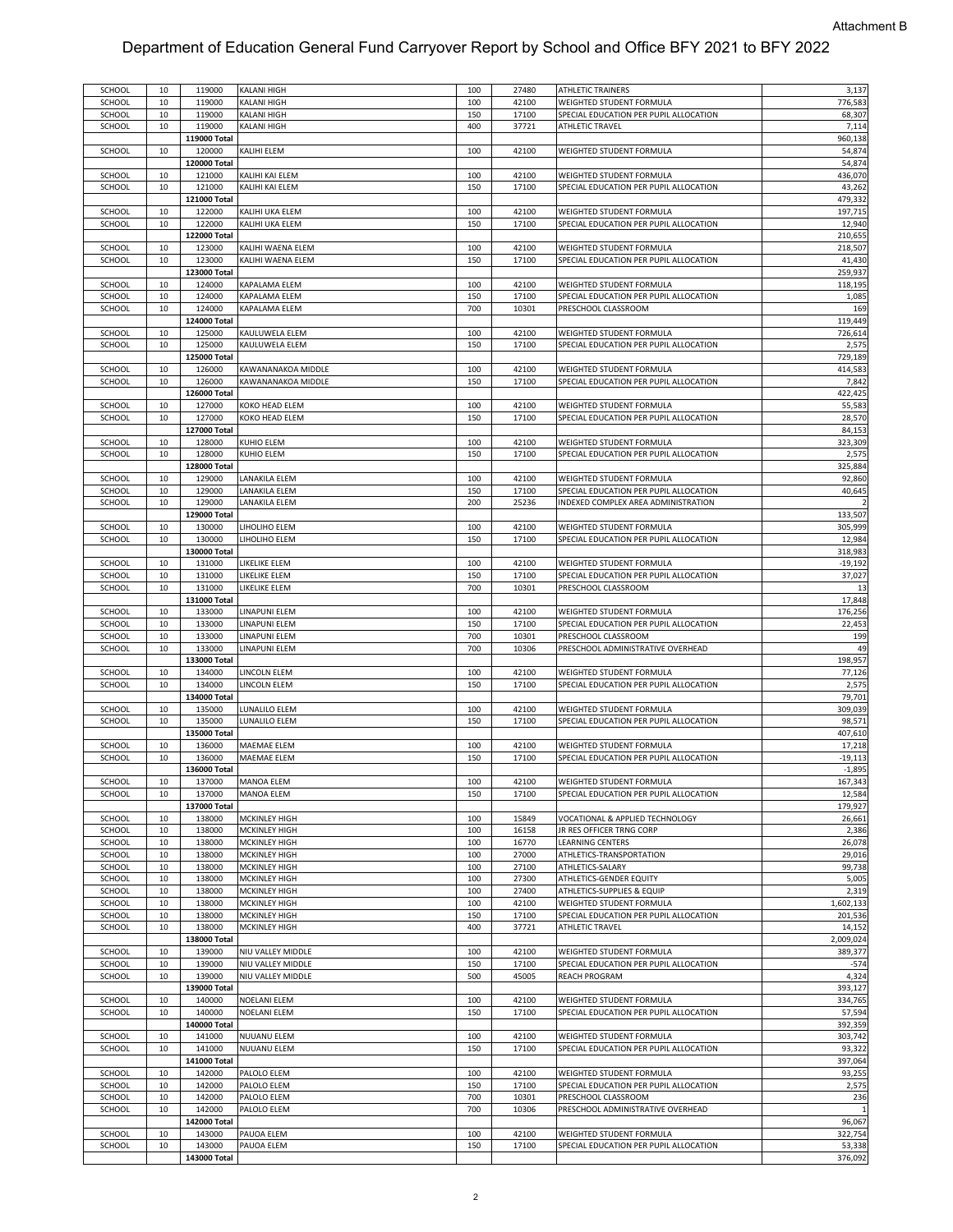Attachment B

# Department of Education General Fund Carryover Report by School and Office BFY 2021 to BFY 2022

| | | | | | | | |
|---|---|---|---|---|---|---|---|
| SCHOOL | 10 | 119000 | KALANI HIGH | 100 | 27480 | ATHLETIC TRAINERS | 3,137 |
| SCHOOL | 10 | 119000 | KALANI HIGH | 100 | 42100 | WEIGHTED STUDENT FORMULA | 776,583 |
| SCHOOL | 10 | 119000 | KALANI HIGH | 150 | 17100 | SPECIAL EDUCATION PER PUPIL ALLOCATION | 68,307 |
| SCHOOL | 10 | 119000 | KALANI HIGH | 400 | 37721 | ATHLETIC TRAVEL | 7,114 |
| | | **119000 Total** | | | | | 960,138 |
| SCHOOL | 10 | 120000 | KALIHI ELEM | 100 | 42100 | WEIGHTED STUDENT FORMULA | 54,874 |
| | | **120000 Total** | | | | | 54,874 |
| SCHOOL | 10 | 121000 | KALIHI KAI ELEM | 100 | 42100 | WEIGHTED STUDENT FORMULA | 436,070 |
| SCHOOL | 10 | 121000 | KALIHI KAI ELEM | 150 | 17100 | SPECIAL EDUCATION PER PUPIL ALLOCATION | 43,262 |
| | | **121000 Total** | | | | | 479,332 |
| SCHOOL | 10 | 122000 | KALIHI UKA ELEM | 100 | 42100 | WEIGHTED STUDENT FORMULA | 197,715 |
| SCHOOL | 10 | 122000 | KALIHI UKA ELEM | 150 | 17100 | SPECIAL EDUCATION PER PUPIL ALLOCATION | 12,940 |
| | | **122000 Total** | | | | | 210,655 |
| SCHOOL | 10 | 123000 | KALIHI WAENA ELEM | 100 | 42100 | WEIGHTED STUDENT FORMULA | 218,507 |
| SCHOOL | 10 | 123000 | KALIHI WAENA ELEM | 150 | 17100 | SPECIAL EDUCATION PER PUPIL ALLOCATION | 41,430 |
| | | **123000 Total** | | | | | 259,937 |
| SCHOOL | 10 | 124000 | KAPALAMA ELEM | 100 | 42100 | WEIGHTED STUDENT FORMULA | 118,195 |
| SCHOOL | 10 | 124000 | KAPALAMA ELEM | 150 | 17100 | SPECIAL EDUCATION PER PUPIL ALLOCATION | 1,085 |
| SCHOOL | 10 | 124000 | KAPALAMA ELEM | 700 | 10301 | PRESCHOOL CLASSROOM | 169 |
| | | **124000 Total** | | | | | 119,449 |
| SCHOOL | 10 | 125000 | KAULUWELA ELEM | 100 | 42100 | WEIGHTED STUDENT FORMULA | 726,614 |
| SCHOOL | 10 | 125000 | KAULUWELA ELEM | 150 | 17100 | SPECIAL EDUCATION PER PUPIL ALLOCATION | 2,575 |
| | | **125000 Total** | | | | | 729,189 |
| SCHOOL | 10 | 126000 | KAWANANAKOA MIDDLE | 100 | 42100 | WEIGHTED STUDENT FORMULA | 414,583 |
| SCHOOL | 10 | 126000 | KAWANANAKOA MIDDLE | 150 | 17100 | SPECIAL EDUCATION PER PUPIL ALLOCATION | 7,842 |
| | | **126000 Total** | | | | | 422,425 |
| SCHOOL | 10 | 127000 | KOKO HEAD ELEM | 100 | 42100 | WEIGHTED STUDENT FORMULA | 55,583 |
| SCHOOL | 10 | 127000 | KOKO HEAD ELEM | 150 | 17100 | SPECIAL EDUCATION PER PUPIL ALLOCATION | 28,570 |
| | | **127000 Total** | | | | | 84,153 |
| SCHOOL | 10 | 128000 | KUHIO ELEM | 100 | 42100 | WEIGHTED STUDENT FORMULA | 323,309 |
| SCHOOL | 10 | 128000 | KUHIO ELEM | 150 | 17100 | SPECIAL EDUCATION PER PUPIL ALLOCATION | 2,575 |
| | | **128000 Total** | | | | | 325,884 |
| SCHOOL | 10 | 129000 | LANAKILA ELEM | 100 | 42100 | WEIGHTED STUDENT FORMULA | 92,860 |
| SCHOOL | 10 | 129000 | LANAKILA ELEM | 150 | 17100 | SPECIAL EDUCATION PER PUPIL ALLOCATION | 40,645 |
| SCHOOL | 10 | 129000 | LANAKILA ELEM | 200 | 25236 | INDEXED COMPLEX AREA ADMINISTRATION | 2 |
| | | **129000 Total** | | | | | 133,507 |
| SCHOOL | 10 | 130000 | LIHOLIHO ELEM | 100 | 42100 | WEIGHTED STUDENT FORMULA | 305,999 |
| SCHOOL | 10 | 130000 | LIHOLIHO ELEM | 150 | 17100 | SPECIAL EDUCATION PER PUPIL ALLOCATION | 12,984 |
| | | **130000 Total** | | | | | 318,983 |
| SCHOOL | 10 | 131000 | LIKELIKE ELEM | 100 | 42100 | WEIGHTED STUDENT FORMULA | -19,192 |
| SCHOOL | 10 | 131000 | LIKELIKE ELEM | 150 | 17100 | SPECIAL EDUCATION PER PUPIL ALLOCATION | 37,027 |
| SCHOOL | 10 | 131000 | LIKELIKE ELEM | 700 | 10301 | PRESCHOOL CLASSROOM | 13 |
| | | **131000 Total** | | | | | 17,848 |
| SCHOOL | 10 | 133000 | LINAPUNI ELEM | 100 | 42100 | WEIGHTED STUDENT FORMULA | 176,256 |
| SCHOOL | 10 | 133000 | LINAPUNI ELEM | 150 | 17100 | SPECIAL EDUCATION PER PUPIL ALLOCATION | 22,453 |
| SCHOOL | 10 | 133000 | LINAPUNI ELEM | 700 | 10301 | PRESCHOOL CLASSROOM | 199 |
| SCHOOL | 10 | 133000 | LINAPUNI ELEM | 700 | 10306 | PRESCHOOL ADMINISTRATIVE OVERHEAD | 49 |
| | | **133000 Total** | | | | | 198,957 |
| SCHOOL | 10 | 134000 | LINCOLN ELEM | 100 | 42100 | WEIGHTED STUDENT FORMULA | 77,126 |
| SCHOOL | 10 | 134000 | LINCOLN ELEM | 150 | 17100 | SPECIAL EDUCATION PER PUPIL ALLOCATION | 2,575 |
| | | **134000 Total** | | | | | 79,701 |
| SCHOOL | 10 | 135000 | LUNALILO ELEM | 100 | 42100 | WEIGHTED STUDENT FORMULA | 309,039 |
| SCHOOL | 10 | 135000 | LUNALILO ELEM | 150 | 17100 | SPECIAL EDUCATION PER PUPIL ALLOCATION | 98,571 |
| | | **135000 Total** | | | | | 407,610 |
| SCHOOL | 10 | 136000 | MAEMAE ELEM | 100 | 42100 | WEIGHTED STUDENT FORMULA | 17,218 |
| SCHOOL | 10 | 136000 | MAEMAE ELEM | 150 | 17100 | SPECIAL EDUCATION PER PUPIL ALLOCATION | -19,113 |
| | | **136000 Total** | | | | | -1,895 |
| SCHOOL | 10 | 137000 | MANOA ELEM | 100 | 42100 | WEIGHTED STUDENT FORMULA | 167,343 |
| SCHOOL | 10 | 137000 | MANOA ELEM | 150 | 17100 | SPECIAL EDUCATION PER PUPIL ALLOCATION | 12,584 |
| | | **137000 Total** | | | | | 179,927 |
| SCHOOL | 10 | 138000 | MCKINLEY HIGH | 100 | 15849 | VOCATIONAL & APPLIED TECHNOLOGY | 26,661 |
| SCHOOL | 10 | 138000 | MCKINLEY HIGH | 100 | 16158 | JR RES OFFICER TRNG CORP | 2,386 |
| SCHOOL | 10 | 138000 | MCKINLEY HIGH | 100 | 16770 | LEARNING CENTERS | 26,078 |
| SCHOOL | 10 | 138000 | MCKINLEY HIGH | 100 | 27000 | ATHLETICS-TRANSPORTATION | 29,016 |
| SCHOOL | 10 | 138000 | MCKINLEY HIGH | 100 | 27100 | ATHLETICS-SALARY | 99,738 |
| SCHOOL | 10 | 138000 | MCKINLEY HIGH | 100 | 27300 | ATHLETICS-GENDER EQUITY | 5,005 |
| SCHOOL | 10 | 138000 | MCKINLEY HIGH | 100 | 27400 | ATHLETICS-SUPPLIES & EQUIP | 2,319 |
| SCHOOL | 10 | 138000 | MCKINLEY HIGH | 100 | 42100 | WEIGHTED STUDENT FORMULA | 1,602,133 |
| SCHOOL | 10 | 138000 | MCKINLEY HIGH | 150 | 17100 | SPECIAL EDUCATION PER PUPIL ALLOCATION | 201,536 |
| SCHOOL | 10 | 138000 | MCKINLEY HIGH | 400 | 37721 | ATHLETIC TRAVEL | 14,152 |
| | | **138000 Total** | | | | | 2,009,024 |
| SCHOOL | 10 | 139000 | NIU VALLEY MIDDLE | 100 | 42100 | WEIGHTED STUDENT FORMULA | 389,377 |
| SCHOOL | 10 | 139000 | NIU VALLEY MIDDLE | 150 | 17100 | SPECIAL EDUCATION PER PUPIL ALLOCATION | -574 |
| SCHOOL | 10 | 139000 | NIU VALLEY MIDDLE | 500 | 45005 | REACH PROGRAM | 4,324 |
| | | **139000 Total** | | | | | 393,127 |
| SCHOOL | 10 | 140000 | NOELANI ELEM | 100 | 42100 | WEIGHTED STUDENT FORMULA | 334,765 |
| SCHOOL | 10 | 140000 | NOELANI ELEM | 150 | 17100 | SPECIAL EDUCATION PER PUPIL ALLOCATION | 57,594 |
| | | **140000 Total** | | | | | 392,359 |
| SCHOOL | 10 | 141000 | NUUANU ELEM | 100 | 42100 | WEIGHTED STUDENT FORMULA | 303,742 |
| SCHOOL | 10 | 141000 | NUUANU ELEM | 150 | 17100 | SPECIAL EDUCATION PER PUPIL ALLOCATION | 93,322 |
| | | **141000 Total** | | | | | 397,064 |
| SCHOOL | 10 | 142000 | PALOLO ELEM | 100 | 42100 | WEIGHTED STUDENT FORMULA | 93,255 |
| SCHOOL | 10 | 142000 | PALOLO ELEM | 150 | 17100 | SPECIAL EDUCATION PER PUPIL ALLOCATION | 2,575 |
| SCHOOL | 10 | 142000 | PALOLO ELEM | 700 | 10301 | PRESCHOOL CLASSROOM | 236 |
| SCHOOL | 10 | 142000 | PALOLO ELEM | 700 | 10306 | PRESCHOOL ADMINISTRATIVE OVERHEAD | 1 |
| | | **142000 Total** | | | | | 96,067 |
| SCHOOL | 10 | 143000 | PAUOA ELEM | 100 | 42100 | WEIGHTED STUDENT FORMULA | 322,754 |
| SCHOOL | 10 | 143000 | PAUOA ELEM | 150 | 17100 | SPECIAL EDUCATION PER PUPIL ALLOCATION | 53,338 |
| | | **143000 Total** | | | | | 376,092 |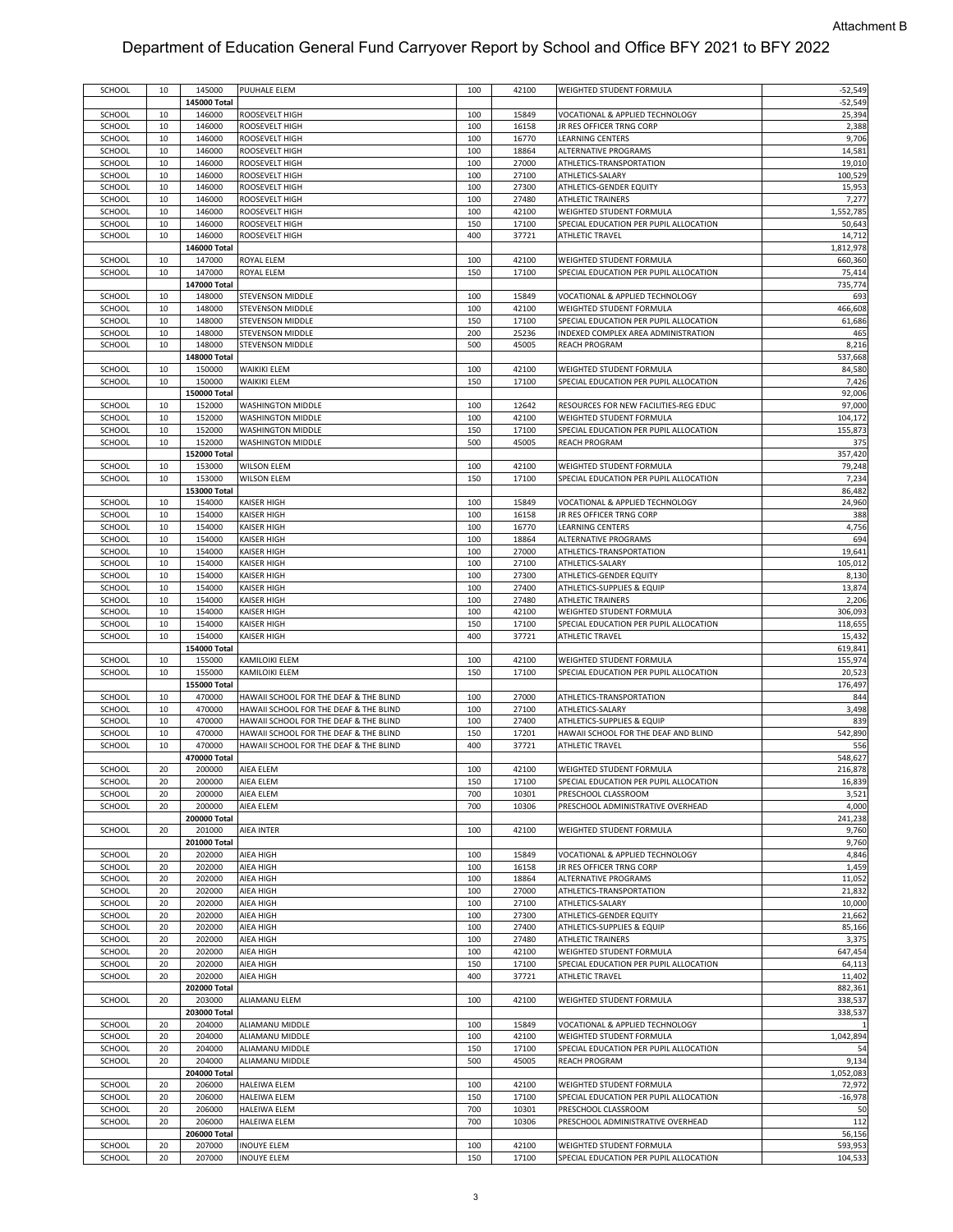Attachment B

# Department of Education General Fund Carryover Report by School and Office BFY 2021 to BFY 2022

| | | | | | | | |
|---|---|---|---|---|---|---|---|
| SCHOOL | 10 | 145000 | PUUHALE ELEM | 100 | 42100 | WEIGHTED STUDENT FORMULA | -52,549 |
| | | 145000 Total | | | | | -52,549 |
| SCHOOL | 10 | 146000 | ROOSEVELT HIGH | 100 | 15849 | VOCATIONAL & APPLIED TECHNOLOGY | 25,394 |
| SCHOOL | 10 | 146000 | ROOSEVELT HIGH | 100 | 16158 | JR RES OFFICER TRNG CORP | 2,388 |
| SCHOOL | 10 | 146000 | ROOSEVELT HIGH | 100 | 16770 | LEARNING CENTERS | 9,706 |
| SCHOOL | 10 | 146000 | ROOSEVELT HIGH | 100 | 18864 | ALTERNATIVE PROGRAMS | 14,581 |
| SCHOOL | 10 | 146000 | ROOSEVELT HIGH | 100 | 27000 | ATHLETICS-TRANSPORTATION | 19,010 |
| SCHOOL | 10 | 146000 | ROOSEVELT HIGH | 100 | 27100 | ATHLETICS-SALARY | 100,529 |
| SCHOOL | 10 | 146000 | ROOSEVELT HIGH | 100 | 27300 | ATHLETICS-GENDER EQUITY | 15,953 |
| SCHOOL | 10 | 146000 | ROOSEVELT HIGH | 100 | 27480 | ATHLETIC TRAINERS | 7,277 |
| SCHOOL | 10 | 146000 | ROOSEVELT HIGH | 100 | 42100 | WEIGHTED STUDENT FORMULA | 1,552,785 |
| SCHOOL | 10 | 146000 | ROOSEVELT HIGH | 150 | 17100 | SPECIAL EDUCATION PER PUPIL ALLOCATION | 50,643 |
| SCHOOL | 10 | 146000 | ROOSEVELT HIGH | 400 | 37721 | ATHLETIC TRAVEL | 14,712 |
| | | 146000 Total | | | | | 1,812,978 |
| SCHOOL | 10 | 147000 | ROYAL ELEM | 100 | 42100 | WEIGHTED STUDENT FORMULA | 660,360 |
| SCHOOL | 10 | 147000 | ROYAL ELEM | 150 | 17100 | SPECIAL EDUCATION PER PUPIL ALLOCATION | 75,414 |
| | | 147000 Total | | | | | 735,774 |
| SCHOOL | 10 | 148000 | STEVENSON MIDDLE | 100 | 15849 | VOCATIONAL & APPLIED TECHNOLOGY | 693 |
| SCHOOL | 10 | 148000 | STEVENSON MIDDLE | 100 | 42100 | WEIGHTED STUDENT FORMULA | 466,608 |
| SCHOOL | 10 | 148000 | STEVENSON MIDDLE | 150 | 17100 | SPECIAL EDUCATION PER PUPIL ALLOCATION | 61,686 |
| SCHOOL | 10 | 148000 | STEVENSON MIDDLE | 200 | 25236 | INDEXED COMPLEX AREA ADMINISTRATION | 465 |
| SCHOOL | 10 | 148000 | STEVENSON MIDDLE | 500 | 45005 | REACH PROGRAM | 8,216 |
| | | 148000 Total | | | | | 537,668 |
| SCHOOL | 10 | 150000 | WAIKIKI ELEM | 100 | 42100 | WEIGHTED STUDENT FORMULA | 84,580 |
| SCHOOL | 10 | 150000 | WAIKIKI ELEM | 150 | 17100 | SPECIAL EDUCATION PER PUPIL ALLOCATION | 7,426 |
| | | 150000 Total | | | | | 92,006 |
| SCHOOL | 10 | 152000 | WASHINGTON MIDDLE | 100 | 12642 | RESOURCES FOR NEW FACILITIES-REG EDUC | 97,000 |
| SCHOOL | 10 | 152000 | WASHINGTON MIDDLE | 100 | 42100 | WEIGHTED STUDENT FORMULA | 104,172 |
| SCHOOL | 10 | 152000 | WASHINGTON MIDDLE | 150 | 17100 | SPECIAL EDUCATION PER PUPIL ALLOCATION | 155,873 |
| SCHOOL | 10 | 152000 | WASHINGTON MIDDLE | 500 | 45005 | REACH PROGRAM | 375 |
| | | 152000 Total | | | | | 357,420 |
| SCHOOL | 10 | 153000 | WILSON ELEM | 100 | 42100 | WEIGHTED STUDENT FORMULA | 79,248 |
| SCHOOL | 10 | 153000 | WILSON ELEM | 150 | 17100 | SPECIAL EDUCATION PER PUPIL ALLOCATION | 7,234 |
| | | 153000 Total | | | | | 86,482 |
| SCHOOL | 10 | 154000 | KAISER HIGH | 100 | 15849 | VOCATIONAL & APPLIED TECHNOLOGY | 24,960 |
| SCHOOL | 10 | 154000 | KAISER HIGH | 100 | 16158 | JR RES OFFICER TRNG CORP | 388 |
| SCHOOL | 10 | 154000 | KAISER HIGH | 100 | 16770 | LEARNING CENTERS | 4,756 |
| SCHOOL | 10 | 154000 | KAISER HIGH | 100 | 18864 | ALTERNATIVE PROGRAMS | 694 |
| SCHOOL | 10 | 154000 | KAISER HIGH | 100 | 27000 | ATHLETICS-TRANSPORTATION | 19,641 |
| SCHOOL | 10 | 154000 | KAISER HIGH | 100 | 27100 | ATHLETICS-SALARY | 105,012 |
| SCHOOL | 10 | 154000 | KAISER HIGH | 100 | 27300 | ATHLETICS-GENDER EQUITY | 8,130 |
| SCHOOL | 10 | 154000 | KAISER HIGH | 100 | 27400 | ATHLETICS-SUPPLIES & EQUIP | 13,874 |
| SCHOOL | 10 | 154000 | KAISER HIGH | 100 | 27480 | ATHLETIC TRAINERS | 2,206 |
| SCHOOL | 10 | 154000 | KAISER HIGH | 100 | 42100 | WEIGHTED STUDENT FORMULA | 306,093 |
| SCHOOL | 10 | 154000 | KAISER HIGH | 150 | 17100 | SPECIAL EDUCATION PER PUPIL ALLOCATION | 118,655 |
| SCHOOL | 10 | 154000 | KAISER HIGH | 400 | 37721 | ATHLETIC TRAVEL | 15,432 |
| | | 154000 Total | | | | | 619,841 |
| SCHOOL | 10 | 155000 | KAMILOIKI ELEM | 100 | 42100 | WEIGHTED STUDENT FORMULA | 155,974 |
| SCHOOL | 10 | 155000 | KAMILOIKI ELEM | 150 | 17100 | SPECIAL EDUCATION PER PUPIL ALLOCATION | 20,523 |
| | | 155000 Total | | | | | 176,497 |
| SCHOOL | 10 | 470000 | HAWAII SCHOOL FOR THE DEAF & THE BLIND | 100 | 27000 | ATHLETICS-TRANSPORTATION | 844 |
| SCHOOL | 10 | 470000 | HAWAII SCHOOL FOR THE DEAF & THE BLIND | 100 | 27100 | ATHLETICS-SALARY | 3,498 |
| SCHOOL | 10 | 470000 | HAWAII SCHOOL FOR THE DEAF & THE BLIND | 100 | 27400 | ATHLETICS-SUPPLIES & EQUIP | 839 |
| SCHOOL | 10 | 470000 | HAWAII SCHOOL FOR THE DEAF & THE BLIND | 150 | 17201 | HAWAII SCHOOL FOR THE DEAF AND BLIND | 542,890 |
| SCHOOL | 10 | 470000 | HAWAII SCHOOL FOR THE DEAF & THE BLIND | 400 | 37721 | ATHLETIC TRAVEL | 556 |
| | | 470000 Total | | | | | 548,627 |
| SCHOOL | 20 | 200000 | AIEA ELEM | 100 | 42100 | WEIGHTED STUDENT FORMULA | 216,878 |
| SCHOOL | 20 | 200000 | AIEA ELEM | 150 | 17100 | SPECIAL EDUCATION PER PUPIL ALLOCATION | 16,839 |
| SCHOOL | 20 | 200000 | AIEA ELEM | 700 | 10301 | PRESCHOOL CLASSROOM | 3,521 |
| SCHOOL | 20 | 200000 | AIEA ELEM | 700 | 10306 | PRESCHOOL ADMINISTRATIVE OVERHEAD | 4,000 |
| | | 200000 Total | | | | | 241,238 |
| SCHOOL | 20 | 201000 | AIEA INTER | 100 | 42100 | WEIGHTED STUDENT FORMULA | 9,760 |
| | | 201000 Total | | | | | 9,760 |
| SCHOOL | 20 | 202000 | AIEA HIGH | 100 | 15849 | VOCATIONAL & APPLIED TECHNOLOGY | 4,846 |
| SCHOOL | 20 | 202000 | AIEA HIGH | 100 | 16158 | JR RES OFFICER TRNG CORP | 1,459 |
| SCHOOL | 20 | 202000 | AIEA HIGH | 100 | 18864 | ALTERNATIVE PROGRAMS | 11,052 |
| SCHOOL | 20 | 202000 | AIEA HIGH | 100 | 27000 | ATHLETICS-TRANSPORTATION | 21,832 |
| SCHOOL | 20 | 202000 | AIEA HIGH | 100 | 27100 | ATHLETICS-SALARY | 10,000 |
| SCHOOL | 20 | 202000 | AIEA HIGH | 100 | 27300 | ATHLETICS-GENDER EQUITY | 21,662 |
| SCHOOL | 20 | 202000 | AIEA HIGH | 100 | 27400 | ATHLETICS-SUPPLIES & EQUIP | 85,166 |
| SCHOOL | 20 | 202000 | AIEA HIGH | 100 | 27480 | ATHLETIC TRAINERS | 3,375 |
| SCHOOL | 20 | 202000 | AIEA HIGH | 100 | 42100 | WEIGHTED STUDENT FORMULA | 647,454 |
| SCHOOL | 20 | 202000 | AIEA HIGH | 150 | 17100 | SPECIAL EDUCATION PER PUPIL ALLOCATION | 64,113 |
| SCHOOL | 20 | 202000 | AIEA HIGH | 400 | 37721 | ATHLETIC TRAVEL | 11,402 |
| | | 202000 Total | | | | | 882,361 |
| SCHOOL | 20 | 203000 | ALIAMANU ELEM | 100 | 42100 | WEIGHTED STUDENT FORMULA | 338,537 |
| | | 203000 Total | | | | | 338,537 |
| SCHOOL | 20 | 204000 | ALIAMANU MIDDLE | 100 | 15849 | VOCATIONAL & APPLIED TECHNOLOGY | 1 |
| SCHOOL | 20 | 204000 | ALIAMANU MIDDLE | 100 | 42100 | WEIGHTED STUDENT FORMULA | 1,042,894 |
| SCHOOL | 20 | 204000 | ALIAMANU MIDDLE | 150 | 17100 | SPECIAL EDUCATION PER PUPIL ALLOCATION | 54 |
| SCHOOL | 20 | 204000 | ALIAMANU MIDDLE | 500 | 45005 | REACH PROGRAM | 9,134 |
| | | 204000 Total | | | | | 1,052,083 |
| SCHOOL | 20 | 206000 | HALEIWA ELEM | 100 | 42100 | WEIGHTED STUDENT FORMULA | 72,972 |
| SCHOOL | 20 | 206000 | HALEIWA ELEM | 150 | 17100 | SPECIAL EDUCATION PER PUPIL ALLOCATION | -16,978 |
| SCHOOL | 20 | 206000 | HALEIWA ELEM | 700 | 10301 | PRESCHOOL CLASSROOM | 50 |
| SCHOOL | 20 | 206000 | HALEIWA ELEM | 700 | 10306 | PRESCHOOL ADMINISTRATIVE OVERHEAD | 112 |
| | | 206000 Total | | | | | 56,156 |
| SCHOOL | 20 | 207000 | INOUYE ELEM | 100 | 42100 | WEIGHTED STUDENT FORMULA | 593,953 |
| SCHOOL | 20 | 207000 | INOUYE ELEM | 150 | 17100 | SPECIAL EDUCATION PER PUPIL ALLOCATION | 104,533 |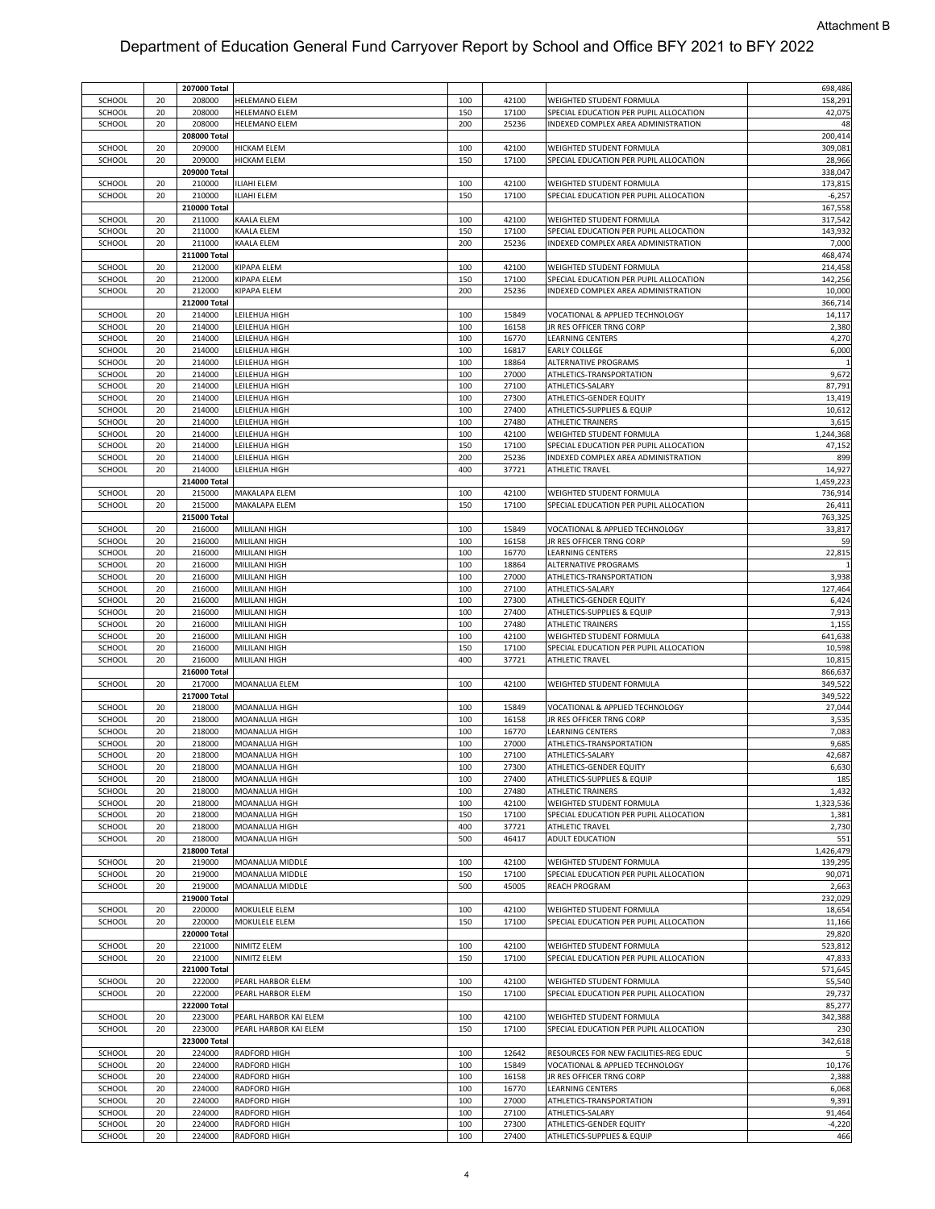Attachment B

# Department of Education General Fund Carryover Report by School and Office BFY 2021 to BFY 2022

| | | | | | | | |
|---|---|---|---|---|---|---|---|
| | | 207000 Total | | | | | 698,486 |
| SCHOOL | 20 | 208000 | HELEMANO ELEM | 100 | 42100 | WEIGHTED STUDENT FORMULA | 158,291 |
| SCHOOL | 20 | 208000 | HELEMANO ELEM | 150 | 17100 | SPECIAL EDUCATION PER PUPIL ALLOCATION | 42,075 |
| SCHOOL | 20 | 208000 | HELEMANO ELEM | 200 | 25236 | INDEXED COMPLEX AREA ADMINISTRATION | 48 |
| | | 208000 Total | | | | | 200,414 |
| SCHOOL | 20 | 209000 | HICKAM ELEM | 100 | 42100 | WEIGHTED STUDENT FORMULA | 309,081 |
| SCHOOL | 20 | 209000 | HICKAM ELEM | 150 | 17100 | SPECIAL EDUCATION PER PUPIL ALLOCATION | 28,966 |
| | | 209000 Total | | | | | 338,047 |
| SCHOOL | 20 | 210000 | ILIAHI ELEM | 100 | 42100 | WEIGHTED STUDENT FORMULA | 173,815 |
| SCHOOL | 20 | 210000 | ILIAHI ELEM | 150 | 17100 | SPECIAL EDUCATION PER PUPIL ALLOCATION | -6,257 |
| | | 210000 Total | | | | | 167,558 |
| SCHOOL | 20 | 211000 | KAALA ELEM | 100 | 42100 | WEIGHTED STUDENT FORMULA | 317,542 |
| SCHOOL | 20 | 211000 | KAALA ELEM | 150 | 17100 | SPECIAL EDUCATION PER PUPIL ALLOCATION | 143,932 |
| SCHOOL | 20 | 211000 | KAALA ELEM | 200 | 25236 | INDEXED COMPLEX AREA ADMINISTRATION | 7,000 |
| | | 211000 Total | | | | | 468,474 |
| SCHOOL | 20 | 212000 | KIPAPA ELEM | 100 | 42100 | WEIGHTED STUDENT FORMULA | 214,458 |
| SCHOOL | 20 | 212000 | KIPAPA ELEM | 150 | 17100 | SPECIAL EDUCATION PER PUPIL ALLOCATION | 142,256 |
| SCHOOL | 20 | 212000 | KIPAPA ELEM | 200 | 25236 | INDEXED COMPLEX AREA ADMINISTRATION | 10,000 |
| | | 212000 Total | | | | | 366,714 |
| SCHOOL | 20 | 214000 | LEILEHUA HIGH | 100 | 15849 | VOCATIONAL & APPLIED TECHNOLOGY | 14,117 |
| SCHOOL | 20 | 214000 | LEILEHUA HIGH | 100 | 16158 | JR RES OFFICER TRNG CORP | 2,380 |
| SCHOOL | 20 | 214000 | LEILEHUA HIGH | 100 | 16770 | LEARNING CENTERS | 4,270 |
| SCHOOL | 20 | 214000 | LEILEHUA HIGH | 100 | 16817 | EARLY COLLEGE | 6,000 |
| SCHOOL | 20 | 214000 | LEILEHUA HIGH | 100 | 18864 | ALTERNATIVE PROGRAMS | 1 |
| SCHOOL | 20 | 214000 | LEILEHUA HIGH | 100 | 27000 | ATHLETICS-TRANSPORTATION | 9,672 |
| SCHOOL | 20 | 214000 | LEILEHUA HIGH | 100 | 27100 | ATHLETICS-SALARY | 87,791 |
| SCHOOL | 20 | 214000 | LEILEHUA HIGH | 100 | 27300 | ATHLETICS-GENDER EQUITY | 13,419 |
| SCHOOL | 20 | 214000 | LEILEHUA HIGH | 100 | 27400 | ATHLETICS-SUPPLIES & EQUIP | 10,612 |
| SCHOOL | 20 | 214000 | LEILEHUA HIGH | 100 | 27480 | ATHLETIC TRAINERS | 3,615 |
| SCHOOL | 20 | 214000 | LEILEHUA HIGH | 100 | 42100 | WEIGHTED STUDENT FORMULA | 1,244,368 |
| SCHOOL | 20 | 214000 | LEILEHUA HIGH | 150 | 17100 | SPECIAL EDUCATION PER PUPIL ALLOCATION | 47,152 |
| SCHOOL | 20 | 214000 | LEILEHUA HIGH | 200 | 25236 | INDEXED COMPLEX AREA ADMINISTRATION | 899 |
| SCHOOL | 20 | 214000 | LEILEHUA HIGH | 400 | 37721 | ATHLETIC TRAVEL | 14,927 |
| | | 214000 Total | | | | | 1,459,223 |
| SCHOOL | 20 | 215000 | MAKALAPA ELEM | 100 | 42100 | WEIGHTED STUDENT FORMULA | 736,914 |
| SCHOOL | 20 | 215000 | MAKALAPA ELEM | 150 | 17100 | SPECIAL EDUCATION PER PUPIL ALLOCATION | 26,411 |
| | | 215000 Total | | | | | 763,325 |
| SCHOOL | 20 | 216000 | MILILANI HIGH | 100 | 15849 | VOCATIONAL & APPLIED TECHNOLOGY | 33,817 |
| SCHOOL | 20 | 216000 | MILILANI HIGH | 100 | 16158 | JR RES OFFICER TRNG CORP | 59 |
| SCHOOL | 20 | 216000 | MILILANI HIGH | 100 | 16770 | LEARNING CENTERS | 22,815 |
| SCHOOL | 20 | 216000 | MILILANI HIGH | 100 | 18864 | ALTERNATIVE PROGRAMS | 1 |
| SCHOOL | 20 | 216000 | MILILANI HIGH | 100 | 27000 | ATHLETICS-TRANSPORTATION | 3,938 |
| SCHOOL | 20 | 216000 | MILILANI HIGH | 100 | 27100 | ATHLETICS-SALARY | 127,464 |
| SCHOOL | 20 | 216000 | MILILANI HIGH | 100 | 27300 | ATHLETICS-GENDER EQUITY | 6,424 |
| SCHOOL | 20 | 216000 | MILILANI HIGH | 100 | 27400 | ATHLETICS-SUPPLIES & EQUIP | 7,913 |
| SCHOOL | 20 | 216000 | MILILANI HIGH | 100 | 27480 | ATHLETIC TRAINERS | 1,155 |
| SCHOOL | 20 | 216000 | MILILANI HIGH | 100 | 42100 | WEIGHTED STUDENT FORMULA | 641,638 |
| SCHOOL | 20 | 216000 | MILILANI HIGH | 150 | 17100 | SPECIAL EDUCATION PER PUPIL ALLOCATION | 10,598 |
| SCHOOL | 20 | 216000 | MILILANI HIGH | 400 | 37721 | ATHLETIC TRAVEL | 10,815 |
| | | 216000 Total | | | | | 866,637 |
| SCHOOL | 20 | 217000 | MOANALUA ELEM | 100 | 42100 | WEIGHTED STUDENT FORMULA | 349,522 |
| | | 217000 Total | | | | | 349,522 |
| SCHOOL | 20 | 218000 | MOANALUA HIGH | 100 | 15849 | VOCATIONAL & APPLIED TECHNOLOGY | 27,044 |
| SCHOOL | 20 | 218000 | MOANALUA HIGH | 100 | 16158 | JR RES OFFICER TRNG CORP | 3,535 |
| SCHOOL | 20 | 218000 | MOANALUA HIGH | 100 | 16770 | LEARNING CENTERS | 7,083 |
| SCHOOL | 20 | 218000 | MOANALUA HIGH | 100 | 27000 | ATHLETICS-TRANSPORTATION | 9,685 |
| SCHOOL | 20 | 218000 | MOANALUA HIGH | 100 | 27100 | ATHLETICS-SALARY | 42,687 |
| SCHOOL | 20 | 218000 | MOANALUA HIGH | 100 | 27300 | ATHLETICS-GENDER EQUITY | 6,630 |
| SCHOOL | 20 | 218000 | MOANALUA HIGH | 100 | 27400 | ATHLETICS-SUPPLIES & EQUIP | 185 |
| SCHOOL | 20 | 218000 | MOANALUA HIGH | 100 | 27480 | ATHLETIC TRAINERS | 1,432 |
| SCHOOL | 20 | 218000 | MOANALUA HIGH | 100 | 42100 | WEIGHTED STUDENT FORMULA | 1,323,536 |
| SCHOOL | 20 | 218000 | MOANALUA HIGH | 150 | 17100 | SPECIAL EDUCATION PER PUPIL ALLOCATION | 1,381 |
| SCHOOL | 20 | 218000 | MOANALUA HIGH | 400 | 37721 | ATHLETIC TRAVEL | 2,730 |
| SCHOOL | 20 | 218000 | MOANALUA HIGH | 500 | 46417 | ADULT EDUCATION | 551 |
| | | 218000 Total | | | | | 1,426,479 |
| SCHOOL | 20 | 219000 | MOANALUA MIDDLE | 100 | 42100 | WEIGHTED STUDENT FORMULA | 139,295 |
| SCHOOL | 20 | 219000 | MOANALUA MIDDLE | 150 | 17100 | SPECIAL EDUCATION PER PUPIL ALLOCATION | 90,071 |
| SCHOOL | 20 | 219000 | MOANALUA MIDDLE | 500 | 45005 | REACH PROGRAM | 2,663 |
| | | 219000 Total | | | | | 232,029 |
| SCHOOL | 20 | 220000 | MOKULELE ELEM | 100 | 42100 | WEIGHTED STUDENT FORMULA | 18,654 |
| SCHOOL | 20 | 220000 | MOKULELE ELEM | 150 | 17100 | SPECIAL EDUCATION PER PUPIL ALLOCATION | 11,166 |
| | | 220000 Total | | | | | 29,820 |
| SCHOOL | 20 | 221000 | NIMITZ ELEM | 100 | 42100 | WEIGHTED STUDENT FORMULA | 523,812 |
| SCHOOL | 20 | 221000 | NIMITZ ELEM | 150 | 17100 | SPECIAL EDUCATION PER PUPIL ALLOCATION | 47,833 |
| | | 221000 Total | | | | | 571,645 |
| SCHOOL | 20 | 222000 | PEARL HARBOR ELEM | 100 | 42100 | WEIGHTED STUDENT FORMULA | 55,540 |
| SCHOOL | 20 | 222000 | PEARL HARBOR ELEM | 150 | 17100 | SPECIAL EDUCATION PER PUPIL ALLOCATION | 29,737 |
| | | 222000 Total | | | | | 85,277 |
| SCHOOL | 20 | 223000 | PEARL HARBOR KAI ELEM | 100 | 42100 | WEIGHTED STUDENT FORMULA | 342,388 |
| SCHOOL | 20 | 223000 | PEARL HARBOR KAI ELEM | 150 | 17100 | SPECIAL EDUCATION PER PUPIL ALLOCATION | 230 |
| | | 223000 Total | | | | | 342,618 |
| SCHOOL | 20 | 224000 | RADFORD HIGH | 100 | 12642 | RESOURCES FOR NEW FACILITIES-REG EDUC | 5 |
| SCHOOL | 20 | 224000 | RADFORD HIGH | 100 | 15849 | VOCATIONAL & APPLIED TECHNOLOGY | 10,176 |
| SCHOOL | 20 | 224000 | RADFORD HIGH | 100 | 16158 | JR RES OFFICER TRNG CORP | 2,388 |
| SCHOOL | 20 | 224000 | RADFORD HIGH | 100 | 16770 | LEARNING CENTERS | 6,068 |
| SCHOOL | 20 | 224000 | RADFORD HIGH | 100 | 27000 | ATHLETICS-TRANSPORTATION | 9,391 |
| SCHOOL | 20 | 224000 | RADFORD HIGH | 100 | 27100 | ATHLETICS-SALARY | 91,464 |
| SCHOOL | 20 | 224000 | RADFORD HIGH | 100 | 27300 | ATHLETICS-GENDER EQUITY | -4,220 |
| SCHOOL | 20 | 224000 | RADFORD HIGH | 100 | 27400 | ATHLETICS-SUPPLIES & EQUIP | 466 |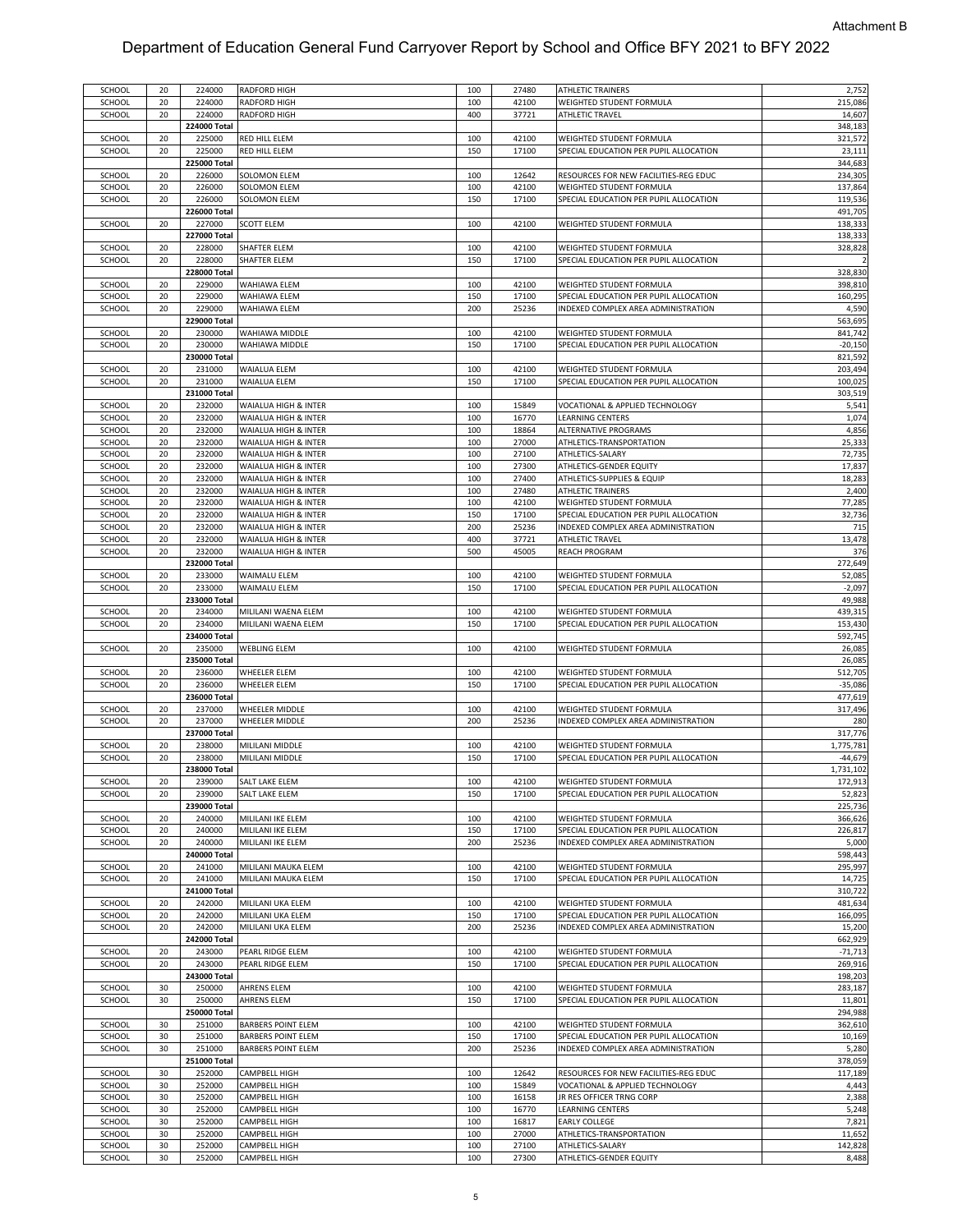Attachment B

# Department of Education General Fund Carryover Report by School and Office BFY 2021 to BFY 2022

| | | | | | | | |
|---|---|---|---|---|---|---|---|
| SCHOOL | 20 | 224000 | RADFORD HIGH | 100 | 27480 | ATHLETIC TRAINERS | 2,752 |
| SCHOOL | 20 | 224000 | RADFORD HIGH | 100 | 42100 | WEIGHTED STUDENT FORMULA | 215,086 |
| SCHOOL | 20 | 224000 | RADFORD HIGH | 400 | 37721 | ATHLETIC TRAVEL | 14,607 |
| | | 224000 Total | | | | | 348,183 |
| SCHOOL | 20 | 225000 | RED HILL ELEM | 100 | 42100 | WEIGHTED STUDENT FORMULA | 321,572 |
| SCHOOL | 20 | 225000 | RED HILL ELEM | 150 | 17100 | SPECIAL EDUCATION PER PUPIL ALLOCATION | 23,111 |
| | | 225000 Total | | | | | 344,683 |
| SCHOOL | 20 | 226000 | SOLOMON ELEM | 100 | 12642 | RESOURCES FOR NEW FACILITIES-REG EDUC | 234,305 |
| SCHOOL | 20 | 226000 | SOLOMON ELEM | 100 | 42100 | WEIGHTED STUDENT FORMULA | 137,864 |
| SCHOOL | 20 | 226000 | SOLOMON ELEM | 150 | 17100 | SPECIAL EDUCATION PER PUPIL ALLOCATION | 119,536 |
| | | 226000 Total | | | | | 491,705 |
| SCHOOL | 20 | 227000 | SCOTT ELEM | 100 | 42100 | WEIGHTED STUDENT FORMULA | 138,333 |
| | | 227000 Total | | | | | 138,333 |
| SCHOOL | 20 | 228000 | SHAFTER ELEM | 100 | 42100 | WEIGHTED STUDENT FORMULA | 328,828 |
| SCHOOL | 20 | 228000 | SHAFTER ELEM | 150 | 17100 | SPECIAL EDUCATION PER PUPIL ALLOCATION | 2 |
| | | 228000 Total | | | | | 328,830 |
| SCHOOL | 20 | 229000 | WAHIAWA ELEM | 100 | 42100 | WEIGHTED STUDENT FORMULA | 398,810 |
| SCHOOL | 20 | 229000 | WAHIAWA ELEM | 150 | 17100 | SPECIAL EDUCATION PER PUPIL ALLOCATION | 160,295 |
| SCHOOL | 20 | 229000 | WAHIAWA ELEM | 200 | 25236 | INDEXED COMPLEX AREA ADMINISTRATION | 4,590 |
| | | 229000 Total | | | | | 563,695 |
| SCHOOL | 20 | 230000 | WAHIAWA MIDDLE | 100 | 42100 | WEIGHTED STUDENT FORMULA | 841,742 |
| SCHOOL | 20 | 230000 | WAHIAWA MIDDLE | 150 | 17100 | SPECIAL EDUCATION PER PUPIL ALLOCATION | -20,150 |
| | | 230000 Total | | | | | 821,592 |
| SCHOOL | 20 | 231000 | WAIALUA ELEM | 100 | 42100 | WEIGHTED STUDENT FORMULA | 203,494 |
| SCHOOL | 20 | 231000 | WAIALUA ELEM | 150 | 17100 | SPECIAL EDUCATION PER PUPIL ALLOCATION | 100,025 |
| | | 231000 Total | | | | | 303,519 |
| SCHOOL | 20 | 232000 | WAIALUA HIGH & INTER | 100 | 15849 | VOCATIONAL & APPLIED TECHNOLOGY | 5,541 |
| SCHOOL | 20 | 232000 | WAIALUA HIGH & INTER | 100 | 16770 | LEARNING CENTERS | 1,074 |
| SCHOOL | 20 | 232000 | WAIALUA HIGH & INTER | 100 | 18864 | ALTERNATIVE PROGRAMS | 4,856 |
| SCHOOL | 20 | 232000 | WAIALUA HIGH & INTER | 100 | 27000 | ATHLETICS-TRANSPORTATION | 25,333 |
| SCHOOL | 20 | 232000 | WAIALUA HIGH & INTER | 100 | 27100 | ATHLETICS-SALARY | 72,735 |
| SCHOOL | 20 | 232000 | WAIALUA HIGH & INTER | 100 | 27300 | ATHLETICS-GENDER EQUITY | 17,837 |
| SCHOOL | 20 | 232000 | WAIALUA HIGH & INTER | 100 | 27400 | ATHLETICS-SUPPLIES & EQUIP | 18,283 |
| SCHOOL | 20 | 232000 | WAIALUA HIGH & INTER | 100 | 27480 | ATHLETIC TRAINERS | 2,400 |
| SCHOOL | 20 | 232000 | WAIALUA HIGH & INTER | 100 | 42100 | WEIGHTED STUDENT FORMULA | 77,285 |
| SCHOOL | 20 | 232000 | WAIALUA HIGH & INTER | 150 | 17100 | SPECIAL EDUCATION PER PUPIL ALLOCATION | 32,736 |
| SCHOOL | 20 | 232000 | WAIALUA HIGH & INTER | 200 | 25236 | INDEXED COMPLEX AREA ADMINISTRATION | 715 |
| SCHOOL | 20 | 232000 | WAIALUA HIGH & INTER | 400 | 37721 | ATHLETIC TRAVEL | 13,478 |
| SCHOOL | 20 | 232000 | WAIALUA HIGH & INTER | 500 | 45005 | REACH PROGRAM | 376 |
| | | 232000 Total | | | | | 272,649 |
| SCHOOL | 20 | 233000 | WAIMALU ELEM | 100 | 42100 | WEIGHTED STUDENT FORMULA | 52,085 |
| SCHOOL | 20 | 233000 | WAIMALU ELEM | 150 | 17100 | SPECIAL EDUCATION PER PUPIL ALLOCATION | -2,097 |
| | | 233000 Total | | | | | 49,988 |
| SCHOOL | 20 | 234000 | MILILANI WAENA ELEM | 100 | 42100 | WEIGHTED STUDENT FORMULA | 439,315 |
| SCHOOL | 20 | 234000 | MILILANI WAENA ELEM | 150 | 17100 | SPECIAL EDUCATION PER PUPIL ALLOCATION | 153,430 |
| | | 234000 Total | | | | | 592,745 |
| SCHOOL | 20 | 235000 | WEBLING ELEM | 100 | 42100 | WEIGHTED STUDENT FORMULA | 26,085 |
| | | 235000 Total | | | | | 26,085 |
| SCHOOL | 20 | 236000 | WHEELER ELEM | 100 | 42100 | WEIGHTED STUDENT FORMULA | 512,705 |
| SCHOOL | 20 | 236000 | WHEELER ELEM | 150 | 17100 | SPECIAL EDUCATION PER PUPIL ALLOCATION | -35,086 |
| | | 236000 Total | | | | | 477,619 |
| SCHOOL | 20 | 237000 | WHEELER MIDDLE | 100 | 42100 | WEIGHTED STUDENT FORMULA | 317,496 |
| SCHOOL | 20 | 237000 | WHEELER MIDDLE | 200 | 25236 | INDEXED COMPLEX AREA ADMINISTRATION | 280 |
| | | 237000 Total | | | | | 317,776 |
| SCHOOL | 20 | 238000 | MILILANI MIDDLE | 100 | 42100 | WEIGHTED STUDENT FORMULA | 1,775,781 |
| SCHOOL | 20 | 238000 | MILILANI MIDDLE | 150 | 17100 | SPECIAL EDUCATION PER PUPIL ALLOCATION | -44,679 |
| | | 238000 Total | | | | | 1,731,102 |
| SCHOOL | 20 | 239000 | SALT LAKE ELEM | 100 | 42100 | WEIGHTED STUDENT FORMULA | 172,913 |
| SCHOOL | 20 | 239000 | SALT LAKE ELEM | 150 | 17100 | SPECIAL EDUCATION PER PUPIL ALLOCATION | 52,823 |
| | | 239000 Total | | | | | 225,736 |
| SCHOOL | 20 | 240000 | MILILANI IKE ELEM | 100 | 42100 | WEIGHTED STUDENT FORMULA | 366,626 |
| SCHOOL | 20 | 240000 | MILILANI IKE ELEM | 150 | 17100 | SPECIAL EDUCATION PER PUPIL ALLOCATION | 226,817 |
| SCHOOL | 20 | 240000 | MILILANI IKE ELEM | 200 | 25236 | INDEXED COMPLEX AREA ADMINISTRATION | 5,000 |
| | | 240000 Total | | | | | 598,443 |
| SCHOOL | 20 | 241000 | MILILANI MAUKA ELEM | 100 | 42100 | WEIGHTED STUDENT FORMULA | 295,997 |
| SCHOOL | 20 | 241000 | MILILANI MAUKA ELEM | 150 | 17100 | SPECIAL EDUCATION PER PUPIL ALLOCATION | 14,725 |
| | | 241000 Total | | | | | 310,722 |
| SCHOOL | 20 | 242000 | MILILANI UKA ELEM | 100 | 42100 | WEIGHTED STUDENT FORMULA | 481,634 |
| SCHOOL | 20 | 242000 | MILILANI UKA ELEM | 150 | 17100 | SPECIAL EDUCATION PER PUPIL ALLOCATION | 166,095 |
| SCHOOL | 20 | 242000 | MILILANI UKA ELEM | 200 | 25236 | INDEXED COMPLEX AREA ADMINISTRATION | 15,200 |
| | | 242000 Total | | | | | 662,929 |
| SCHOOL | 20 | 243000 | PEARL RIDGE ELEM | 100 | 42100 | WEIGHTED STUDENT FORMULA | -71,713 |
| SCHOOL | 20 | 243000 | PEARL RIDGE ELEM | 150 | 17100 | SPECIAL EDUCATION PER PUPIL ALLOCATION | 269,916 |
| | | 243000 Total | | | | | 198,203 |
| SCHOOL | 30 | 250000 | AHRENS ELEM | 100 | 42100 | WEIGHTED STUDENT FORMULA | 283,187 |
| SCHOOL | 30 | 250000 | AHRENS ELEM | 150 | 17100 | SPECIAL EDUCATION PER PUPIL ALLOCATION | 11,801 |
| | | 250000 Total | | | | | 294,988 |
| SCHOOL | 30 | 251000 | BARBERS POINT ELEM | 100 | 42100 | WEIGHTED STUDENT FORMULA | 362,610 |
| SCHOOL | 30 | 251000 | BARBERS POINT ELEM | 150 | 17100 | SPECIAL EDUCATION PER PUPIL ALLOCATION | 10,169 |
| SCHOOL | 30 | 251000 | BARBERS POINT ELEM | 200 | 25236 | INDEXED COMPLEX AREA ADMINISTRATION | 5,280 |
| | | 251000 Total | | | | | 378,059 |
| SCHOOL | 30 | 252000 | CAMPBELL HIGH | 100 | 12642 | RESOURCES FOR NEW FACILITIES-REG EDUC | 117,189 |
| SCHOOL | 30 | 252000 | CAMPBELL HIGH | 100 | 15849 | VOCATIONAL & APPLIED TECHNOLOGY | 4,443 |
| SCHOOL | 30 | 252000 | CAMPBELL HIGH | 100 | 16158 | JR RES OFFICER TRNG CORP | 2,388 |
| SCHOOL | 30 | 252000 | CAMPBELL HIGH | 100 | 16770 | LEARNING CENTERS | 5,248 |
| SCHOOL | 30 | 252000 | CAMPBELL HIGH | 100 | 16817 | EARLY COLLEGE | 7,821 |
| SCHOOL | 30 | 252000 | CAMPBELL HIGH | 100 | 27000 | ATHLETICS-TRANSPORTATION | 11,652 |
| SCHOOL | 30 | 252000 | CAMPBELL HIGH | 100 | 27100 | ATHLETICS-SALARY | 142,828 |
| SCHOOL | 30 | 252000 | CAMPBELL HIGH | 100 | 27300 | ATHLETICS-GENDER EQUITY | 8,488 |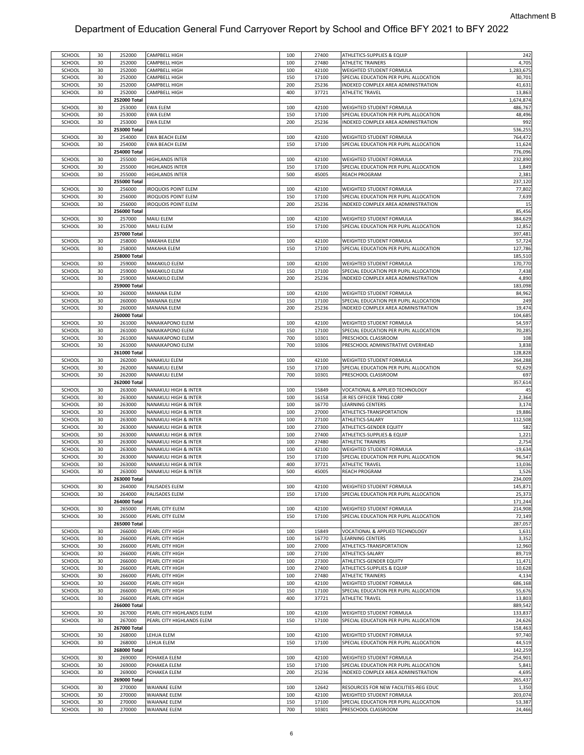Attachment B

# Department of Education General Fund Carryover Report by School and Office BFY 2021 to BFY 2022

| | | | | | | | |
|---|---|---|---|---|---|---|---|
| SCHOOL | 30 | 252000 | CAMPBELL HIGH | 100 | 27400 | ATHLETICS-SUPPLIES & EQUIP | 242 |
| SCHOOL | 30 | 252000 | CAMPBELL HIGH | 100 | 27480 | ATHLETIC TRAINERS | 4,705 |
| SCHOOL | 30 | 252000 | CAMPBELL HIGH | 100 | 42100 | WEIGHTED STUDENT FORMULA | 1,283,675 |
| SCHOOL | 30 | 252000 | CAMPBELL HIGH | 150 | 17100 | SPECIAL EDUCATION PER PUPIL ALLOCATION | 30,701 |
| SCHOOL | 30 | 252000 | CAMPBELL HIGH | 200 | 25236 | INDEXED COMPLEX AREA ADMINISTRATION | 41,631 |
| SCHOOL | 30 | 252000 | CAMPBELL HIGH | 400 | 37721 | ATHLETIC TRAVEL | 13,863 |
| | | 252000 Total | | | | | 1,674,874 |
| SCHOOL | 30 | 253000 | EWA ELEM | 100 | 42100 | WEIGHTED STUDENT FORMULA | 486,767 |
| SCHOOL | 30 | 253000 | EWA ELEM | 150 | 17100 | SPECIAL EDUCATION PER PUPIL ALLOCATION | 48,496 |
| SCHOOL | 30 | 253000 | EWA ELEM | 200 | 25236 | INDEXED COMPLEX AREA ADMINISTRATION | 992 |
| | | 253000 Total | | | | | 536,255 |
| SCHOOL | 30 | 254000 | EWA BEACH ELEM | 100 | 42100 | WEIGHTED STUDENT FORMULA | 764,472 |
| SCHOOL | 30 | 254000 | EWA BEACH ELEM | 150 | 17100 | SPECIAL EDUCATION PER PUPIL ALLOCATION | 11,624 |
| | | 254000 Total | | | | | 776,096 |
| SCHOOL | 30 | 255000 | HIGHLANDS INTER | 100 | 42100 | WEIGHTED STUDENT FORMULA | 232,890 |
| SCHOOL | 30 | 255000 | HIGHLANDS INTER | 150 | 17100 | SPECIAL EDUCATION PER PUPIL ALLOCATION | 1,849 |
| SCHOOL | 30 | 255000 | HIGHLANDS INTER | 500 | 45005 | REACH PROGRAM | 2,381 |
| | | 255000 Total | | | | | 237,120 |
| SCHOOL | 30 | 256000 | IROQUOIS POINT ELEM | 100 | 42100 | WEIGHTED STUDENT FORMULA | 77,802 |
| SCHOOL | 30 | 256000 | IROQUOIS POINT ELEM | 150 | 17100 | SPECIAL EDUCATION PER PUPIL ALLOCATION | 7,639 |
| SCHOOL | 30 | 256000 | IROQUOIS POINT ELEM | 200 | 25236 | INDEXED COMPLEX AREA ADMINISTRATION | 15 |
| | | 256000 Total | | | | | 85,456 |
| SCHOOL | 30 | 257000 | MAILI ELEM | 100 | 42100 | WEIGHTED STUDENT FORMULA | 384,629 |
| SCHOOL | 30 | 257000 | MAILI ELEM | 150 | 17100 | SPECIAL EDUCATION PER PUPIL ALLOCATION | 12,852 |
| | | 257000 Total | | | | | 397,481 |
| SCHOOL | 30 | 258000 | MAKAHA ELEM | 100 | 42100 | WEIGHTED STUDENT FORMULA | 57,724 |
| SCHOOL | 30 | 258000 | MAKAHA ELEM | 150 | 17100 | SPECIAL EDUCATION PER PUPIL ALLOCATION | 127,786 |
| | | 258000 Total | | | | | 185,510 |
| SCHOOL | 30 | 259000 | MAKAKILO ELEM | 100 | 42100 | WEIGHTED STUDENT FORMULA | 170,770 |
| SCHOOL | 30 | 259000 | MAKAKILO ELEM | 150 | 17100 | SPECIAL EDUCATION PER PUPIL ALLOCATION | 7,438 |
| SCHOOL | 30 | 259000 | MAKAKILO ELEM | 200 | 25236 | INDEXED COMPLEX AREA ADMINISTRATION | 4,890 |
| | | 259000 Total | | | | | 183,098 |
| SCHOOL | 30 | 260000 | MANANA ELEM | 100 | 42100 | WEIGHTED STUDENT FORMULA | 84,962 |
| SCHOOL | 30 | 260000 | MANANA ELEM | 150 | 17100 | SPECIAL EDUCATION PER PUPIL ALLOCATION | 249 |
| SCHOOL | 30 | 260000 | MANANA ELEM | 200 | 25236 | INDEXED COMPLEX AREA ADMINISTRATION | 19,474 |
| | | 260000 Total | | | | | 104,685 |
| SCHOOL | 30 | 261000 | NANAIKAPONO ELEM | 100 | 42100 | WEIGHTED STUDENT FORMULA | 54,597 |
| SCHOOL | 30 | 261000 | NANAIKAPONO ELEM | 150 | 17100 | SPECIAL EDUCATION PER PUPIL ALLOCATION | 70,285 |
| SCHOOL | 30 | 261000 | NANAIKAPONO ELEM | 700 | 10301 | PRESCHOOL CLASSROOM | 108 |
| SCHOOL | 30 | 261000 | NANAIKAPONO ELEM | 700 | 10306 | PRESCHOOL ADMINISTRATIVE OVERHEAD | 3,838 |
| | | 261000 Total | | | | | 128,828 |
| SCHOOL | 30 | 262000 | NANAKULI ELEM | 100 | 42100 | WEIGHTED STUDENT FORMULA | 264,288 |
| SCHOOL | 30 | 262000 | NANAKULI ELEM | 150 | 17100 | SPECIAL EDUCATION PER PUPIL ALLOCATION | 92,629 |
| SCHOOL | 30 | 262000 | NANAKULI ELEM | 700 | 10301 | PRESCHOOL CLASSROOM | 697 |
| | | 262000 Total | | | | | 357,614 |
| SCHOOL | 30 | 263000 | NANAKULI HIGH & INTER | 100 | 15849 | VOCATIONAL & APPLIED TECHNOLOGY | 45 |
| SCHOOL | 30 | 263000 | NANAKULI HIGH & INTER | 100 | 16158 | JR RES OFFICER TRNG CORP | 2,364 |
| SCHOOL | 30 | 263000 | NANAKULI HIGH & INTER | 100 | 16770 | LEARNING CENTERS | 3,174 |
| SCHOOL | 30 | 263000 | NANAKULI HIGH & INTER | 100 | 27000 | ATHLETICS-TRANSPORTATION | 19,886 |
| SCHOOL | 30 | 263000 | NANAKULI HIGH & INTER | 100 | 27100 | ATHLETICS-SALARY | 112,508 |
| SCHOOL | 30 | 263000 | NANAKULI HIGH & INTER | 100 | 27300 | ATHLETICS-GENDER EQUITY | 582 |
| SCHOOL | 30 | 263000 | NANAKULI HIGH & INTER | 100 | 27400 | ATHLETICS-SUPPLIES & EQUIP | 1,221 |
| SCHOOL | 30 | 263000 | NANAKULI HIGH & INTER | 100 | 27480 | ATHLETIC TRAINERS | 2,754 |
| SCHOOL | 30 | 263000 | NANAKULI HIGH & INTER | 100 | 42100 | WEIGHTED STUDENT FORMULA | -19,634 |
| SCHOOL | 30 | 263000 | NANAKULI HIGH & INTER | 150 | 17100 | SPECIAL EDUCATION PER PUPIL ALLOCATION | 96,547 |
| SCHOOL | 30 | 263000 | NANAKULI HIGH & INTER | 400 | 37721 | ATHLETIC TRAVEL | 13,036 |
| SCHOOL | 30 | 263000 | NANAKULI HIGH & INTER | 500 | 45005 | REACH PROGRAM | 1,526 |
| | | 263000 Total | | | | | 234,009 |
| SCHOOL | 30 | 264000 | PALISADES ELEM | 100 | 42100 | WEIGHTED STUDENT FORMULA | 145,871 |
| SCHOOL | 30 | 264000 | PALISADES ELEM | 150 | 17100 | SPECIAL EDUCATION PER PUPIL ALLOCATION | 25,373 |
| | | 264000 Total | | | | | 171,244 |
| SCHOOL | 30 | 265000 | PEARL CITY ELEM | 100 | 42100 | WEIGHTED STUDENT FORMULA | 214,908 |
| SCHOOL | 30 | 265000 | PEARL CITY ELEM | 150 | 17100 | SPECIAL EDUCATION PER PUPIL ALLOCATION | 72,149 |
| | | 265000 Total | | | | | 287,057 |
| SCHOOL | 30 | 266000 | PEARL CITY HIGH | 100 | 15849 | VOCATIONAL & APPLIED TECHNOLOGY | 1,631 |
| SCHOOL | 30 | 266000 | PEARL CITY HIGH | 100 | 16770 | LEARNING CENTERS | 3,352 |
| SCHOOL | 30 | 266000 | PEARL CITY HIGH | 100 | 27000 | ATHLETICS-TRANSPORTATION | 12,960 |
| SCHOOL | 30 | 266000 | PEARL CITY HIGH | 100 | 27100 | ATHLETICS-SALARY | 89,719 |
| SCHOOL | 30 | 266000 | PEARL CITY HIGH | 100 | 27300 | ATHLETICS-GENDER EQUITY | 11,471 |
| SCHOOL | 30 | 266000 | PEARL CITY HIGH | 100 | 27400 | ATHLETICS-SUPPLIES & EQUIP | 10,628 |
| SCHOOL | 30 | 266000 | PEARL CITY HIGH | 100 | 27480 | ATHLETIC TRAINERS | 4,134 |
| SCHOOL | 30 | 266000 | PEARL CITY HIGH | 100 | 42100 | WEIGHTED STUDENT FORMULA | 686,168 |
| SCHOOL | 30 | 266000 | PEARL CITY HIGH | 150 | 17100 | SPECIAL EDUCATION PER PUPIL ALLOCATION | 55,676 |
| SCHOOL | 30 | 266000 | PEARL CITY HIGH | 400 | 37721 | ATHLETIC TRAVEL | 13,803 |
| | | 266000 Total | | | | | 889,542 |
| SCHOOL | 30 | 267000 | PEARL CITY HIGHLANDS ELEM | 100 | 42100 | WEIGHTED STUDENT FORMULA | 133,837 |
| SCHOOL | 30 | 267000 | PEARL CITY HIGHLANDS ELEM | 150 | 17100 | SPECIAL EDUCATION PER PUPIL ALLOCATION | 24,626 |
| | | 267000 Total | | | | | 158,463 |
| SCHOOL | 30 | 268000 | LEHUA ELEM | 100 | 42100 | WEIGHTED STUDENT FORMULA | 97,740 |
| SCHOOL | 30 | 268000 | LEHUA ELEM | 150 | 17100 | SPECIAL EDUCATION PER PUPIL ALLOCATION | 44,519 |
| | | 268000 Total | | | | | 142,259 |
| SCHOOL | 30 | 269000 | POHAKEA ELEM | 100 | 42100 | WEIGHTED STUDENT FORMULA | 254,901 |
| SCHOOL | 30 | 269000 | POHAKEA ELEM | 150 | 17100 | SPECIAL EDUCATION PER PUPIL ALLOCATION | 5,841 |
| SCHOOL | 30 | 269000 | POHAKEA ELEM | 200 | 25236 | INDEXED COMPLEX AREA ADMINISTRATION | 4,695 |
| | | 269000 Total | | | | | 265,437 |
| SCHOOL | 30 | 270000 | WAIANAE ELEM | 100 | 12642 | RESOURCES FOR NEW FACILITIES-REG EDUC | 1,350 |
| SCHOOL | 30 | 270000 | WAIANAE ELEM | 100 | 42100 | WEIGHTED STUDENT FORMULA | 203,074 |
| SCHOOL | 30 | 270000 | WAIANAE ELEM | 150 | 17100 | SPECIAL EDUCATION PER PUPIL ALLOCATION | 53,387 |
| SCHOOL | 30 | 270000 | WAIANAE ELEM | 700 | 10301 | PRESCHOOL CLASSROOM | 24,466 |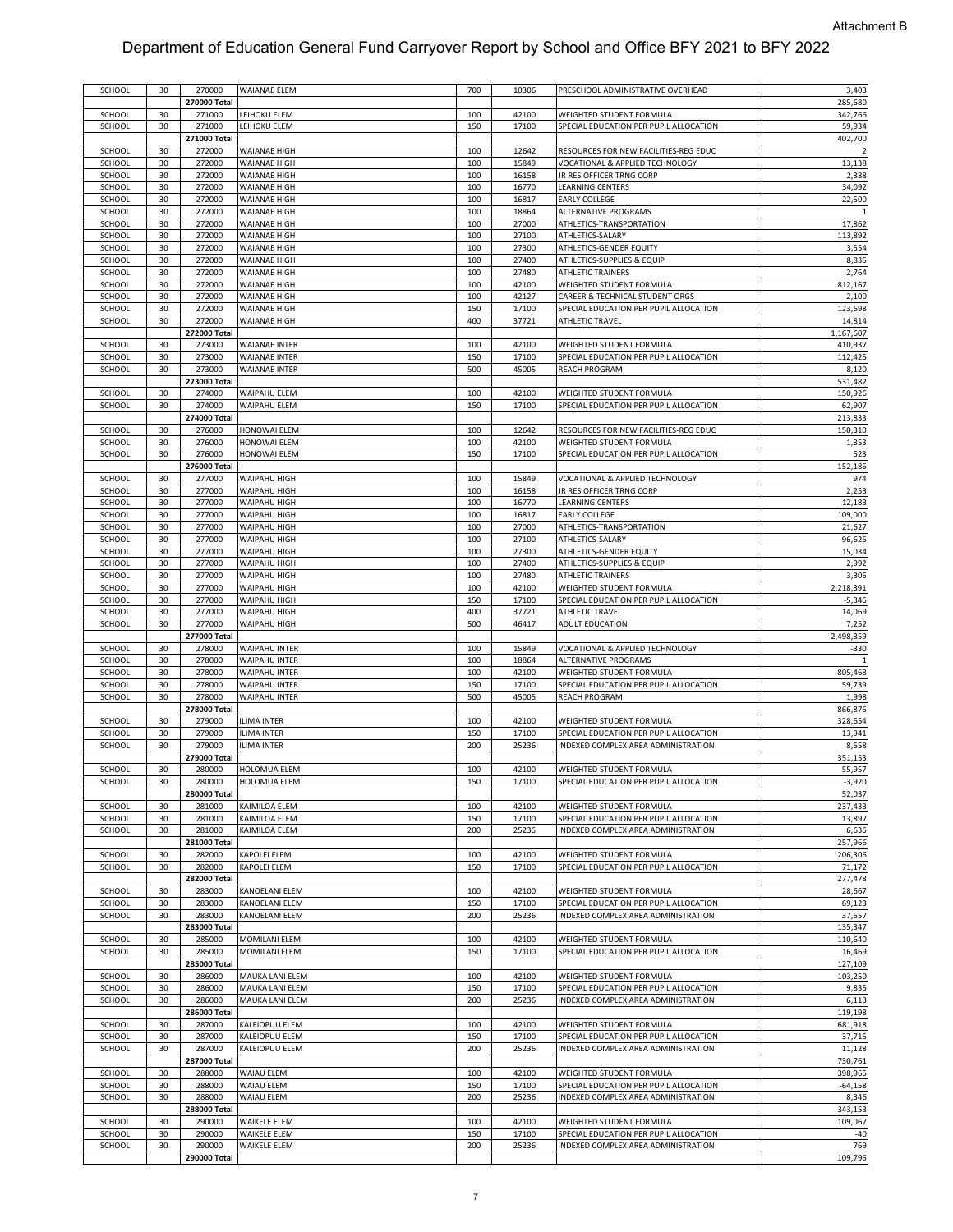Attachment B

# Department of Education General Fund Carryover Report by School and Office BFY 2021 to BFY 2022

| | | | | | | | |
|---|---|---|---|---|---|---|---|
| SCHOOL | 30 | 270000 | WAIANAE ELEM | 700 | 10306 | PRESCHOOL ADMINISTRATIVE OVERHEAD | 3,403 |
| | | 270000 Total | | | | | 285,680 |
| SCHOOL | 30 | 271000 | LEIHOKU ELEM | 100 | 42100 | WEIGHTED STUDENT FORMULA | 342,766 |
| SCHOOL | 30 | 271000 | LEIHOKU ELEM | 150 | 17100 | SPECIAL EDUCATION PER PUPIL ALLOCATION | 59,934 |
| | | 271000 Total | | | | | 402,700 |
| SCHOOL | 30 | 272000 | WAIANAE HIGH | 100 | 12642 | RESOURCES FOR NEW FACILITIES-REG EDUC | 2 |
| SCHOOL | 30 | 272000 | WAIANAE HIGH | 100 | 15849 | VOCATIONAL & APPLIED TECHNOLOGY | 13,138 |
| SCHOOL | 30 | 272000 | WAIANAE HIGH | 100 | 16158 | JR RES OFFICER TRNG CORP | 2,388 |
| SCHOOL | 30 | 272000 | WAIANAE HIGH | 100 | 16770 | LEARNING CENTERS | 34,092 |
| SCHOOL | 30 | 272000 | WAIANAE HIGH | 100 | 16817 | EARLY COLLEGE | 22,500 |
| SCHOOL | 30 | 272000 | WAIANAE HIGH | 100 | 18864 | ALTERNATIVE PROGRAMS | 1 |
| SCHOOL | 30 | 272000 | WAIANAE HIGH | 100 | 27000 | ATHLETICS-TRANSPORTATION | 17,862 |
| SCHOOL | 30 | 272000 | WAIANAE HIGH | 100 | 27100 | ATHLETICS-SALARY | 113,892 |
| SCHOOL | 30 | 272000 | WAIANAE HIGH | 100 | 27300 | ATHLETICS-GENDER EQUITY | 3,554 |
| SCHOOL | 30 | 272000 | WAIANAE HIGH | 100 | 27400 | ATHLETICS-SUPPLIES & EQUIP | 8,835 |
| SCHOOL | 30 | 272000 | WAIANAE HIGH | 100 | 27480 | ATHLETIC TRAINERS | 2,764 |
| SCHOOL | 30 | 272000 | WAIANAE HIGH | 100 | 42100 | WEIGHTED STUDENT FORMULA | 812,167 |
| SCHOOL | 30 | 272000 | WAIANAE HIGH | 100 | 42127 | CAREER & TECHNICAL STUDENT ORGS | -2,100 |
| SCHOOL | 30 | 272000 | WAIANAE HIGH | 150 | 17100 | SPECIAL EDUCATION PER PUPIL ALLOCATION | 123,698 |
| SCHOOL | 30 | 272000 | WAIANAE HIGH | 400 | 37721 | ATHLETIC TRAVEL | 14,814 |
| | | 272000 Total | | | | | 1,167,607 |
| SCHOOL | 30 | 273000 | WAIANAE INTER | 100 | 42100 | WEIGHTED STUDENT FORMULA | 410,937 |
| SCHOOL | 30 | 273000 | WAIANAE INTER | 150 | 17100 | SPECIAL EDUCATION PER PUPIL ALLOCATION | 112,425 |
| SCHOOL | 30 | 273000 | WAIANAE INTER | 500 | 45005 | REACH PROGRAM | 8,120 |
| | | 273000 Total | | | | | 531,482 |
| SCHOOL | 30 | 274000 | WAIPAHU ELEM | 100 | 42100 | WEIGHTED STUDENT FORMULA | 150,926 |
| SCHOOL | 30 | 274000 | WAIPAHU ELEM | 150 | 17100 | SPECIAL EDUCATION PER PUPIL ALLOCATION | 62,907 |
| | | 274000 Total | | | | | 213,833 |
| SCHOOL | 30 | 276000 | HONOWAI ELEM | 100 | 12642 | RESOURCES FOR NEW FACILITIES-REG EDUC | 150,310 |
| SCHOOL | 30 | 276000 | HONOWAI ELEM | 100 | 42100 | WEIGHTED STUDENT FORMULA | 1,353 |
| SCHOOL | 30 | 276000 | HONOWAI ELEM | 150 | 17100 | SPECIAL EDUCATION PER PUPIL ALLOCATION | 523 |
| | | 276000 Total | | | | | 152,186 |
| SCHOOL | 30 | 277000 | WAIPAHU HIGH | 100 | 15849 | VOCATIONAL & APPLIED TECHNOLOGY | 974 |
| SCHOOL | 30 | 277000 | WAIPAHU HIGH | 100 | 16158 | JR RES OFFICER TRNG CORP | 2,253 |
| SCHOOL | 30 | 277000 | WAIPAHU HIGH | 100 | 16770 | LEARNING CENTERS | 12,183 |
| SCHOOL | 30 | 277000 | WAIPAHU HIGH | 100 | 16817 | EARLY COLLEGE | 109,000 |
| SCHOOL | 30 | 277000 | WAIPAHU HIGH | 100 | 27000 | ATHLETICS-TRANSPORTATION | 21,627 |
| SCHOOL | 30 | 277000 | WAIPAHU HIGH | 100 | 27100 | ATHLETICS-SALARY | 96,625 |
| SCHOOL | 30 | 277000 | WAIPAHU HIGH | 100 | 27300 | ATHLETICS-GENDER EQUITY | 15,034 |
| SCHOOL | 30 | 277000 | WAIPAHU HIGH | 100 | 27400 | ATHLETICS-SUPPLIES & EQUIP | 2,992 |
| SCHOOL | 30 | 277000 | WAIPAHU HIGH | 100 | 27480 | ATHLETIC TRAINERS | 3,305 |
| SCHOOL | 30 | 277000 | WAIPAHU HIGH | 100 | 42100 | WEIGHTED STUDENT FORMULA | 2,218,391 |
| SCHOOL | 30 | 277000 | WAIPAHU HIGH | 150 | 17100 | SPECIAL EDUCATION PER PUPIL ALLOCATION | -5,346 |
| SCHOOL | 30 | 277000 | WAIPAHU HIGH | 400 | 37721 | ATHLETIC TRAVEL | 14,069 |
| SCHOOL | 30 | 277000 | WAIPAHU HIGH | 500 | 46417 | ADULT EDUCATION | 7,252 |
| | | 277000 Total | | | | | 2,498,359 |
| SCHOOL | 30 | 278000 | WAIPAHU INTER | 100 | 15849 | VOCATIONAL & APPLIED TECHNOLOGY | -330 |
| SCHOOL | 30 | 278000 | WAIPAHU INTER | 100 | 18864 | ALTERNATIVE PROGRAMS | 1 |
| SCHOOL | 30 | 278000 | WAIPAHU INTER | 100 | 42100 | WEIGHTED STUDENT FORMULA | 805,468 |
| SCHOOL | 30 | 278000 | WAIPAHU INTER | 150 | 17100 | SPECIAL EDUCATION PER PUPIL ALLOCATION | 59,739 |
| SCHOOL | 30 | 278000 | WAIPAHU INTER | 500 | 45005 | REACH PROGRAM | 1,998 |
| | | 278000 Total | | | | | 866,876 |
| SCHOOL | 30 | 279000 | ILIMA INTER | 100 | 42100 | WEIGHTED STUDENT FORMULA | 328,654 |
| SCHOOL | 30 | 279000 | ILIMA INTER | 150 | 17100 | SPECIAL EDUCATION PER PUPIL ALLOCATION | 13,941 |
| SCHOOL | 30 | 279000 | ILIMA INTER | 200 | 25236 | INDEXED COMPLEX AREA ADMINISTRATION | 8,558 |
| | | 279000 Total | | | | | 351,153 |
| SCHOOL | 30 | 280000 | HOLOMUA ELEM | 100 | 42100 | WEIGHTED STUDENT FORMULA | 55,957 |
| SCHOOL | 30 | 280000 | HOLOMUA ELEM | 150 | 17100 | SPECIAL EDUCATION PER PUPIL ALLOCATION | -3,920 |
| | | 280000 Total | | | | | 52,037 |
| SCHOOL | 30 | 281000 | KAIMILOA ELEM | 100 | 42100 | WEIGHTED STUDENT FORMULA | 237,433 |
| SCHOOL | 30 | 281000 | KAIMILOA ELEM | 150 | 17100 | SPECIAL EDUCATION PER PUPIL ALLOCATION | 13,897 |
| SCHOOL | 30 | 281000 | KAIMILOA ELEM | 200 | 25236 | INDEXED COMPLEX AREA ADMINISTRATION | 6,636 |
| | | 281000 Total | | | | | 257,966 |
| SCHOOL | 30 | 282000 | KAPOLEI ELEM | 100 | 42100 | WEIGHTED STUDENT FORMULA | 206,306 |
| SCHOOL | 30 | 282000 | KAPOLEI ELEM | 150 | 17100 | SPECIAL EDUCATION PER PUPIL ALLOCATION | 71,172 |
| | | 282000 Total | | | | | 277,478 |
| SCHOOL | 30 | 283000 | KANOELANI ELEM | 100 | 42100 | WEIGHTED STUDENT FORMULA | 28,667 |
| SCHOOL | 30 | 283000 | KANOELANI ELEM | 150 | 17100 | SPECIAL EDUCATION PER PUPIL ALLOCATION | 69,123 |
| SCHOOL | 30 | 283000 | KANOELANI ELEM | 200 | 25236 | INDEXED COMPLEX AREA ADMINISTRATION | 37,557 |
| | | 283000 Total | | | | | 135,347 |
| SCHOOL | 30 | 285000 | MOMILANI ELEM | 100 | 42100 | WEIGHTED STUDENT FORMULA | 110,640 |
| SCHOOL | 30 | 285000 | MOMILANI ELEM | 150 | 17100 | SPECIAL EDUCATION PER PUPIL ALLOCATION | 16,469 |
| | | 285000 Total | | | | | 127,109 |
| SCHOOL | 30 | 286000 | MAUKA LANI ELEM | 100 | 42100 | WEIGHTED STUDENT FORMULA | 103,250 |
| SCHOOL | 30 | 286000 | MAUKA LANI ELEM | 150 | 17100 | SPECIAL EDUCATION PER PUPIL ALLOCATION | 9,835 |
| SCHOOL | 30 | 286000 | MAUKA LANI ELEM | 200 | 25236 | INDEXED COMPLEX AREA ADMINISTRATION | 6,113 |
| | | 286000 Total | | | | | 119,198 |
| SCHOOL | 30 | 287000 | KALEIOPUU ELEM | 100 | 42100 | WEIGHTED STUDENT FORMULA | 681,918 |
| SCHOOL | 30 | 287000 | KALEIOPUU ELEM | 150 | 17100 | SPECIAL EDUCATION PER PUPIL ALLOCATION | 37,715 |
| SCHOOL | 30 | 287000 | KALEIOPUU ELEM | 200 | 25236 | INDEXED COMPLEX AREA ADMINISTRATION | 11,128 |
| | | 287000 Total | | | | | 730,761 |
| SCHOOL | 30 | 288000 | WAIAU ELEM | 100 | 42100 | WEIGHTED STUDENT FORMULA | 398,965 |
| SCHOOL | 30 | 288000 | WAIAU ELEM | 150 | 17100 | SPECIAL EDUCATION PER PUPIL ALLOCATION | -64,158 |
| SCHOOL | 30 | 288000 | WAIAU ELEM | 200 | 25236 | INDEXED COMPLEX AREA ADMINISTRATION | 8,346 |
| | | 288000 Total | | | | | 343,153 |
| SCHOOL | 30 | 290000 | WAIKELE ELEM | 100 | 42100 | WEIGHTED STUDENT FORMULA | 109,067 |
| SCHOOL | 30 | 290000 | WAIKELE ELEM | 150 | 17100 | SPECIAL EDUCATION PER PUPIL ALLOCATION | -40 |
| SCHOOL | 30 | 290000 | WAIKELE ELEM | 200 | 25236 | INDEXED COMPLEX AREA ADMINISTRATION | 769 |
| | | 290000 Total | | | | | 109,796 |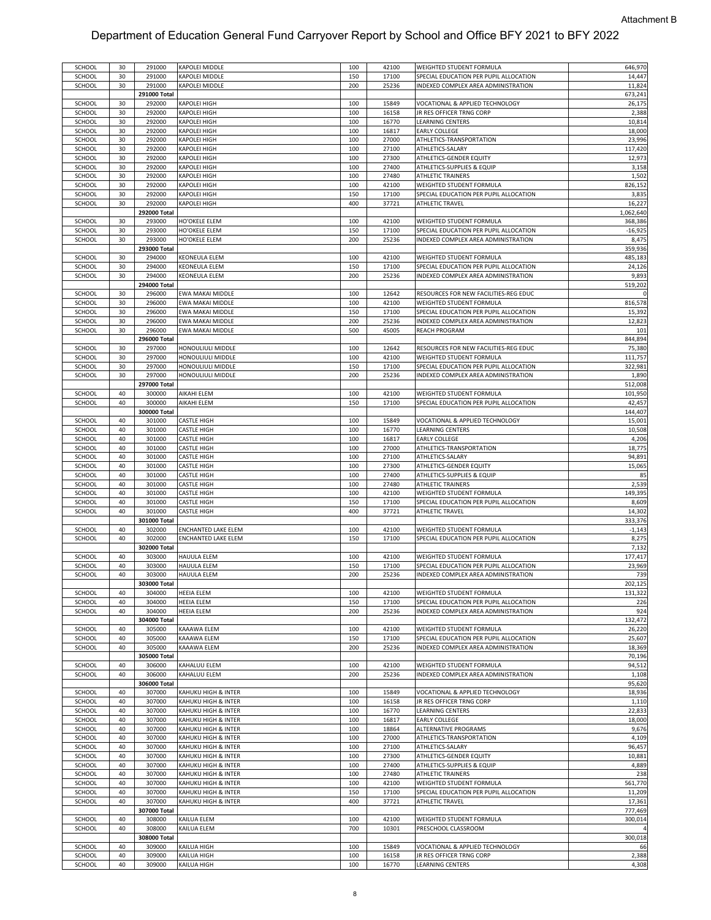Attachment B

# Department of Education General Fund Carryover Report by School and Office BFY 2021 to BFY 2022

| | | | | | | | |
|---|---|---|---|---|---|---|---|
| SCHOOL | 30 | 291000 | KAPOLEI MIDDLE | 100 | 42100 | WEIGHTED STUDENT FORMULA | 646,970 |
| SCHOOL | 30 | 291000 | KAPOLEI MIDDLE | 150 | 17100 | SPECIAL EDUCATION PER PUPIL ALLOCATION | 14,447 |
| SCHOOL | 30 | 291000 | KAPOLEI MIDDLE | 200 | 25236 | INDEXED COMPLEX AREA ADMINISTRATION | 11,824 |
| | | **291000 Total** | | | | | 673,241 |
| SCHOOL | 30 | 292000 | KAPOLEI HIGH | 100 | 15849 | VOCATIONAL & APPLIED TECHNOLOGY | 26,175 |
| SCHOOL | 30 | 292000 | KAPOLEI HIGH | 100 | 16158 | JR RES OFFICER TRNG CORP | 2,388 |
| SCHOOL | 30 | 292000 | KAPOLEI HIGH | 100 | 16770 | LEARNING CENTERS | 10,814 |
| SCHOOL | 30 | 292000 | KAPOLEI HIGH | 100 | 16817 | EARLY COLLEGE | 18,000 |
| SCHOOL | 30 | 292000 | KAPOLEI HIGH | 100 | 27000 | ATHLETICS-TRANSPORTATION | 23,996 |
| SCHOOL | 30 | 292000 | KAPOLEI HIGH | 100 | 27100 | ATHLETICS-SALARY | 117,420 |
| SCHOOL | 30 | 292000 | KAPOLEI HIGH | 100 | 27300 | ATHLETICS-GENDER EQUITY | 12,973 |
| SCHOOL | 30 | 292000 | KAPOLEI HIGH | 100 | 27400 | ATHLETICS-SUPPLIES & EQUIP | 3,158 |
| SCHOOL | 30 | 292000 | KAPOLEI HIGH | 100 | 27480 | ATHLETIC TRAINERS | 1,502 |
| SCHOOL | 30 | 292000 | KAPOLEI HIGH | 100 | 42100 | WEIGHTED STUDENT FORMULA | 826,152 |
| SCHOOL | 30 | 292000 | KAPOLEI HIGH | 150 | 17100 | SPECIAL EDUCATION PER PUPIL ALLOCATION | 3,835 |
| SCHOOL | 30 | 292000 | KAPOLEI HIGH | 400 | 37721 | ATHLETIC TRAVEL | 16,227 |
| | | **292000 Total** | | | | | 1,062,640 |
| SCHOOL | 30 | 293000 | HO'OKELE ELEM | 100 | 42100 | WEIGHTED STUDENT FORMULA | 368,386 |
| SCHOOL | 30 | 293000 | HO'OKELE ELEM | 150 | 17100 | SPECIAL EDUCATION PER PUPIL ALLOCATION | -16,925 |
| SCHOOL | 30 | 293000 | HO'OKELE ELEM | 200 | 25236 | INDEXED COMPLEX AREA ADMINISTRATION | 8,475 |
| | | **293000 Total** | | | | | 359,936 |
| SCHOOL | 30 | 294000 | KEONEULA ELEM | 100 | 42100 | WEIGHTED STUDENT FORMULA | 485,183 |
| SCHOOL | 30 | 294000 | KEONEULA ELEM | 150 | 17100 | SPECIAL EDUCATION PER PUPIL ALLOCATION | 24,126 |
| SCHOOL | 30 | 294000 | KEONEULA ELEM | 200 | 25236 | INDEXED COMPLEX AREA ADMINISTRATION | 9,893 |
| | | **294000 Total** | | | | | 519,202 |
| SCHOOL | 30 | 296000 | EWA MAKAI MIDDLE | 100 | 12642 | RESOURCES FOR NEW FACILITIES-REG EDUC | 0 |
| SCHOOL | 30 | 296000 | EWA MAKAI MIDDLE | 100 | 42100 | WEIGHTED STUDENT FORMULA | 816,578 |
| SCHOOL | 30 | 296000 | EWA MAKAI MIDDLE | 150 | 17100 | SPECIAL EDUCATION PER PUPIL ALLOCATION | 15,392 |
| SCHOOL | 30 | 296000 | EWA MAKAI MIDDLE | 200 | 25236 | INDEXED COMPLEX AREA ADMINISTRATION | 12,823 |
| SCHOOL | 30 | 296000 | EWA MAKAI MIDDLE | 500 | 45005 | REACH PROGRAM | 101 |
| | | **296000 Total** | | | | | 844,894 |
| SCHOOL | 30 | 297000 | HONOULIULI MIDDLE | 100 | 12642 | RESOURCES FOR NEW FACILITIES-REG EDUC | 75,380 |
| SCHOOL | 30 | 297000 | HONOULIULI MIDDLE | 100 | 42100 | WEIGHTED STUDENT FORMULA | 111,757 |
| SCHOOL | 30 | 297000 | HONOULIULI MIDDLE | 150 | 17100 | SPECIAL EDUCATION PER PUPIL ALLOCATION | 322,981 |
| SCHOOL | 30 | 297000 | HONOULIULI MIDDLE | 200 | 25236 | INDEXED COMPLEX AREA ADMINISTRATION | 1,890 |
| | | **297000 Total** | | | | | 512,008 |
| SCHOOL | 40 | 300000 | AIKAHI ELEM | 100 | 42100 | WEIGHTED STUDENT FORMULA | 101,950 |
| SCHOOL | 40 | 300000 | AIKAHI ELEM | 150 | 17100 | SPECIAL EDUCATION PER PUPIL ALLOCATION | 42,457 |
| | | **300000 Total** | | | | | 144,407 |
| SCHOOL | 40 | 301000 | CASTLE HIGH | 100 | 15849 | VOCATIONAL & APPLIED TECHNOLOGY | 15,001 |
| SCHOOL | 40 | 301000 | CASTLE HIGH | 100 | 16770 | LEARNING CENTERS | 10,508 |
| SCHOOL | 40 | 301000 | CASTLE HIGH | 100 | 16817 | EARLY COLLEGE | 4,206 |
| SCHOOL | 40 | 301000 | CASTLE HIGH | 100 | 27000 | ATHLETICS-TRANSPORTATION | 18,775 |
| SCHOOL | 40 | 301000 | CASTLE HIGH | 100 | 27100 | ATHLETICS-SALARY | 94,891 |
| SCHOOL | 40 | 301000 | CASTLE HIGH | 100 | 27300 | ATHLETICS-GENDER EQUITY | 15,065 |
| SCHOOL | 40 | 301000 | CASTLE HIGH | 100 | 27400 | ATHLETICS-SUPPLIES & EQUIP | 85 |
| SCHOOL | 40 | 301000 | CASTLE HIGH | 100 | 27480 | ATHLETIC TRAINERS | 2,539 |
| SCHOOL | 40 | 301000 | CASTLE HIGH | 100 | 42100 | WEIGHTED STUDENT FORMULA | 149,395 |
| SCHOOL | 40 | 301000 | CASTLE HIGH | 150 | 17100 | SPECIAL EDUCATION PER PUPIL ALLOCATION | 8,609 |
| SCHOOL | 40 | 301000 | CASTLE HIGH | 400 | 37721 | ATHLETIC TRAVEL | 14,302 |
| | | **301000 Total** | | | | | 333,376 |
| SCHOOL | 40 | 302000 | ENCHANTED LAKE ELEM | 100 | 42100 | WEIGHTED STUDENT FORMULA | -1,143 |
| SCHOOL | 40 | 302000 | ENCHANTED LAKE ELEM | 150 | 17100 | SPECIAL EDUCATION PER PUPIL ALLOCATION | 8,275 |
| | | **302000 Total** | | | | | 7,132 |
| SCHOOL | 40 | 303000 | HAUULA ELEM | 100 | 42100 | WEIGHTED STUDENT FORMULA | 177,417 |
| SCHOOL | 40 | 303000 | HAUULA ELEM | 150 | 17100 | SPECIAL EDUCATION PER PUPIL ALLOCATION | 23,969 |
| SCHOOL | 40 | 303000 | HAUULA ELEM | 200 | 25236 | INDEXED COMPLEX AREA ADMINISTRATION | 739 |
| | | **303000 Total** | | | | | 202,125 |
| SCHOOL | 40 | 304000 | HEEIA ELEM | 100 | 42100 | WEIGHTED STUDENT FORMULA | 131,322 |
| SCHOOL | 40 | 304000 | HEEIA ELEM | 150 | 17100 | SPECIAL EDUCATION PER PUPIL ALLOCATION | 226 |
| SCHOOL | 40 | 304000 | HEEIA ELEM | 200 | 25236 | INDEXED COMPLEX AREA ADMINISTRATION | 924 |
| | | **304000 Total** | | | | | 132,472 |
| SCHOOL | 40 | 305000 | KAAAWA ELEM | 100 | 42100 | WEIGHTED STUDENT FORMULA | 26,220 |
| SCHOOL | 40 | 305000 | KAAAWA ELEM | 150 | 17100 | SPECIAL EDUCATION PER PUPIL ALLOCATION | 25,607 |
| SCHOOL | 40 | 305000 | KAAAWA ELEM | 200 | 25236 | INDEXED COMPLEX AREA ADMINISTRATION | 18,369 |
| | | **305000 Total** | | | | | 70,196 |
| SCHOOL | 40 | 306000 | KAHALUU ELEM | 100 | 42100 | WEIGHTED STUDENT FORMULA | 94,512 |
| SCHOOL | 40 | 306000 | KAHALUU ELEM | 200 | 25236 | INDEXED COMPLEX AREA ADMINISTRATION | 1,108 |
| | | **306000 Total** | | | | | 95,620 |
| SCHOOL | 40 | 307000 | KAHUKU HIGH & INTER | 100 | 15849 | VOCATIONAL & APPLIED TECHNOLOGY | 18,936 |
| SCHOOL | 40 | 307000 | KAHUKU HIGH & INTER | 100 | 16158 | JR RES OFFICER TRNG CORP | 1,110 |
| SCHOOL | 40 | 307000 | KAHUKU HIGH & INTER | 100 | 16770 | LEARNING CENTERS | 22,833 |
| SCHOOL | 40 | 307000 | KAHUKU HIGH & INTER | 100 | 16817 | EARLY COLLEGE | 18,000 |
| SCHOOL | 40 | 307000 | KAHUKU HIGH & INTER | 100 | 18864 | ALTERNATIVE PROGRAMS | 9,676 |
| SCHOOL | 40 | 307000 | KAHUKU HIGH & INTER | 100 | 27000 | ATHLETICS-TRANSPORTATION | 4,109 |
| SCHOOL | 40 | 307000 | KAHUKU HIGH & INTER | 100 | 27100 | ATHLETICS-SALARY | 96,457 |
| SCHOOL | 40 | 307000 | KAHUKU HIGH & INTER | 100 | 27300 | ATHLETICS-GENDER EQUITY | 10,881 |
| SCHOOL | 40 | 307000 | KAHUKU HIGH & INTER | 100 | 27400 | ATHLETICS-SUPPLIES & EQUIP | 4,889 |
| SCHOOL | 40 | 307000 | KAHUKU HIGH & INTER | 100 | 27480 | ATHLETIC TRAINERS | 238 |
| SCHOOL | 40 | 307000 | KAHUKU HIGH & INTER | 100 | 42100 | WEIGHTED STUDENT FORMULA | 561,770 |
| SCHOOL | 40 | 307000 | KAHUKU HIGH & INTER | 150 | 17100 | SPECIAL EDUCATION PER PUPIL ALLOCATION | 11,209 |
| SCHOOL | 40 | 307000 | KAHUKU HIGH & INTER | 400 | 37721 | ATHLETIC TRAVEL | 17,361 |
| | | **307000 Total** | | | | | 777,469 |
| SCHOOL | 40 | 308000 | KAILUA ELEM | 100 | 42100 | WEIGHTED STUDENT FORMULA | 300,014 |
| SCHOOL | 40 | 308000 | KAILUA ELEM | 700 | 10301 | PRESCHOOL CLASSROOM | 4 |
| | | **308000 Total** | | | | | 300,018 |
| SCHOOL | 40 | 309000 | KAILUA HIGH | 100 | 15849 | VOCATIONAL & APPLIED TECHNOLOGY | 66 |
| SCHOOL | 40 | 309000 | KAILUA HIGH | 100 | 16158 | JR RES OFFICER TRNG CORP | 2,388 |
| SCHOOL | 40 | 309000 | KAILUA HIGH | 100 | 16770 | LEARNING CENTERS | 4,308 |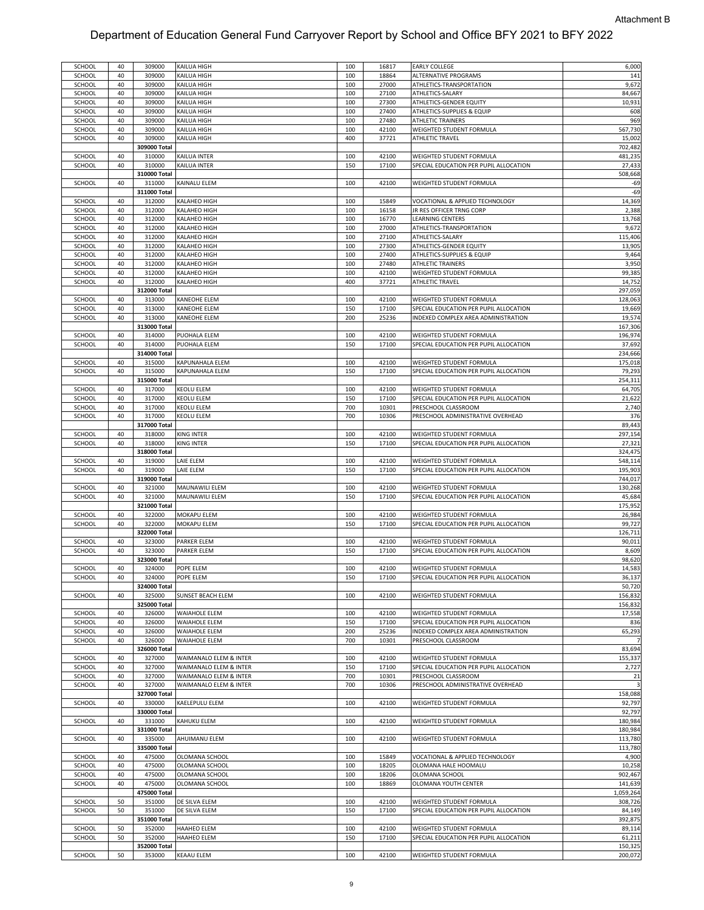Attachment B

# Department of Education General Fund Carryover Report by School and Office BFY 2021 to BFY 2022

| | | | | | | | |
|---|---|---|---|---|---|---|---|
| SCHOOL | 40 | 309000 | KAILUA HIGH | 100 | 16817 | EARLY COLLEGE | 6,000 |
| SCHOOL | 40 | 309000 | KAILUA HIGH | 100 | 18864 | ALTERNATIVE PROGRAMS | 141 |
| SCHOOL | 40 | 309000 | KAILUA HIGH | 100 | 27000 | ATHLETICS-TRANSPORTATION | 9,672 |
| SCHOOL | 40 | 309000 | KAILUA HIGH | 100 | 27100 | ATHLETICS-SALARY | 84,667 |
| SCHOOL | 40 | 309000 | KAILUA HIGH | 100 | 27300 | ATHLETICS-GENDER EQUITY | 10,931 |
| SCHOOL | 40 | 309000 | KAILUA HIGH | 100 | 27400 | ATHLETICS-SUPPLIES & EQUIP | 608 |
| SCHOOL | 40 | 309000 | KAILUA HIGH | 100 | 27480 | ATHLETIC TRAINERS | 969 |
| SCHOOL | 40 | 309000 | KAILUA HIGH | 100 | 42100 | WEIGHTED STUDENT FORMULA | 567,730 |
| SCHOOL | 40 | 309000 | KAILUA HIGH | 400 | 37721 | ATHLETIC TRAVEL | 15,002 |
| | | 309000 Total | | | | | 702,482 |
| SCHOOL | 40 | 310000 | KAILUA INTER | 100 | 42100 | WEIGHTED STUDENT FORMULA | 481,235 |
| SCHOOL | 40 | 310000 | KAILUA INTER | 150 | 17100 | SPECIAL EDUCATION PER PUPIL ALLOCATION | 27,433 |
| | | 310000 Total | | | | | 508,668 |
| SCHOOL | 40 | 311000 | KAINALU ELEM | 100 | 42100 | WEIGHTED STUDENT FORMULA | -69 |
| | | 311000 Total | | | | | -69 |
| SCHOOL | 40 | 312000 | KALAHEO HIGH | 100 | 15849 | VOCATIONAL & APPLIED TECHNOLOGY | 14,369 |
| SCHOOL | 40 | 312000 | KALAHEO HIGH | 100 | 16158 | JR RES OFFICER TRNG CORP | 2,388 |
| SCHOOL | 40 | 312000 | KALAHEO HIGH | 100 | 16770 | LEARNING CENTERS | 13,768 |
| SCHOOL | 40 | 312000 | KALAHEO HIGH | 100 | 27000 | ATHLETICS-TRANSPORTATION | 9,672 |
| SCHOOL | 40 | 312000 | KALAHEO HIGH | 100 | 27100 | ATHLETICS-SALARY | 115,406 |
| SCHOOL | 40 | 312000 | KALAHEO HIGH | 100 | 27300 | ATHLETICS-GENDER EQUITY | 13,905 |
| SCHOOL | 40 | 312000 | KALAHEO HIGH | 100 | 27400 | ATHLETICS-SUPPLIES & EQUIP | 9,464 |
| SCHOOL | 40 | 312000 | KALAHEO HIGH | 100 | 27480 | ATHLETIC TRAINERS | 3,950 |
| SCHOOL | 40 | 312000 | KALAHEO HIGH | 100 | 42100 | WEIGHTED STUDENT FORMULA | 99,385 |
| SCHOOL | 40 | 312000 | KALAHEO HIGH | 400 | 37721 | ATHLETIC TRAVEL | 14,752 |
| | | 312000 Total | | | | | 297,059 |
| SCHOOL | 40 | 313000 | KANEOHE ELEM | 100 | 42100 | WEIGHTED STUDENT FORMULA | 128,063 |
| SCHOOL | 40 | 313000 | KANEOHE ELEM | 150 | 17100 | SPECIAL EDUCATION PER PUPIL ALLOCATION | 19,669 |
| SCHOOL | 40 | 313000 | KANEOHE ELEM | 200 | 25236 | INDEXED COMPLEX AREA ADMINISTRATION | 19,574 |
| | | 313000 Total | | | | | 167,306 |
| SCHOOL | 40 | 314000 | PUOHALA ELEM | 100 | 42100 | WEIGHTED STUDENT FORMULA | 196,974 |
| SCHOOL | 40 | 314000 | PUOHALA ELEM | 150 | 17100 | SPECIAL EDUCATION PER PUPIL ALLOCATION | 37,692 |
| | | 314000 Total | | | | | 234,666 |
| SCHOOL | 40 | 315000 | KAPUNAHALA ELEM | 100 | 42100 | WEIGHTED STUDENT FORMULA | 175,018 |
| SCHOOL | 40 | 315000 | KAPUNAHALA ELEM | 150 | 17100 | SPECIAL EDUCATION PER PUPIL ALLOCATION | 79,293 |
| | | 315000 Total | | | | | 254,311 |
| SCHOOL | 40 | 317000 | KEOLU ELEM | 100 | 42100 | WEIGHTED STUDENT FORMULA | 64,705 |
| SCHOOL | 40 | 317000 | KEOLU ELEM | 150 | 17100 | SPECIAL EDUCATION PER PUPIL ALLOCATION | 21,622 |
| SCHOOL | 40 | 317000 | KEOLU ELEM | 700 | 10301 | PRESCHOOL CLASSROOM | 2,740 |
| SCHOOL | 40 | 317000 | KEOLU ELEM | 700 | 10306 | PRESCHOOL ADMINISTRATIVE OVERHEAD | 376 |
| | | 317000 Total | | | | | 89,443 |
| SCHOOL | 40 | 318000 | KING INTER | 100 | 42100 | WEIGHTED STUDENT FORMULA | 297,154 |
| SCHOOL | 40 | 318000 | KING INTER | 150 | 17100 | SPECIAL EDUCATION PER PUPIL ALLOCATION | 27,321 |
| | | 318000 Total | | | | | 324,475 |
| SCHOOL | 40 | 319000 | LAIE ELEM | 100 | 42100 | WEIGHTED STUDENT FORMULA | 548,114 |
| SCHOOL | 40 | 319000 | LAIE ELEM | 150 | 17100 | SPECIAL EDUCATION PER PUPIL ALLOCATION | 195,903 |
| | | 319000 Total | | | | | 744,017 |
| SCHOOL | 40 | 321000 | MAUNAWILI ELEM | 100 | 42100 | WEIGHTED STUDENT FORMULA | 130,268 |
| SCHOOL | 40 | 321000 | MAUNAWILI ELEM | 150 | 17100 | SPECIAL EDUCATION PER PUPIL ALLOCATION | 45,684 |
| | | 321000 Total | | | | | 175,952 |
| SCHOOL | 40 | 322000 | MOKAPU ELEM | 100 | 42100 | WEIGHTED STUDENT FORMULA | 26,984 |
| SCHOOL | 40 | 322000 | MOKAPU ELEM | 150 | 17100 | SPECIAL EDUCATION PER PUPIL ALLOCATION | 99,727 |
| | | 322000 Total | | | | | 126,711 |
| SCHOOL | 40 | 323000 | PARKER ELEM | 100 | 42100 | WEIGHTED STUDENT FORMULA | 90,011 |
| SCHOOL | 40 | 323000 | PARKER ELEM | 150 | 17100 | SPECIAL EDUCATION PER PUPIL ALLOCATION | 8,609 |
| | | 323000 Total | | | | | 98,620 |
| SCHOOL | 40 | 324000 | POPE ELEM | 100 | 42100 | WEIGHTED STUDENT FORMULA | 14,583 |
| SCHOOL | 40 | 324000 | POPE ELEM | 150 | 17100 | SPECIAL EDUCATION PER PUPIL ALLOCATION | 36,137 |
| | | 324000 Total | | | | | 50,720 |
| SCHOOL | 40 | 325000 | SUNSET BEACH ELEM | 100 | 42100 | WEIGHTED STUDENT FORMULA | 156,832 |
| | | 325000 Total | | | | | 156,832 |
| SCHOOL | 40 | 326000 | WAIAHOLE ELEM | 100 | 42100 | WEIGHTED STUDENT FORMULA | 17,558 |
| SCHOOL | 40 | 326000 | WAIAHOLE ELEM | 150 | 17100 | SPECIAL EDUCATION PER PUPIL ALLOCATION | 836 |
| SCHOOL | 40 | 326000 | WAIAHOLE ELEM | 200 | 25236 | INDEXED COMPLEX AREA ADMINISTRATION | 65,293 |
| SCHOOL | 40 | 326000 | WAIAHOLE ELEM | 700 | 10301 | PRESCHOOL CLASSROOM | 7 |
| | | 326000 Total | | | | | 83,694 |
| SCHOOL | 40 | 327000 | WAIMANALO ELEM & INTER | 100 | 42100 | WEIGHTED STUDENT FORMULA | 155,337 |
| SCHOOL | 40 | 327000 | WAIMANALO ELEM & INTER | 150 | 17100 | SPECIAL EDUCATION PER PUPIL ALLOCATION | 2,727 |
| SCHOOL | 40 | 327000 | WAIMANALO ELEM & INTER | 700 | 10301 | PRESCHOOL CLASSROOM | 21 |
| SCHOOL | 40 | 327000 | WAIMANALO ELEM & INTER | 700 | 10306 | PRESCHOOL ADMINISTRATIVE OVERHEAD | 3 |
| | | 327000 Total | | | | | 158,088 |
| SCHOOL | 40 | 330000 | KAELEPULU ELEM | 100 | 42100 | WEIGHTED STUDENT FORMULA | 92,797 |
| | | 330000 Total | | | | | 92,797 |
| SCHOOL | 40 | 331000 | KAHUKU ELEM | 100 | 42100 | WEIGHTED STUDENT FORMULA | 180,984 |
| | | 331000 Total | | | | | 180,984 |
| SCHOOL | 40 | 335000 | AHUIMANU ELEM | 100 | 42100 | WEIGHTED STUDENT FORMULA | 113,780 |
| | | 335000 Total | | | | | 113,780 |
| SCHOOL | 40 | 475000 | OLOMANA SCHOOL | 100 | 15849 | VOCATIONAL & APPLIED TECHNOLOGY | 4,900 |
| SCHOOL | 40 | 475000 | OLOMANA SCHOOL | 100 | 18205 | OLOMANA HALE HOOMALU | 10,258 |
| SCHOOL | 40 | 475000 | OLOMANA SCHOOL | 100 | 18206 | OLOMANA SCHOOL | 902,467 |
| SCHOOL | 40 | 475000 | OLOMANA SCHOOL | 100 | 18869 | OLOMANA YOUTH CENTER | 141,639 |
| | | 475000 Total | | | | | 1,059,264 |
| SCHOOL | 50 | 351000 | DE SILVA ELEM | 100 | 42100 | WEIGHTED STUDENT FORMULA | 308,726 |
| SCHOOL | 50 | 351000 | DE SILVA ELEM | 150 | 17100 | SPECIAL EDUCATION PER PUPIL ALLOCATION | 84,149 |
| | | 351000 Total | | | | | 392,875 |
| SCHOOL | 50 | 352000 | HAAHEO ELEM | 100 | 42100 | WEIGHTED STUDENT FORMULA | 89,114 |
| SCHOOL | 50 | 352000 | HAAHEO ELEM | 150 | 17100 | SPECIAL EDUCATION PER PUPIL ALLOCATION | 61,211 |
| | | 352000 Total | | | | | 150,325 |
| SCHOOL | 50 | 353000 | KEAAU ELEM | 100 | 42100 | WEIGHTED STUDENT FORMULA | 200,072 |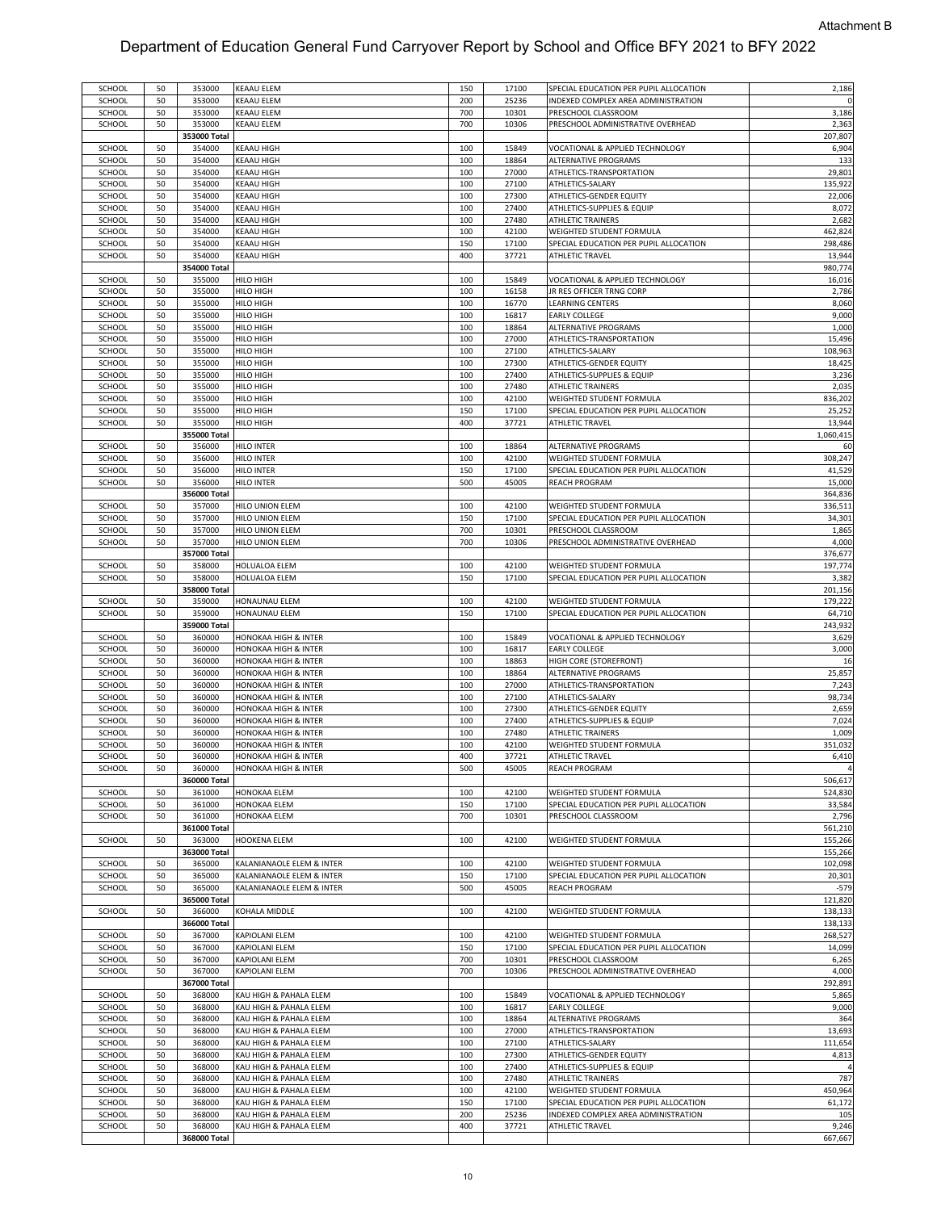Attachment B

# Department of Education General Fund Carryover Report by School and Office BFY 2021 to BFY 2022

| | | | | | | | |
|---|---|---|---|---|---|---|---|
| SCHOOL | 50 | 353000 | KEAAU ELEM | 150 | 17100 | SPECIAL EDUCATION PER PUPIL ALLOCATION | 2,186 |
| SCHOOL | 50 | 353000 | KEAAU ELEM | 200 | 25236 | INDEXED COMPLEX AREA ADMINISTRATION | 0 |
| SCHOOL | 50 | 353000 | KEAAU ELEM | 700 | 10301 | PRESCHOOL CLASSROOM | 3,186 |
| SCHOOL | 50 | 353000 | KEAAU ELEM | 700 | 10306 | PRESCHOOL ADMINISTRATIVE OVERHEAD | 2,363 |
| | | 353000 Total | | | | | 207,807 |
| SCHOOL | 50 | 354000 | KEAAU HIGH | 100 | 15849 | VOCATIONAL & APPLIED TECHNOLOGY | 6,904 |
| SCHOOL | 50 | 354000 | KEAAU HIGH | 100 | 18864 | ALTERNATIVE PROGRAMS | 133 |
| SCHOOL | 50 | 354000 | KEAAU HIGH | 100 | 27000 | ATHLETICS-TRANSPORTATION | 29,801 |
| SCHOOL | 50 | 354000 | KEAAU HIGH | 100 | 27100 | ATHLETICS-SALARY | 135,922 |
| SCHOOL | 50 | 354000 | KEAAU HIGH | 100 | 27300 | ATHLETICS-GENDER EQUITY | 22,006 |
| SCHOOL | 50 | 354000 | KEAAU HIGH | 100 | 27400 | ATHLETICS-SUPPLIES & EQUIP | 8,072 |
| SCHOOL | 50 | 354000 | KEAAU HIGH | 100 | 27480 | ATHLETIC TRAINERS | 2,682 |
| SCHOOL | 50 | 354000 | KEAAU HIGH | 100 | 42100 | WEIGHTED STUDENT FORMULA | 462,824 |
| SCHOOL | 50 | 354000 | KEAAU HIGH | 150 | 17100 | SPECIAL EDUCATION PER PUPIL ALLOCATION | 298,486 |
| SCHOOL | 50 | 354000 | KEAAU HIGH | 400 | 37721 | ATHLETIC TRAVEL | 13,944 |
| | | 354000 Total | | | | | 980,774 |
| SCHOOL | 50 | 355000 | HILO HIGH | 100 | 15849 | VOCATIONAL & APPLIED TECHNOLOGY | 16,016 |
| SCHOOL | 50 | 355000 | HILO HIGH | 100 | 16158 | JR RES OFFICER TRNG CORP | 2,786 |
| SCHOOL | 50 | 355000 | HILO HIGH | 100 | 16770 | LEARNING CENTERS | 8,060 |
| SCHOOL | 50 | 355000 | HILO HIGH | 100 | 16817 | EARLY COLLEGE | 9,000 |
| SCHOOL | 50 | 355000 | HILO HIGH | 100 | 18864 | ALTERNATIVE PROGRAMS | 1,000 |
| SCHOOL | 50 | 355000 | HILO HIGH | 100 | 27000 | ATHLETICS-TRANSPORTATION | 15,496 |
| SCHOOL | 50 | 355000 | HILO HIGH | 100 | 27100 | ATHLETICS-SALARY | 108,963 |
| SCHOOL | 50 | 355000 | HILO HIGH | 100 | 27300 | ATHLETICS-GENDER EQUITY | 18,425 |
| SCHOOL | 50 | 355000 | HILO HIGH | 100 | 27400 | ATHLETICS-SUPPLIES & EQUIP | 3,236 |
| SCHOOL | 50 | 355000 | HILO HIGH | 100 | 27480 | ATHLETIC TRAINERS | 2,035 |
| SCHOOL | 50 | 355000 | HILO HIGH | 100 | 42100 | WEIGHTED STUDENT FORMULA | 836,202 |
| SCHOOL | 50 | 355000 | HILO HIGH | 150 | 17100 | SPECIAL EDUCATION PER PUPIL ALLOCATION | 25,252 |
| SCHOOL | 50 | 355000 | HILO HIGH | 400 | 37721 | ATHLETIC TRAVEL | 13,944 |
| | | 355000 Total | | | | | 1,060,415 |
| SCHOOL | 50 | 356000 | HILO INTER | 100 | 18864 | ALTERNATIVE PROGRAMS | 60 |
| SCHOOL | 50 | 356000 | HILO INTER | 100 | 42100 | WEIGHTED STUDENT FORMULA | 308,247 |
| SCHOOL | 50 | 356000 | HILO INTER | 150 | 17100 | SPECIAL EDUCATION PER PUPIL ALLOCATION | 41,529 |
| SCHOOL | 50 | 356000 | HILO INTER | 500 | 45005 | REACH PROGRAM | 15,000 |
| | | 356000 Total | | | | | 364,836 |
| SCHOOL | 50 | 357000 | HILO UNION ELEM | 100 | 42100 | WEIGHTED STUDENT FORMULA | 336,511 |
| SCHOOL | 50 | 357000 | HILO UNION ELEM | 150 | 17100 | SPECIAL EDUCATION PER PUPIL ALLOCATION | 34,301 |
| SCHOOL | 50 | 357000 | HILO UNION ELEM | 700 | 10301 | PRESCHOOL CLASSROOM | 1,865 |
| SCHOOL | 50 | 357000 | HILO UNION ELEM | 700 | 10306 | PRESCHOOL ADMINISTRATIVE OVERHEAD | 4,000 |
| | | 357000 Total | | | | | 376,677 |
| SCHOOL | 50 | 358000 | HOLUALOA ELEM | 100 | 42100 | WEIGHTED STUDENT FORMULA | 197,774 |
| SCHOOL | 50 | 358000 | HOLUALOA ELEM | 150 | 17100 | SPECIAL EDUCATION PER PUPIL ALLOCATION | 3,382 |
| | | 358000 Total | | | | | 201,156 |
| SCHOOL | 50 | 359000 | HONAUNAU ELEM | 100 | 42100 | WEIGHTED STUDENT FORMULA | 179,222 |
| SCHOOL | 50 | 359000 | HONAUNAU ELEM | 150 | 17100 | SPECIAL EDUCATION PER PUPIL ALLOCATION | 64,710 |
| | | 359000 Total | | | | | 243,932 |
| SCHOOL | 50 | 360000 | HONOKAA HIGH & INTER | 100 | 15849 | VOCATIONAL & APPLIED TECHNOLOGY | 3,629 |
| SCHOOL | 50 | 360000 | HONOKAA HIGH & INTER | 100 | 16817 | EARLY COLLEGE | 3,000 |
| SCHOOL | 50 | 360000 | HONOKAA HIGH & INTER | 100 | 18863 | HIGH CORE (STOREFRONT) | 16 |
| SCHOOL | 50 | 360000 | HONOKAA HIGH & INTER | 100 | 18864 | ALTERNATIVE PROGRAMS | 25,857 |
| SCHOOL | 50 | 360000 | HONOKAA HIGH & INTER | 100 | 27000 | ATHLETICS-TRANSPORTATION | 7,243 |
| SCHOOL | 50 | 360000 | HONOKAA HIGH & INTER | 100 | 27100 | ATHLETICS-SALARY | 98,734 |
| SCHOOL | 50 | 360000 | HONOKAA HIGH & INTER | 100 | 27300 | ATHLETICS-GENDER EQUITY | 2,659 |
| SCHOOL | 50 | 360000 | HONOKAA HIGH & INTER | 100 | 27400 | ATHLETICS-SUPPLIES & EQUIP | 7,024 |
| SCHOOL | 50 | 360000 | HONOKAA HIGH & INTER | 100 | 27480 | ATHLETIC TRAINERS | 1,009 |
| SCHOOL | 50 | 360000 | HONOKAA HIGH & INTER | 100 | 42100 | WEIGHTED STUDENT FORMULA | 351,032 |
| SCHOOL | 50 | 360000 | HONOKAA HIGH & INTER | 400 | 37721 | ATHLETIC TRAVEL | 6,410 |
| SCHOOL | 50 | 360000 | HONOKAA HIGH & INTER | 500 | 45005 | REACH PROGRAM | 4 |
| | | 360000 Total | | | | | 506,617 |
| SCHOOL | 50 | 361000 | HONOKAA ELEM | 100 | 42100 | WEIGHTED STUDENT FORMULA | 524,830 |
| SCHOOL | 50 | 361000 | HONOKAA ELEM | 150 | 17100 | SPECIAL EDUCATION PER PUPIL ALLOCATION | 33,584 |
| SCHOOL | 50 | 361000 | HONOKAA ELEM | 700 | 10301 | PRESCHOOL CLASSROOM | 2,796 |
| | | 361000 Total | | | | | 561,210 |
| SCHOOL | 50 | 363000 | HOOKENA ELEM | 100 | 42100 | WEIGHTED STUDENT FORMULA | 155,266 |
| | | 363000 Total | | | | | 155,266 |
| SCHOOL | 50 | 365000 | KALANIANAOLE ELEM & INTER | 100 | 42100 | WEIGHTED STUDENT FORMULA | 102,098 |
| SCHOOL | 50 | 365000 | KALANIANAOLE ELEM & INTER | 150 | 17100 | SPECIAL EDUCATION PER PUPIL ALLOCATION | 20,301 |
| SCHOOL | 50 | 365000 | KALANIANAOLE ELEM & INTER | 500 | 45005 | REACH PROGRAM | -579 |
| | | 365000 Total | | | | | 121,820 |
| SCHOOL | 50 | 366000 | KOHALA MIDDLE | 100 | 42100 | WEIGHTED STUDENT FORMULA | 138,133 |
| | | 366000 Total | | | | | 138,133 |
| SCHOOL | 50 | 367000 | KAPIOLANI ELEM | 100 | 42100 | WEIGHTED STUDENT FORMULA | 268,527 |
| SCHOOL | 50 | 367000 | KAPIOLANI ELEM | 150 | 17100 | SPECIAL EDUCATION PER PUPIL ALLOCATION | 14,099 |
| SCHOOL | 50 | 367000 | KAPIOLANI ELEM | 700 | 10301 | PRESCHOOL CLASSROOM | 6,265 |
| SCHOOL | 50 | 367000 | KAPIOLANI ELEM | 700 | 10306 | PRESCHOOL ADMINISTRATIVE OVERHEAD | 4,000 |
| | | 367000 Total | | | | | 292,891 |
| SCHOOL | 50 | 368000 | KAU HIGH & PAHALA ELEM | 100 | 15849 | VOCATIONAL & APPLIED TECHNOLOGY | 5,865 |
| SCHOOL | 50 | 368000 | KAU HIGH & PAHALA ELEM | 100 | 16817 | EARLY COLLEGE | 9,000 |
| SCHOOL | 50 | 368000 | KAU HIGH & PAHALA ELEM | 100 | 18864 | ALTERNATIVE PROGRAMS | 364 |
| SCHOOL | 50 | 368000 | KAU HIGH & PAHALA ELEM | 100 | 27000 | ATHLETICS-TRANSPORTATION | 13,693 |
| SCHOOL | 50 | 368000 | KAU HIGH & PAHALA ELEM | 100 | 27100 | ATHLETICS-SALARY | 111,654 |
| SCHOOL | 50 | 368000 | KAU HIGH & PAHALA ELEM | 100 | 27300 | ATHLETICS-GENDER EQUITY | 4,813 |
| SCHOOL | 50 | 368000 | KAU HIGH & PAHALA ELEM | 100 | 27400 | ATHLETICS-SUPPLIES & EQUIP | 4 |
| SCHOOL | 50 | 368000 | KAU HIGH & PAHALA ELEM | 100 | 27480 | ATHLETIC TRAINERS | 787 |
| SCHOOL | 50 | 368000 | KAU HIGH & PAHALA ELEM | 100 | 42100 | WEIGHTED STUDENT FORMULA | 450,964 |
| SCHOOL | 50 | 368000 | KAU HIGH & PAHALA ELEM | 150 | 17100 | SPECIAL EDUCATION PER PUPIL ALLOCATION | 61,172 |
| SCHOOL | 50 | 368000 | KAU HIGH & PAHALA ELEM | 200 | 25236 | INDEXED COMPLEX AREA ADMINISTRATION | 105 |
| SCHOOL | 50 | 368000 | KAU HIGH & PAHALA ELEM | 400 | 37721 | ATHLETIC TRAVEL | 9,246 |
| | | 368000 Total | | | | | 667,667 |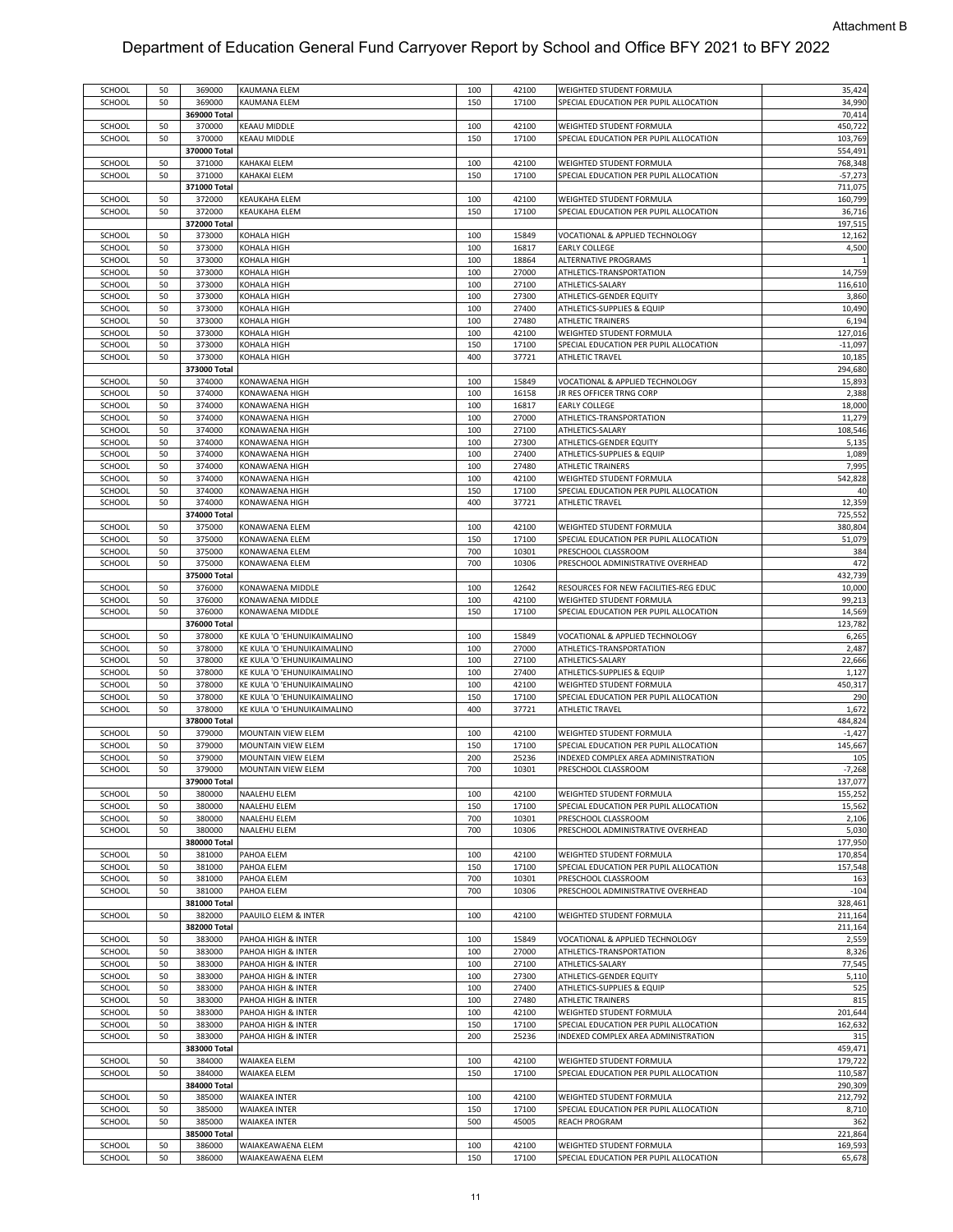Attachment B

# Department of Education General Fund Carryover Report by School and Office BFY 2021 to BFY 2022

| | | | | | | | |
|---|---|---|---|---|---|---|---|
| SCHOOL | 50 | 369000 | KAUMANA ELEM | 100 | 42100 | WEIGHTED STUDENT FORMULA | 35,424 |
| SCHOOL | 50 | 369000 | KAUMANA ELEM | 150 | 17100 | SPECIAL EDUCATION PER PUPIL ALLOCATION | 34,990 |
| | | 369000 Total | | | | | 70,414 |
| SCHOOL | 50 | 370000 | KEAAU MIDDLE | 100 | 42100 | WEIGHTED STUDENT FORMULA | 450,722 |
| SCHOOL | 50 | 370000 | KEAAU MIDDLE | 150 | 17100 | SPECIAL EDUCATION PER PUPIL ALLOCATION | 103,769 |
| | | 370000 Total | | | | | 554,491 |
| SCHOOL | 50 | 371000 | KAHAKAI ELEM | 100 | 42100 | WEIGHTED STUDENT FORMULA | 768,348 |
| SCHOOL | 50 | 371000 | KAHAKAI ELEM | 150 | 17100 | SPECIAL EDUCATION PER PUPIL ALLOCATION | -57,273 |
| | | 371000 Total | | | | | 711,075 |
| SCHOOL | 50 | 372000 | KEAUKAHA ELEM | 100 | 42100 | WEIGHTED STUDENT FORMULA | 160,799 |
| SCHOOL | 50 | 372000 | KEAUKAHA ELEM | 150 | 17100 | SPECIAL EDUCATION PER PUPIL ALLOCATION | 36,716 |
| | | 372000 Total | | | | | 197,515 |
| SCHOOL | 50 | 373000 | KOHALA HIGH | 100 | 15849 | VOCATIONAL & APPLIED TECHNOLOGY | 12,162 |
| SCHOOL | 50 | 373000 | KOHALA HIGH | 100 | 16817 | EARLY COLLEGE | 4,500 |
| SCHOOL | 50 | 373000 | KOHALA HIGH | 100 | 18864 | ALTERNATIVE PROGRAMS | 1 |
| SCHOOL | 50 | 373000 | KOHALA HIGH | 100 | 27000 | ATHLETICS-TRANSPORTATION | 14,759 |
| SCHOOL | 50 | 373000 | KOHALA HIGH | 100 | 27100 | ATHLETICS-SALARY | 116,610 |
| SCHOOL | 50 | 373000 | KOHALA HIGH | 100 | 27300 | ATHLETICS-GENDER EQUITY | 3,860 |
| SCHOOL | 50 | 373000 | KOHALA HIGH | 100 | 27400 | ATHLETICS-SUPPLIES & EQUIP | 10,490 |
| SCHOOL | 50 | 373000 | KOHALA HIGH | 100 | 27480 | ATHLETIC TRAINERS | 6,194 |
| SCHOOL | 50 | 373000 | KOHALA HIGH | 100 | 42100 | WEIGHTED STUDENT FORMULA | 127,016 |
| SCHOOL | 50 | 373000 | KOHALA HIGH | 150 | 17100 | SPECIAL EDUCATION PER PUPIL ALLOCATION | -11,097 |
| SCHOOL | 50 | 373000 | KOHALA HIGH | 400 | 37721 | ATHLETIC TRAVEL | 10,185 |
| | | 373000 Total | | | | | 294,680 |
| SCHOOL | 50 | 374000 | KONAWAENA HIGH | 100 | 15849 | VOCATIONAL & APPLIED TECHNOLOGY | 15,893 |
| SCHOOL | 50 | 374000 | KONAWAENA HIGH | 100 | 16158 | JR RES OFFICER TRNG CORP | 2,388 |
| SCHOOL | 50 | 374000 | KONAWAENA HIGH | 100 | 16817 | EARLY COLLEGE | 18,000 |
| SCHOOL | 50 | 374000 | KONAWAENA HIGH | 100 | 27000 | ATHLETICS-TRANSPORTATION | 11,279 |
| SCHOOL | 50 | 374000 | KONAWAENA HIGH | 100 | 27100 | ATHLETICS-SALARY | 108,546 |
| SCHOOL | 50 | 374000 | KONAWAENA HIGH | 100 | 27300 | ATHLETICS-GENDER EQUITY | 5,135 |
| SCHOOL | 50 | 374000 | KONAWAENA HIGH | 100 | 27400 | ATHLETICS-SUPPLIES & EQUIP | 1,089 |
| SCHOOL | 50 | 374000 | KONAWAENA HIGH | 100 | 27480 | ATHLETIC TRAINERS | 7,995 |
| SCHOOL | 50 | 374000 | KONAWAENA HIGH | 100 | 42100 | WEIGHTED STUDENT FORMULA | 542,828 |
| SCHOOL | 50 | 374000 | KONAWAENA HIGH | 150 | 17100 | SPECIAL EDUCATION PER PUPIL ALLOCATION | 40 |
| SCHOOL | 50 | 374000 | KONAWAENA HIGH | 400 | 37721 | ATHLETIC TRAVEL | 12,359 |
| | | 374000 Total | | | | | 725,552 |
| SCHOOL | 50 | 375000 | KONAWAENA ELEM | 100 | 42100 | WEIGHTED STUDENT FORMULA | 380,804 |
| SCHOOL | 50 | 375000 | KONAWAENA ELEM | 150 | 17100 | SPECIAL EDUCATION PER PUPIL ALLOCATION | 51,079 |
| SCHOOL | 50 | 375000 | KONAWAENA ELEM | 700 | 10301 | PRESCHOOL CLASSROOM | 384 |
| SCHOOL | 50 | 375000 | KONAWAENA ELEM | 700 | 10306 | PRESCHOOL ADMINISTRATIVE OVERHEAD | 472 |
| | | 375000 Total | | | | | 432,739 |
| SCHOOL | 50 | 376000 | KONAWAENA MIDDLE | 100 | 12642 | RESOURCES FOR NEW FACILITIES-REG EDUC | 10,000 |
| SCHOOL | 50 | 376000 | KONAWAENA MIDDLE | 100 | 42100 | WEIGHTED STUDENT FORMULA | 99,213 |
| SCHOOL | 50 | 376000 | KONAWAENA MIDDLE | 150 | 17100 | SPECIAL EDUCATION PER PUPIL ALLOCATION | 14,569 |
| | | 376000 Total | | | | | 123,782 |
| SCHOOL | 50 | 378000 | KE KULA 'O 'EHUNUIKAIMALINO | 100 | 15849 | VOCATIONAL & APPLIED TECHNOLOGY | 6,265 |
| SCHOOL | 50 | 378000 | KE KULA 'O 'EHUNUIKAIMALINO | 100 | 27000 | ATHLETICS-TRANSPORTATION | 2,487 |
| SCHOOL | 50 | 378000 | KE KULA 'O 'EHUNUIKAIMALINO | 100 | 27100 | ATHLETICS-SALARY | 22,666 |
| SCHOOL | 50 | 378000 | KE KULA 'O 'EHUNUIKAIMALINO | 100 | 27400 | ATHLETICS-SUPPLIES & EQUIP | 1,127 |
| SCHOOL | 50 | 378000 | KE KULA 'O 'EHUNUIKAIMALINO | 100 | 42100 | WEIGHTED STUDENT FORMULA | 450,317 |
| SCHOOL | 50 | 378000 | KE KULA 'O 'EHUNUIKAIMALINO | 150 | 17100 | SPECIAL EDUCATION PER PUPIL ALLOCATION | 290 |
| SCHOOL | 50 | 378000 | KE KULA 'O 'EHUNUIKAIMALINO | 400 | 37721 | ATHLETIC TRAVEL | 1,672 |
| | | 378000 Total | | | | | 484,824 |
| SCHOOL | 50 | 379000 | MOUNTAIN VIEW ELEM | 100 | 42100 | WEIGHTED STUDENT FORMULA | -1,427 |
| SCHOOL | 50 | 379000 | MOUNTAIN VIEW ELEM | 150 | 17100 | SPECIAL EDUCATION PER PUPIL ALLOCATION | 145,667 |
| SCHOOL | 50 | 379000 | MOUNTAIN VIEW ELEM | 200 | 25236 | INDEXED COMPLEX AREA ADMINISTRATION | 105 |
| SCHOOL | 50 | 379000 | MOUNTAIN VIEW ELEM | 700 | 10301 | PRESCHOOL CLASSROOM | -7,268 |
| | | 379000 Total | | | | | 137,077 |
| SCHOOL | 50 | 380000 | NAALEHU ELEM | 100 | 42100 | WEIGHTED STUDENT FORMULA | 155,252 |
| SCHOOL | 50 | 380000 | NAALEHU ELEM | 150 | 17100 | SPECIAL EDUCATION PER PUPIL ALLOCATION | 15,562 |
| SCHOOL | 50 | 380000 | NAALEHU ELEM | 700 | 10301 | PRESCHOOL CLASSROOM | 2,106 |
| SCHOOL | 50 | 380000 | NAALEHU ELEM | 700 | 10306 | PRESCHOOL ADMINISTRATIVE OVERHEAD | 5,030 |
| | | 380000 Total | | | | | 177,950 |
| SCHOOL | 50 | 381000 | PAHOA ELEM | 100 | 42100 | WEIGHTED STUDENT FORMULA | 170,854 |
| SCHOOL | 50 | 381000 | PAHOA ELEM | 150 | 17100 | SPECIAL EDUCATION PER PUPIL ALLOCATION | 157,548 |
| SCHOOL | 50 | 381000 | PAHOA ELEM | 700 | 10301 | PRESCHOOL CLASSROOM | 163 |
| SCHOOL | 50 | 381000 | PAHOA ELEM | 700 | 10306 | PRESCHOOL ADMINISTRATIVE OVERHEAD | -104 |
| | | 381000 Total | | | | | 328,461 |
| SCHOOL | 50 | 382000 | PAAUILO ELEM & INTER | 100 | 42100 | WEIGHTED STUDENT FORMULA | 211,164 |
| | | 382000 Total | | | | | 211,164 |
| SCHOOL | 50 | 383000 | PAHOA HIGH & INTER | 100 | 15849 | VOCATIONAL & APPLIED TECHNOLOGY | 2,559 |
| SCHOOL | 50 | 383000 | PAHOA HIGH & INTER | 100 | 27000 | ATHLETICS-TRANSPORTATION | 8,326 |
| SCHOOL | 50 | 383000 | PAHOA HIGH & INTER | 100 | 27100 | ATHLETICS-SALARY | 77,545 |
| SCHOOL | 50 | 383000 | PAHOA HIGH & INTER | 100 | 27300 | ATHLETICS-GENDER EQUITY | 5,110 |
| SCHOOL | 50 | 383000 | PAHOA HIGH & INTER | 100 | 27400 | ATHLETICS-SUPPLIES & EQUIP | 525 |
| SCHOOL | 50 | 383000 | PAHOA HIGH & INTER | 100 | 27480 | ATHLETIC TRAINERS | 815 |
| SCHOOL | 50 | 383000 | PAHOA HIGH & INTER | 100 | 42100 | WEIGHTED STUDENT FORMULA | 201,644 |
| SCHOOL | 50 | 383000 | PAHOA HIGH & INTER | 150 | 17100 | SPECIAL EDUCATION PER PUPIL ALLOCATION | 162,632 |
| SCHOOL | 50 | 383000 | PAHOA HIGH & INTER | 200 | 25236 | INDEXED COMPLEX AREA ADMINISTRATION | 315 |
| | | 383000 Total | | | | | 459,471 |
| SCHOOL | 50 | 384000 | WAIAKEA ELEM | 100 | 42100 | WEIGHTED STUDENT FORMULA | 179,722 |
| SCHOOL | 50 | 384000 | WAIAKEA ELEM | 150 | 17100 | SPECIAL EDUCATION PER PUPIL ALLOCATION | 110,587 |
| | | 384000 Total | | | | | 290,309 |
| SCHOOL | 50 | 385000 | WAIAKEA INTER | 100 | 42100 | WEIGHTED STUDENT FORMULA | 212,792 |
| SCHOOL | 50 | 385000 | WAIAKEA INTER | 150 | 17100 | SPECIAL EDUCATION PER PUPIL ALLOCATION | 8,710 |
| SCHOOL | 50 | 385000 | WAIAKEA INTER | 500 | 45005 | REACH PROGRAM | 362 |
| | | 385000 Total | | | | | 221,864 |
| SCHOOL | 50 | 386000 | WAIAKEAWAENA ELEM | 100 | 42100 | WEIGHTED STUDENT FORMULA | 169,593 |
| SCHOOL | 50 | 386000 | WAIAKEAWAENA ELEM | 150 | 17100 | SPECIAL EDUCATION PER PUPIL ALLOCATION | 65,678 |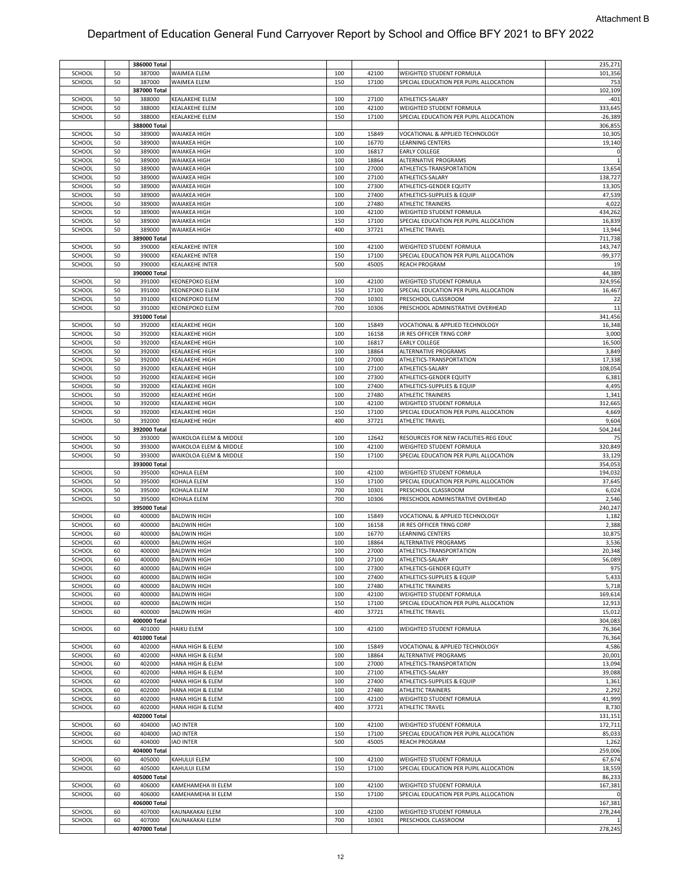Attachment B

# Department of Education General Fund Carryover Report by School and Office BFY 2021 to BFY 2022

| | | | | | | | |
|---|---|---|---|---|---|---|---|
| | | 386000 Total | | | | | 235,271 |
| SCHOOL | 50 | 387000 | WAIMEA ELEM | 100 | 42100 | WEIGHTED STUDENT FORMULA | 101,356 |
| SCHOOL | 50 | 387000 | WAIMEA ELEM | 150 | 17100 | SPECIAL EDUCATION PER PUPIL ALLOCATION | 753 |
| | | 387000 Total | | | | | 102,109 |
| SCHOOL | 50 | 388000 | KEALAKEHE ELEM | 100 | 27100 | ATHLETICS-SALARY | -401 |
| SCHOOL | 50 | 388000 | KEALAKEHE ELEM | 100 | 42100 | WEIGHTED STUDENT FORMULA | 333,645 |
| SCHOOL | 50 | 388000 | KEALAKEHE ELEM | 150 | 17100 | SPECIAL EDUCATION PER PUPIL ALLOCATION | -26,389 |
| | | 388000 Total | | | | | 306,855 |
| SCHOOL | 50 | 389000 | WAIAKEA HIGH | 100 | 15849 | VOCATIONAL & APPLIED TECHNOLOGY | 10,305 |
| SCHOOL | 50 | 389000 | WAIAKEA HIGH | 100 | 16770 | LEARNING CENTERS | 19,140 |
| SCHOOL | 50 | 389000 | WAIAKEA HIGH | 100 | 16817 | EARLY COLLEGE | 0 |
| SCHOOL | 50 | 389000 | WAIAKEA HIGH | 100 | 18864 | ALTERNATIVE PROGRAMS | 1 |
| SCHOOL | 50 | 389000 | WAIAKEA HIGH | 100 | 27000 | ATHLETICS-TRANSPORTATION | 13,654 |
| SCHOOL | 50 | 389000 | WAIAKEA HIGH | 100 | 27100 | ATHLETICS-SALARY | 138,727 |
| SCHOOL | 50 | 389000 | WAIAKEA HIGH | 100 | 27300 | ATHLETICS-GENDER EQUITY | 13,305 |
| SCHOOL | 50 | 389000 | WAIAKEA HIGH | 100 | 27400 | ATHLETICS-SUPPLIES & EQUIP | 47,539 |
| SCHOOL | 50 | 389000 | WAIAKEA HIGH | 100 | 27480 | ATHLETIC TRAINERS | 4,022 |
| SCHOOL | 50 | 389000 | WAIAKEA HIGH | 100 | 42100 | WEIGHTED STUDENT FORMULA | 434,262 |
| SCHOOL | 50 | 389000 | WAIAKEA HIGH | 150 | 17100 | SPECIAL EDUCATION PER PUPIL ALLOCATION | 16,839 |
| SCHOOL | 50 | 389000 | WAIAKEA HIGH | 400 | 37721 | ATHLETIC TRAVEL | 13,944 |
| | | 389000 Total | | | | | 711,738 |
| SCHOOL | 50 | 390000 | KEALAKEHE INTER | 100 | 42100 | WEIGHTED STUDENT FORMULA | 143,747 |
| SCHOOL | 50 | 390000 | KEALAKEHE INTER | 150 | 17100 | SPECIAL EDUCATION PER PUPIL ALLOCATION | -99,377 |
| SCHOOL | 50 | 390000 | KEALAKEHE INTER | 500 | 45005 | REACH PROGRAM | 19 |
| | | 390000 Total | | | | | 44,389 |
| SCHOOL | 50 | 391000 | KEONEPOKO ELEM | 100 | 42100 | WEIGHTED STUDENT FORMULA | 324,956 |
| SCHOOL | 50 | 391000 | KEONEPOKO ELEM | 150 | 17100 | SPECIAL EDUCATION PER PUPIL ALLOCATION | 16,467 |
| SCHOOL | 50 | 391000 | KEONEPOKO ELEM | 700 | 10301 | PRESCHOOL CLASSROOM | 22 |
| SCHOOL | 50 | 391000 | KEONEPOKO ELEM | 700 | 10306 | PRESCHOOL ADMINISTRATIVE OVERHEAD | 11 |
| | | 391000 Total | | | | | 341,456 |
| SCHOOL | 50 | 392000 | KEALAKEHE HIGH | 100 | 15849 | VOCATIONAL & APPLIED TECHNOLOGY | 16,348 |
| SCHOOL | 50 | 392000 | KEALAKEHE HIGH | 100 | 16158 | JR RES OFFICER TRNG CORP | 3,000 |
| SCHOOL | 50 | 392000 | KEALAKEHE HIGH | 100 | 16817 | EARLY COLLEGE | 16,500 |
| SCHOOL | 50 | 392000 | KEALAKEHE HIGH | 100 | 18864 | ALTERNATIVE PROGRAMS | 3,849 |
| SCHOOL | 50 | 392000 | KEALAKEHE HIGH | 100 | 27000 | ATHLETICS-TRANSPORTATION | 17,338 |
| SCHOOL | 50 | 392000 | KEALAKEHE HIGH | 100 | 27100 | ATHLETICS-SALARY | 108,054 |
| SCHOOL | 50 | 392000 | KEALAKEHE HIGH | 100 | 27300 | ATHLETICS-GENDER EQUITY | 6,381 |
| SCHOOL | 50 | 392000 | KEALAKEHE HIGH | 100 | 27400 | ATHLETICS-SUPPLIES & EQUIP | 4,495 |
| SCHOOL | 50 | 392000 | KEALAKEHE HIGH | 100 | 27480 | ATHLETIC TRAINERS | 1,341 |
| SCHOOL | 50 | 392000 | KEALAKEHE HIGH | 100 | 42100 | WEIGHTED STUDENT FORMULA | 312,665 |
| SCHOOL | 50 | 392000 | KEALAKEHE HIGH | 150 | 17100 | SPECIAL EDUCATION PER PUPIL ALLOCATION | 4,669 |
| SCHOOL | 50 | 392000 | KEALAKEHE HIGH | 400 | 37721 | ATHLETIC TRAVEL | 9,604 |
| | | 392000 Total | | | | | 504,244 |
| SCHOOL | 50 | 393000 | WAIKOLOA ELEM & MIDDLE | 100 | 12642 | RESOURCES FOR NEW FACILITIES-REG EDUC | 75 |
| SCHOOL | 50 | 393000 | WAIKOLOA ELEM & MIDDLE | 100 | 42100 | WEIGHTED STUDENT FORMULA | 320,849 |
| SCHOOL | 50 | 393000 | WAIKOLOA ELEM & MIDDLE | 150 | 17100 | SPECIAL EDUCATION PER PUPIL ALLOCATION | 33,129 |
| | | 393000 Total | | | | | 354,053 |
| SCHOOL | 50 | 395000 | KOHALA ELEM | 100 | 42100 | WEIGHTED STUDENT FORMULA | 194,032 |
| SCHOOL | 50 | 395000 | KOHALA ELEM | 150 | 17100 | SPECIAL EDUCATION PER PUPIL ALLOCATION | 37,645 |
| SCHOOL | 50 | 395000 | KOHALA ELEM | 700 | 10301 | PRESCHOOL CLASSROOM | 6,024 |
| SCHOOL | 50 | 395000 | KOHALA ELEM | 700 | 10306 | PRESCHOOL ADMINISTRATIVE OVERHEAD | 2,546 |
| | | 395000 Total | | | | | 240,247 |
| SCHOOL | 60 | 400000 | BALDWIN HIGH | 100 | 15849 | VOCATIONAL & APPLIED TECHNOLOGY | 1,182 |
| SCHOOL | 60 | 400000 | BALDWIN HIGH | 100 | 16158 | JR RES OFFICER TRNG CORP | 2,388 |
| SCHOOL | 60 | 400000 | BALDWIN HIGH | 100 | 16770 | LEARNING CENTERS | 10,875 |
| SCHOOL | 60 | 400000 | BALDWIN HIGH | 100 | 18864 | ALTERNATIVE PROGRAMS | 3,536 |
| SCHOOL | 60 | 400000 | BALDWIN HIGH | 100 | 27000 | ATHLETICS-TRANSPORTATION | 20,348 |
| SCHOOL | 60 | 400000 | BALDWIN HIGH | 100 | 27100 | ATHLETICS-SALARY | 56,089 |
| SCHOOL | 60 | 400000 | BALDWIN HIGH | 100 | 27300 | ATHLETICS-GENDER EQUITY | 975 |
| SCHOOL | 60 | 400000 | BALDWIN HIGH | 100 | 27400 | ATHLETICS-SUPPLIES & EQUIP | 5,433 |
| SCHOOL | 60 | 400000 | BALDWIN HIGH | 100 | 27480 | ATHLETIC TRAINERS | 5,718 |
| SCHOOL | 60 | 400000 | BALDWIN HIGH | 100 | 42100 | WEIGHTED STUDENT FORMULA | 169,614 |
| SCHOOL | 60 | 400000 | BALDWIN HIGH | 150 | 17100 | SPECIAL EDUCATION PER PUPIL ALLOCATION | 12,913 |
| SCHOOL | 60 | 400000 | BALDWIN HIGH | 400 | 37721 | ATHLETIC TRAVEL | 15,012 |
| | | 400000 Total | | | | | 304,083 |
| SCHOOL | 60 | 401000 | HAIKU ELEM | 100 | 42100 | WEIGHTED STUDENT FORMULA | 76,364 |
| | | 401000 Total | | | | | 76,364 |
| SCHOOL | 60 | 402000 | HANA HIGH & ELEM | 100 | 15849 | VOCATIONAL & APPLIED TECHNOLOGY | 4,586 |
| SCHOOL | 60 | 402000 | HANA HIGH & ELEM | 100 | 18864 | ALTERNATIVE PROGRAMS | 20,001 |
| SCHOOL | 60 | 402000 | HANA HIGH & ELEM | 100 | 27000 | ATHLETICS-TRANSPORTATION | 13,094 |
| SCHOOL | 60 | 402000 | HANA HIGH & ELEM | 100 | 27100 | ATHLETICS-SALARY | 39,088 |
| SCHOOL | 60 | 402000 | HANA HIGH & ELEM | 100 | 27400 | ATHLETICS-SUPPLIES & EQUIP | 1,361 |
| SCHOOL | 60 | 402000 | HANA HIGH & ELEM | 100 | 27480 | ATHLETIC TRAINERS | 2,292 |
| SCHOOL | 60 | 402000 | HANA HIGH & ELEM | 100 | 42100 | WEIGHTED STUDENT FORMULA | 41,999 |
| SCHOOL | 60 | 402000 | HANA HIGH & ELEM | 400 | 37721 | ATHLETIC TRAVEL | 8,730 |
| | | 402000 Total | | | | | 131,151 |
| SCHOOL | 60 | 404000 | IAO INTER | 100 | 42100 | WEIGHTED STUDENT FORMULA | 172,711 |
| SCHOOL | 60 | 404000 | IAO INTER | 150 | 17100 | SPECIAL EDUCATION PER PUPIL ALLOCATION | 85,033 |
| SCHOOL | 60 | 404000 | IAO INTER | 500 | 45005 | REACH PROGRAM | 1,262 |
| | | 404000 Total | | | | | 259,006 |
| SCHOOL | 60 | 405000 | KAHULUI ELEM | 100 | 42100 | WEIGHTED STUDENT FORMULA | 67,674 |
| SCHOOL | 60 | 405000 | KAHULUI ELEM | 150 | 17100 | SPECIAL EDUCATION PER PUPIL ALLOCATION | 18,559 |
| | | 405000 Total | | | | | 86,233 |
| SCHOOL | 60 | 406000 | KAMEHAMEHA III ELEM | 100 | 42100 | WEIGHTED STUDENT FORMULA | 167,381 |
| SCHOOL | 60 | 406000 | KAMEHAMEHA III ELEM | 150 | 17100 | SPECIAL EDUCATION PER PUPIL ALLOCATION | 0 |
| | | 406000 Total | | | | | 167,381 |
| SCHOOL | 60 | 407000 | KAUNAKAKAI ELEM | 100 | 42100 | WEIGHTED STUDENT FORMULA | 278,244 |
| SCHOOL | 60 | 407000 | KAUNAKAKAI ELEM | 700 | 10301 | PRESCHOOL CLASSROOM | 1 |
| | | 407000 Total | | | | | 278,245 |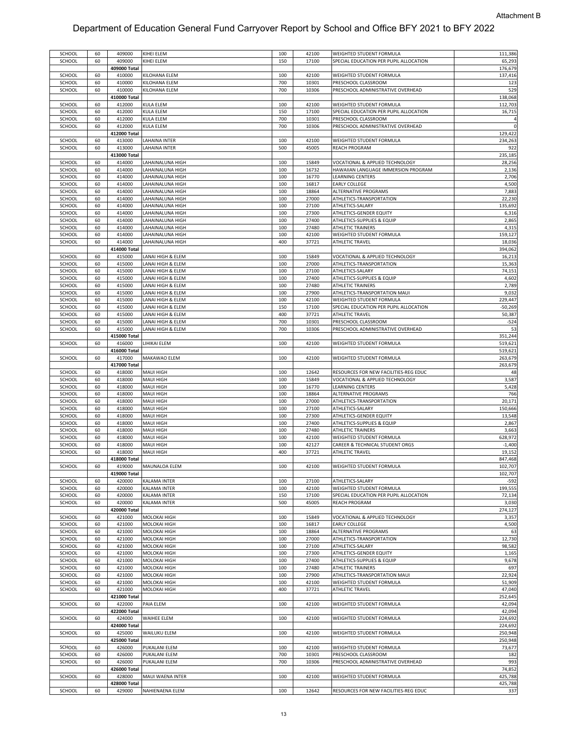Attachment B

# Department of Education General Fund Carryover Report by School and Office BFY 2021 to BFY 2022

| | | | | | | | |
|---|---|---|---|---|---|---|---|
| SCHOOL | 60 | 409000 | KIHEI ELEM | 100 | 42100 | WEIGHTED STUDENT FORMULA | 111,386 |
| SCHOOL | 60 | 409000 | KIHEI ELEM | 150 | 17100 | SPECIAL EDUCATION PER PUPIL ALLOCATION | 65,293 |
| | | 409000 Total | | | | | 176,679 |
| SCHOOL | 60 | 410000 | KILOHANA ELEM | 100 | 42100 | WEIGHTED STUDENT FORMULA | 137,416 |
| SCHOOL | 60 | 410000 | KILOHANA ELEM | 700 | 10301 | PRESCHOOL CLASSROOM | 123 |
| SCHOOL | 60 | 410000 | KILOHANA ELEM | 700 | 10306 | PRESCHOOL ADMINISTRATIVE OVERHEAD | 529 |
| | | 410000 Total | | | | | 138,068 |
| SCHOOL | 60 | 412000 | KULA ELEM | 100 | 42100 | WEIGHTED STUDENT FORMULA | 112,703 |
| SCHOOL | 60 | 412000 | KULA ELEM | 150 | 17100 | SPECIAL EDUCATION PER PUPIL ALLOCATION | 16,715 |
| SCHOOL | 60 | 412000 | KULA ELEM | 700 | 10301 | PRESCHOOL CLASSROOM | 4 |
| SCHOOL | 60 | 412000 | KULA ELEM | 700 | 10306 | PRESCHOOL ADMINISTRATIVE OVERHEAD | 0 |
| | | 412000 Total | | | | | 129,422 |
| SCHOOL | 60 | 413000 | LAHAINA INTER | 100 | 42100 | WEIGHTED STUDENT FORMULA | 234,263 |
| SCHOOL | 60 | 413000 | LAHAINA INTER | 500 | 45005 | REACH PROGRAM | 922 |
| | | 413000 Total | | | | | 235,185 |
| SCHOOL | 60 | 414000 | LAHAINALUNA HIGH | 100 | 15849 | VOCATIONAL & APPLIED TECHNOLOGY | 28,256 |
| SCHOOL | 60 | 414000 | LAHAINALUNA HIGH | 100 | 16732 | HAWAIIAN LANGUAGE IMMERSION PROGRAM | 2,136 |
| SCHOOL | 60 | 414000 | LAHAINALUNA HIGH | 100 | 16770 | LEARNING CENTERS | 2,706 |
| SCHOOL | 60 | 414000 | LAHAINALUNA HIGH | 100 | 16817 | EARLY COLLEGE | 4,500 |
| SCHOOL | 60 | 414000 | LAHAINALUNA HIGH | 100 | 18864 | ALTERNATIVE PROGRAMS | 7,883 |
| SCHOOL | 60 | 414000 | LAHAINALUNA HIGH | 100 | 27000 | ATHLETICS-TRANSPORTATION | 22,230 |
| SCHOOL | 60 | 414000 | LAHAINALUNA HIGH | 100 | 27100 | ATHLETICS-SALARY | 135,692 |
| SCHOOL | 60 | 414000 | LAHAINALUNA HIGH | 100 | 27300 | ATHLETICS-GENDER EQUITY | 6,316 |
| SCHOOL | 60 | 414000 | LAHAINALUNA HIGH | 100 | 27400 | ATHLETICS-SUPPLIES & EQUIP | 2,865 |
| SCHOOL | 60 | 414000 | LAHAINALUNA HIGH | 100 | 27480 | ATHLETIC TRAINERS | 4,315 |
| SCHOOL | 60 | 414000 | LAHAINALUNA HIGH | 100 | 42100 | WEIGHTED STUDENT FORMULA | 159,127 |
| SCHOOL | 60 | 414000 | LAHAINALUNA HIGH | 400 | 37721 | ATHLETIC TRAVEL | 18,036 |
| | | 414000 Total | | | | | 394,062 |
| SCHOOL | 60 | 415000 | LANAI HIGH & ELEM | 100 | 15849 | VOCATIONAL & APPLIED TECHNOLOGY | 16,213 |
| SCHOOL | 60 | 415000 | LANAI HIGH & ELEM | 100 | 27000 | ATHLETICS-TRANSPORTATION | 15,363 |
| SCHOOL | 60 | 415000 | LANAI HIGH & ELEM | 100 | 27100 | ATHLETICS-SALARY | 74,151 |
| SCHOOL | 60 | 415000 | LANAI HIGH & ELEM | 100 | 27400 | ATHLETICS-SUPPLIES & EQUIP | 4,602 |
| SCHOOL | 60 | 415000 | LANAI HIGH & ELEM | 100 | 27480 | ATHLETIC TRAINERS | 2,789 |
| SCHOOL | 60 | 415000 | LANAI HIGH & ELEM | 100 | 27900 | ATHLETICS-TRANSPORTATION MAUI | 9,032 |
| SCHOOL | 60 | 415000 | LANAI HIGH & ELEM | 100 | 42100 | WEIGHTED STUDENT FORMULA | 229,447 |
| SCHOOL | 60 | 415000 | LANAI HIGH & ELEM | 150 | 17100 | SPECIAL EDUCATION PER PUPIL ALLOCATION | -50,269 |
| SCHOOL | 60 | 415000 | LANAI HIGH & ELEM | 400 | 37721 | ATHLETIC TRAVEL | 50,387 |
| SCHOOL | 60 | 415000 | LANAI HIGH & ELEM | 700 | 10301 | PRESCHOOL CLASSROOM | -524 |
| SCHOOL | 60 | 415000 | LANAI HIGH & ELEM | 700 | 10306 | PRESCHOOL ADMINISTRATIVE OVERHEAD | 53 |
| | | 415000 Total | | | | | 351,244 |
| SCHOOL | 60 | 416000 | LIHIKAI ELEM | 100 | 42100 | WEIGHTED STUDENT FORMULA | 519,621 |
| | | 416000 Total | | | | | 519,621 |
| SCHOOL | 60 | 417000 | MAKAWAO ELEM | 100 | 42100 | WEIGHTED STUDENT FORMULA | 263,679 |
| | | 417000 Total | | | | | 263,679 |
| SCHOOL | 60 | 418000 | MAUI HIGH | 100 | 12642 | RESOURCES FOR NEW FACILITIES-REG EDUC | 48 |
| SCHOOL | 60 | 418000 | MAUI HIGH | 100 | 15849 | VOCATIONAL & APPLIED TECHNOLOGY | 3,587 |
| SCHOOL | 60 | 418000 | MAUI HIGH | 100 | 16770 | LEARNING CENTERS | 5,428 |
| SCHOOL | 60 | 418000 | MAUI HIGH | 100 | 18864 | ALTERNATIVE PROGRAMS | 766 |
| SCHOOL | 60 | 418000 | MAUI HIGH | 100 | 27000 | ATHLETICS-TRANSPORTATION | 20,171 |
| SCHOOL | 60 | 418000 | MAUI HIGH | 100 | 27100 | ATHLETICS-SALARY | 150,666 |
| SCHOOL | 60 | 418000 | MAUI HIGH | 100 | 27300 | ATHLETICS-GENDER EQUITY | 13,548 |
| SCHOOL | 60 | 418000 | MAUI HIGH | 100 | 27400 | ATHLETICS-SUPPLIES & EQUIP | 2,867 |
| SCHOOL | 60 | 418000 | MAUI HIGH | 100 | 27480 | ATHLETIC TRAINERS | 3,663 |
| SCHOOL | 60 | 418000 | MAUI HIGH | 100 | 42100 | WEIGHTED STUDENT FORMULA | 628,972 |
| SCHOOL | 60 | 418000 | MAUI HIGH | 100 | 42127 | CAREER & TECHNICAL STUDENT ORGS | -1,400 |
| SCHOOL | 60 | 418000 | MAUI HIGH | 400 | 37721 | ATHLETIC TRAVEL | 19,152 |
| | | 418000 Total | | | | | 847,468 |
| SCHOOL | 60 | 419000 | MAUNALOA ELEM | 100 | 42100 | WEIGHTED STUDENT FORMULA | 102,707 |
| | | 419000 Total | | | | | 102,707 |
| SCHOOL | 60 | 420000 | KALAMA INTER | 100 | 27100 | ATHLETICS-SALARY | -592 |
| SCHOOL | 60 | 420000 | KALAMA INTER | 100 | 42100 | WEIGHTED STUDENT FORMULA | 199,555 |
| SCHOOL | 60 | 420000 | KALAMA INTER | 150 | 17100 | SPECIAL EDUCATION PER PUPIL ALLOCATION | 72,134 |
| SCHOOL | 60 | 420000 | KALAMA INTER | 500 | 45005 | REACH PROGRAM | 3,030 |
| | | 420000 Total | | | | | 274,127 |
| SCHOOL | 60 | 421000 | MOLOKAI HIGH | 100 | 15849 | VOCATIONAL & APPLIED TECHNOLOGY | 3,357 |
| SCHOOL | 60 | 421000 | MOLOKAI HIGH | 100 | 16817 | EARLY COLLEGE | 4,500 |
| SCHOOL | 60 | 421000 | MOLOKAI HIGH | 100 | 18864 | ALTERNATIVE PROGRAMS | 63 |
| SCHOOL | 60 | 421000 | MOLOKAI HIGH | 100 | 27000 | ATHLETICS-TRANSPORTATION | 12,730 |
| SCHOOL | 60 | 421000 | MOLOKAI HIGH | 100 | 27100 | ATHLETICS-SALARY | 98,582 |
| SCHOOL | 60 | 421000 | MOLOKAI HIGH | 100 | 27300 | ATHLETICS-GENDER EQUITY | 1,165 |
| SCHOOL | 60 | 421000 | MOLOKAI HIGH | 100 | 27400 | ATHLETICS-SUPPLIES & EQUIP | 9,678 |
| SCHOOL | 60 | 421000 | MOLOKAI HIGH | 100 | 27480 | ATHLETIC TRAINERS | 697 |
| SCHOOL | 60 | 421000 | MOLOKAI HIGH | 100 | 27900 | ATHLETICS-TRANSPORTATION MAUI | 22,924 |
| SCHOOL | 60 | 421000 | MOLOKAI HIGH | 100 | 42100 | WEIGHTED STUDENT FORMULA | 51,909 |
| SCHOOL | 60 | 421000 | MOLOKAI HIGH | 400 | 37721 | ATHLETIC TRAVEL | 47,040 |
| | | 421000 Total | | | | | 252,645 |
| SCHOOL | 60 | 422000 | PAIA ELEM | 100 | 42100 | WEIGHTED STUDENT FORMULA | 42,094 |
| | | 422000 Total | | | | | 42,094 |
| SCHOOL | 60 | 424000 | WAIHEE ELEM | 100 | 42100 | WEIGHTED STUDENT FORMULA | 224,692 |
| | | 424000 Total | | | | | 224,692 |
| SCHOOL | 60 | 425000 | WAILUKU ELEM | 100 | 42100 | WEIGHTED STUDENT FORMULA | 250,948 |
| | | 425000 Total | | | | | 250,948 |
| SCHOOL | 60 | 426000 | PUKALANI ELEM | 100 | 42100 | WEIGHTED STUDENT FORMULA | 73,677 |
| SCHOOL | 60 | 426000 | PUKALANI ELEM | 700 | 10301 | PRESCHOOL CLASSROOM | 182 |
| SCHOOL | 60 | 426000 | PUKALANI ELEM | 700 | 10306 | PRESCHOOL ADMINISTRATIVE OVERHEAD | 993 |
| | | 426000 Total | | | | | 74,852 |
| SCHOOL | 60 | 428000 | MAUI WAENA INTER | 100 | 42100 | WEIGHTED STUDENT FORMULA | 425,788 |
| | | 428000 Total | | | | | 425,788 |
| SCHOOL | 60 | 429000 | NAHIENAENA ELEM | 100 | 12642 | RESOURCES FOR NEW FACILITIES-REG EDUC | 337 |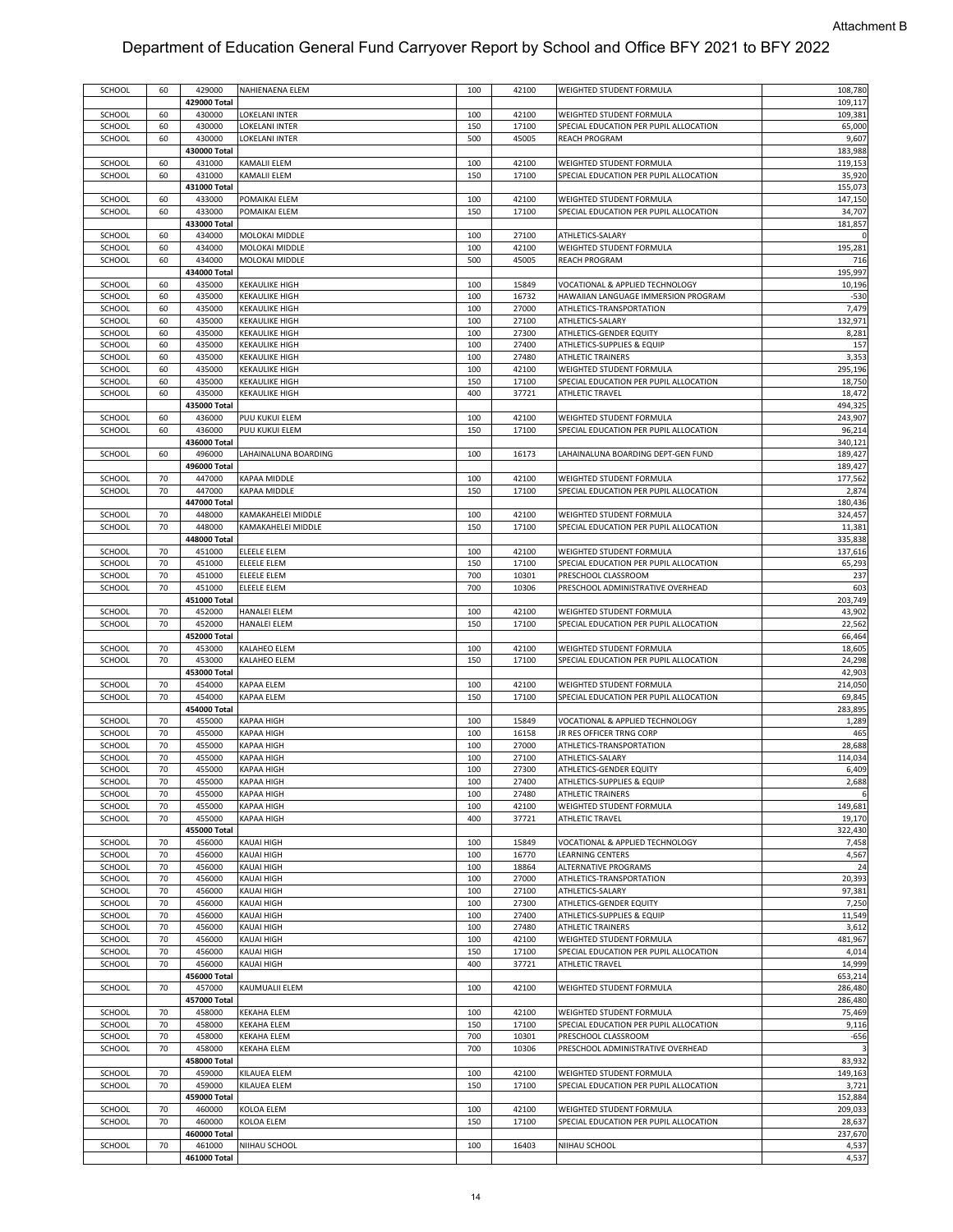Attachment B

# Department of Education General Fund Carryover Report by School and Office BFY 2021 to BFY 2022

| | | | | | | | |
|---|---|---|---|---|---|---|---|
| SCHOOL | 60 | 429000 | NAHIENAENA ELEM | 100 | 42100 | WEIGHTED STUDENT FORMULA | 108,780 |
| | | **429000 Total** | | | | | 109,117 |
| SCHOOL | 60 | 430000 | LOKELANI INTER | 100 | 42100 | WEIGHTED STUDENT FORMULA | 109,381 |
| SCHOOL | 60 | 430000 | LOKELANI INTER | 150 | 17100 | SPECIAL EDUCATION PER PUPIL ALLOCATION | 65,000 |
| SCHOOL | 60 | 430000 | LOKELANI INTER | 500 | 45005 | REACH PROGRAM | 9,607 |
| | | **430000 Total** | | | | | 183,988 |
| SCHOOL | 60 | 431000 | KAMALII ELEM | 100 | 42100 | WEIGHTED STUDENT FORMULA | 119,153 |
| SCHOOL | 60 | 431000 | KAMALII ELEM | 150 | 17100 | SPECIAL EDUCATION PER PUPIL ALLOCATION | 35,920 |
| | | **431000 Total** | | | | | 155,073 |
| SCHOOL | 60 | 433000 | POMAIKAI ELEM | 100 | 42100 | WEIGHTED STUDENT FORMULA | 147,150 |
| SCHOOL | 60 | 433000 | POMAIKAI ELEM | 150 | 17100 | SPECIAL EDUCATION PER PUPIL ALLOCATION | 34,707 |
| | | **433000 Total** | | | | | 181,857 |
| SCHOOL | 60 | 434000 | MOLOKAI MIDDLE | 100 | 27100 | ATHLETICS-SALARY | 0 |
| SCHOOL | 60 | 434000 | MOLOKAI MIDDLE | 100 | 42100 | WEIGHTED STUDENT FORMULA | 195,281 |
| SCHOOL | 60 | 434000 | MOLOKAI MIDDLE | 500 | 45005 | REACH PROGRAM | 716 |
| | | **434000 Total** | | | | | 195,997 |
| SCHOOL | 60 | 435000 | KEKAULIKE HIGH | 100 | 15849 | VOCATIONAL & APPLIED TECHNOLOGY | 10,196 |
| SCHOOL | 60 | 435000 | KEKAULIKE HIGH | 100 | 16732 | HAWAIIAN LANGUAGE IMMERSION PROGRAM | -530 |
| SCHOOL | 60 | 435000 | KEKAULIKE HIGH | 100 | 27000 | ATHLETICS-TRANSPORTATION | 7,479 |
| SCHOOL | 60 | 435000 | KEKAULIKE HIGH | 100 | 27100 | ATHLETICS-SALARY | 132,971 |
| SCHOOL | 60 | 435000 | KEKAULIKE HIGH | 100 | 27300 | ATHLETICS-GENDER EQUITY | 8,281 |
| SCHOOL | 60 | 435000 | KEKAULIKE HIGH | 100 | 27400 | ATHLETICS-SUPPLIES & EQUIP | 157 |
| SCHOOL | 60 | 435000 | KEKAULIKE HIGH | 100 | 27480 | ATHLETIC TRAINERS | 3,353 |
| SCHOOL | 60 | 435000 | KEKAULIKE HIGH | 100 | 42100 | WEIGHTED STUDENT FORMULA | 295,196 |
| SCHOOL | 60 | 435000 | KEKAULIKE HIGH | 150 | 17100 | SPECIAL EDUCATION PER PUPIL ALLOCATION | 18,750 |
| SCHOOL | 60 | 435000 | KEKAULIKE HIGH | 400 | 37721 | ATHLETIC TRAVEL | 18,472 |
| | | **435000 Total** | | | | | 494,325 |
| SCHOOL | 60 | 436000 | PUU KUKUI ELEM | 100 | 42100 | WEIGHTED STUDENT FORMULA | 243,907 |
| SCHOOL | 60 | 436000 | PUU KUKUI ELEM | 150 | 17100 | SPECIAL EDUCATION PER PUPIL ALLOCATION | 96,214 |
| | | **436000 Total** | | | | | 340,121 |
| SCHOOL | 60 | 496000 | LAHAINALUNA BOARDING | 100 | 16173 | LAHAINALUNA BOARDING DEPT-GEN FUND | 189,427 |
| | | **496000 Total** | | | | | 189,427 |
| SCHOOL | 70 | 447000 | KAPAA MIDDLE | 100 | 42100 | WEIGHTED STUDENT FORMULA | 177,562 |
| SCHOOL | 70 | 447000 | KAPAA MIDDLE | 150 | 17100 | SPECIAL EDUCATION PER PUPIL ALLOCATION | 2,874 |
| | | **447000 Total** | | | | | 180,436 |
| SCHOOL | 70 | 448000 | KAMAKAHELEI MIDDLE | 100 | 42100 | WEIGHTED STUDENT FORMULA | 324,457 |
| SCHOOL | 70 | 448000 | KAMAKAHELEI MIDDLE | 150 | 17100 | SPECIAL EDUCATION PER PUPIL ALLOCATION | 11,381 |
| | | **448000 Total** | | | | | 335,838 |
| SCHOOL | 70 | 451000 | ELEELE ELEM | 100 | 42100 | WEIGHTED STUDENT FORMULA | 137,616 |
| SCHOOL | 70 | 451000 | ELEELE ELEM | 150 | 17100 | SPECIAL EDUCATION PER PUPIL ALLOCATION | 65,293 |
| SCHOOL | 70 | 451000 | ELEELE ELEM | 700 | 10301 | PRESCHOOL CLASSROOM | 237 |
| SCHOOL | 70 | 451000 | ELEELE ELEM | 700 | 10306 | PRESCHOOL ADMINISTRATIVE OVERHEAD | 603 |
| | | **451000 Total** | | | | | 203,749 |
| SCHOOL | 70 | 452000 | HANALEI ELEM | 100 | 42100 | WEIGHTED STUDENT FORMULA | 43,902 |
| SCHOOL | 70 | 452000 | HANALEI ELEM | 150 | 17100 | SPECIAL EDUCATION PER PUPIL ALLOCATION | 22,562 |
| | | **452000 Total** | | | | | 66,464 |
| SCHOOL | 70 | 453000 | KALAHEO ELEM | 100 | 42100 | WEIGHTED STUDENT FORMULA | 18,605 |
| SCHOOL | 70 | 453000 | KALAHEO ELEM | 150 | 17100 | SPECIAL EDUCATION PER PUPIL ALLOCATION | 24,298 |
| | | **453000 Total** | | | | | 42,903 |
| SCHOOL | 70 | 454000 | KAPAA ELEM | 100 | 42100 | WEIGHTED STUDENT FORMULA | 214,050 |
| SCHOOL | 70 | 454000 | KAPAA ELEM | 150 | 17100 | SPECIAL EDUCATION PER PUPIL ALLOCATION | 69,845 |
| | | **454000 Total** | | | | | 283,895 |
| SCHOOL | 70 | 455000 | KAPAA HIGH | 100 | 15849 | VOCATIONAL & APPLIED TECHNOLOGY | 1,289 |
| SCHOOL | 70 | 455000 | KAPAA HIGH | 100 | 16158 | JR RES OFFICER TRNG CORP | 465 |
| SCHOOL | 70 | 455000 | KAPAA HIGH | 100 | 27000 | ATHLETICS-TRANSPORTATION | 28,688 |
| SCHOOL | 70 | 455000 | KAPAA HIGH | 100 | 27100 | ATHLETICS-SALARY | 114,034 |
| SCHOOL | 70 | 455000 | KAPAA HIGH | 100 | 27300 | ATHLETICS-GENDER EQUITY | 6,409 |
| SCHOOL | 70 | 455000 | KAPAA HIGH | 100 | 27400 | ATHLETICS-SUPPLIES & EQUIP | 2,688 |
| SCHOOL | 70 | 455000 | KAPAA HIGH | 100 | 27480 | ATHLETIC TRAINERS | 6 |
| SCHOOL | 70 | 455000 | KAPAA HIGH | 100 | 42100 | WEIGHTED STUDENT FORMULA | 149,681 |
| SCHOOL | 70 | 455000 | KAPAA HIGH | 400 | 37721 | ATHLETIC TRAVEL | 19,170 |
| | | **455000 Total** | | | | | 322,430 |
| SCHOOL | 70 | 456000 | KAUAI HIGH | 100 | 15849 | VOCATIONAL & APPLIED TECHNOLOGY | 7,458 |
| SCHOOL | 70 | 456000 | KAUAI HIGH | 100 | 16770 | LEARNING CENTERS | 4,567 |
| SCHOOL | 70 | 456000 | KAUAI HIGH | 100 | 18864 | ALTERNATIVE PROGRAMS | 24 |
| SCHOOL | 70 | 456000 | KAUAI HIGH | 100 | 27000 | ATHLETICS-TRANSPORTATION | 20,393 |
| SCHOOL | 70 | 456000 | KAUAI HIGH | 100 | 27100 | ATHLETICS-SALARY | 97,381 |
| SCHOOL | 70 | 456000 | KAUAI HIGH | 100 | 27300 | ATHLETICS-GENDER EQUITY | 7,250 |
| SCHOOL | 70 | 456000 | KAUAI HIGH | 100 | 27400 | ATHLETICS-SUPPLIES & EQUIP | 11,549 |
| SCHOOL | 70 | 456000 | KAUAI HIGH | 100 | 27480 | ATHLETIC TRAINERS | 3,612 |
| SCHOOL | 70 | 456000 | KAUAI HIGH | 100 | 42100 | WEIGHTED STUDENT FORMULA | 481,967 |
| SCHOOL | 70 | 456000 | KAUAI HIGH | 150 | 17100 | SPECIAL EDUCATION PER PUPIL ALLOCATION | 4,014 |
| SCHOOL | 70 | 456000 | KAUAI HIGH | 400 | 37721 | ATHLETIC TRAVEL | 14,999 |
| | | **456000 Total** | | | | | 653,214 |
| SCHOOL | 70 | 457000 | KAUMUALII ELEM | 100 | 42100 | WEIGHTED STUDENT FORMULA | 286,480 |
| | | **457000 Total** | | | | | 286,480 |
| SCHOOL | 70 | 458000 | KEKAHA ELEM | 100 | 42100 | WEIGHTED STUDENT FORMULA | 75,469 |
| SCHOOL | 70 | 458000 | KEKAHA ELEM | 150 | 17100 | SPECIAL EDUCATION PER PUPIL ALLOCATION | 9,116 |
| SCHOOL | 70 | 458000 | KEKAHA ELEM | 700 | 10301 | PRESCHOOL CLASSROOM | -656 |
| SCHOOL | 70 | 458000 | KEKAHA ELEM | 700 | 10306 | PRESCHOOL ADMINISTRATIVE OVERHEAD | 3 |
| | | **458000 Total** | | | | | 83,932 |
| SCHOOL | 70 | 459000 | KILAUEA ELEM | 100 | 42100 | WEIGHTED STUDENT FORMULA | 149,163 |
| SCHOOL | 70 | 459000 | KILAUEA ELEM | 150 | 17100 | SPECIAL EDUCATION PER PUPIL ALLOCATION | 3,721 |
| | | **459000 Total** | | | | | 152,884 |
| SCHOOL | 70 | 460000 | KOLOA ELEM | 100 | 42100 | WEIGHTED STUDENT FORMULA | 209,033 |
| SCHOOL | 70 | 460000 | KOLOA ELEM | 150 | 17100 | SPECIAL EDUCATION PER PUPIL ALLOCATION | 28,637 |
| | | **460000 Total** | | | | | 237,670 |
| SCHOOL | 70 | 461000 | NIIHAU SCHOOL | 100 | 16403 | NIIHAU SCHOOL | 4,537 |
| | | **461000 Total** | | | | | 4,537 |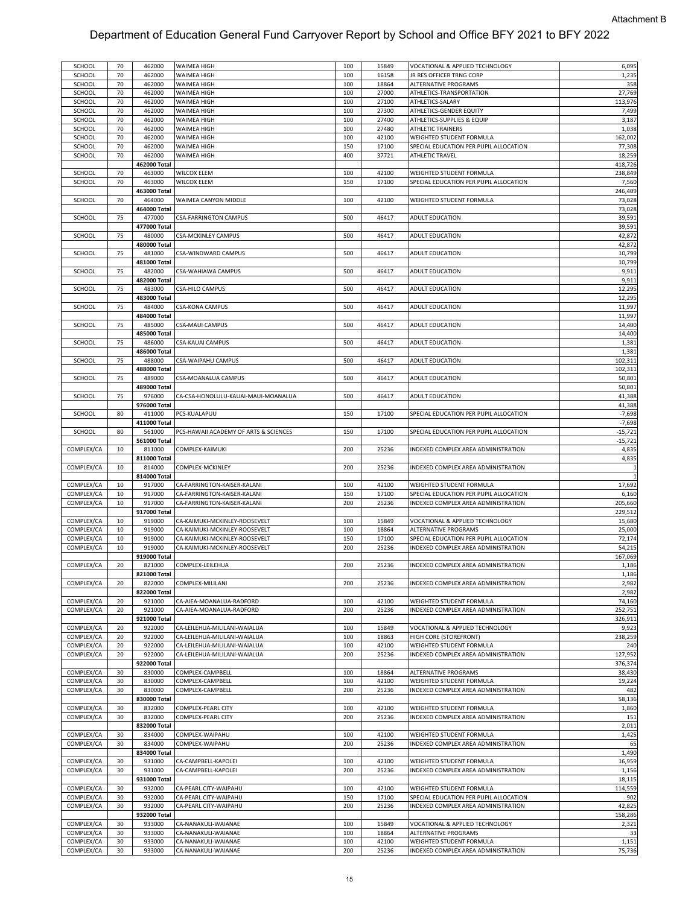Attachment B

# Department of Education General Fund Carryover Report by School and Office BFY 2021 to BFY 2022

| | | | | | | | |
|---|---|---|---|---|---|---|---|
| SCHOOL | 70 | 462000 | WAIMEA HIGH | 100 | 15849 | VOCATIONAL & APPLIED TECHNOLOGY | 6,095 |
| SCHOOL | 70 | 462000 | WAIMEA HIGH | 100 | 16158 | JR RES OFFICER TRNG CORP | 1,235 |
| SCHOOL | 70 | 462000 | WAIMEA HIGH | 100 | 18864 | ALTERNATIVE PROGRAMS | 358 |
| SCHOOL | 70 | 462000 | WAIMEA HIGH | 100 | 27000 | ATHLETICS-TRANSPORTATION | 27,769 |
| SCHOOL | 70 | 462000 | WAIMEA HIGH | 100 | 27100 | ATHLETICS-SALARY | 113,976 |
| SCHOOL | 70 | 462000 | WAIMEA HIGH | 100 | 27300 | ATHLETICS-GENDER EQUITY | 7,499 |
| SCHOOL | 70 | 462000 | WAIMEA HIGH | 100 | 27400 | ATHLETICS-SUPPLIES & EQUIP | 3,187 |
| SCHOOL | 70 | 462000 | WAIMEA HIGH | 100 | 27480 | ATHLETIC TRAINERS | 1,038 |
| SCHOOL | 70 | 462000 | WAIMEA HIGH | 100 | 42100 | WEIGHTED STUDENT FORMULA | 162,002 |
| SCHOOL | 70 | 462000 | WAIMEA HIGH | 150 | 17100 | SPECIAL EDUCATION PER PUPIL ALLOCATION | 77,308 |
| SCHOOL | 70 | 462000 | WAIMEA HIGH | 400 | 37721 | ATHLETIC TRAVEL | 18,259 |
| | | 462000 Total | | | | | 418,726 |
| SCHOOL | 70 | 463000 | WILCOX ELEM | 100 | 42100 | WEIGHTED STUDENT FORMULA | 238,849 |
| SCHOOL | 70 | 463000 | WILCOX ELEM | 150 | 17100 | SPECIAL EDUCATION PER PUPIL ALLOCATION | 7,560 |
| | | 463000 Total | | | | | 246,409 |
| SCHOOL | 70 | 464000 | WAIMEA CANYON MIDDLE | 100 | 42100 | WEIGHTED STUDENT FORMULA | 73,028 |
| | | 464000 Total | | | | | 73,028 |
| SCHOOL | 75 | 477000 | CSA-FARRINGTON CAMPUS | 500 | 46417 | ADULT EDUCATION | 39,591 |
| | | 477000 Total | | | | | 39,591 |
| SCHOOL | 75 | 480000 | CSA-MCKINLEY CAMPUS | 500 | 46417 | ADULT EDUCATION | 42,872 |
| | | 480000 Total | | | | | 42,872 |
| SCHOOL | 75 | 481000 | CSA-WINDWARD CAMPUS | 500 | 46417 | ADULT EDUCATION | 10,799 |
| | | 481000 Total | | | | | 10,799 |
| SCHOOL | 75 | 482000 | CSA-WAHIAWA CAMPUS | 500 | 46417 | ADULT EDUCATION | 9,911 |
| | | 482000 Total | | | | | 9,911 |
| SCHOOL | 75 | 483000 | CSA-HILO CAMPUS | 500 | 46417 | ADULT EDUCATION | 12,295 |
| | | 483000 Total | | | | | 12,295 |
| SCHOOL | 75 | 484000 | CSA-KONA CAMPUS | 500 | 46417 | ADULT EDUCATION | 11,997 |
| | | 484000 Total | | | | | 11,997 |
| SCHOOL | 75 | 485000 | CSA-MAUI CAMPUS | 500 | 46417 | ADULT EDUCATION | 14,400 |
| | | 485000 Total | | | | | 14,400 |
| SCHOOL | 75 | 486000 | CSA-KAUAI CAMPUS | 500 | 46417 | ADULT EDUCATION | 1,381 |
| | | 486000 Total | | | | | 1,381 |
| SCHOOL | 75 | 488000 | CSA-WAIPAHU CAMPUS | 500 | 46417 | ADULT EDUCATION | 102,311 |
| | | 488000 Total | | | | | 102,311 |
| SCHOOL | 75 | 489000 | CSA-MOANALUA CAMPUS | 500 | 46417 | ADULT EDUCATION | 50,801 |
| | | 489000 Total | | | | | 50,801 |
| SCHOOL | 75 | 976000 | CA-CSA-HONOLULU-KAUAI-MAUI-MOANALUA | 500 | 46417 | ADULT EDUCATION | 41,388 |
| | | 976000 Total | | | | | 41,388 |
| SCHOOL | 80 | 411000 | PCS-KUALAPUU | 150 | 17100 | SPECIAL EDUCATION PER PUPIL ALLOCATION | -7,698 |
| | | 411000 Total | | | | | -7,698 |
| SCHOOL | 80 | 561000 | PCS-HAWAII ACADEMY OF ARTS & SCIENCES | 150 | 17100 | SPECIAL EDUCATION PER PUPIL ALLOCATION | -15,721 |
| | | 561000 Total | | | | | -15,721 |
| COMPLEX/CA | 10 | 811000 | COMPLEX-KAIMUKI | 200 | 25236 | INDEXED COMPLEX AREA ADMINISTRATION | 4,835 |
| | | 811000 Total | | | | | 4,835 |
| COMPLEX/CA | 10 | 814000 | COMPLEX-MCKINLEY | 200 | 25236 | INDEXED COMPLEX AREA ADMINISTRATION | 1 |
| | | 814000 Total | | | | | 1 |
| COMPLEX/CA | 10 | 917000 | CA-FARRINGTON-KAISER-KALANI | 100 | 42100 | WEIGHTED STUDENT FORMULA | 17,692 |
| COMPLEX/CA | 10 | 917000 | CA-FARRINGTON-KAISER-KALANI | 150 | 17100 | SPECIAL EDUCATION PER PUPIL ALLOCATION | 6,160 |
| COMPLEX/CA | 10 | 917000 | CA-FARRINGTON-KAISER-KALANI | 200 | 25236 | INDEXED COMPLEX AREA ADMINISTRATION | 205,660 |
| | | 917000 Total | | | | | 229,512 |
| COMPLEX/CA | 10 | 919000 | CA-KAIMUKI-MCKINLEY-ROOSEVELT | 100 | 15849 | VOCATIONAL & APPLIED TECHNOLOGY | 15,680 |
| COMPLEX/CA | 10 | 919000 | CA-KAIMUKI-MCKINLEY-ROOSEVELT | 100 | 18864 | ALTERNATIVE PROGRAMS | 25,000 |
| COMPLEX/CA | 10 | 919000 | CA-KAIMUKI-MCKINLEY-ROOSEVELT | 150 | 17100 | SPECIAL EDUCATION PER PUPIL ALLOCATION | 72,174 |
| COMPLEX/CA | 10 | 919000 | CA-KAIMUKI-MCKINLEY-ROOSEVELT | 200 | 25236 | INDEXED COMPLEX AREA ADMINISTRATION | 54,215 |
| | | 919000 Total | | | | | 167,069 |
| COMPLEX/CA | 20 | 821000 | COMPLEX-LEILEHUA | 200 | 25236 | INDEXED COMPLEX AREA ADMINISTRATION | 1,186 |
| | | 821000 Total | | | | | 1,186 |
| COMPLEX/CA | 20 | 822000 | COMPLEX-MILILANI | 200 | 25236 | INDEXED COMPLEX AREA ADMINISTRATION | 2,982 |
| | | 822000 Total | | | | | 2,982 |
| COMPLEX/CA | 20 | 921000 | CA-AIEA-MOANALUA-RADFORD | 100 | 42100 | WEIGHTED STUDENT FORMULA | 74,160 |
| COMPLEX/CA | 20 | 921000 | CA-AIEA-MOANALUA-RADFORD | 200 | 25236 | INDEXED COMPLEX AREA ADMINISTRATION | 252,751 |
| | | 921000 Total | | | | | 326,911 |
| COMPLEX/CA | 20 | 922000 | CA-LEILEHUA-MILILANI-WAIALUA | 100 | 15849 | VOCATIONAL & APPLIED TECHNOLOGY | 9,923 |
| COMPLEX/CA | 20 | 922000 | CA-LEILEHUA-MILILANI-WAIALUA | 100 | 18863 | HIGH CORE (STOREFRONT) | 238,259 |
| COMPLEX/CA | 20 | 922000 | CA-LEILEHUA-MILILANI-WAIALUA | 100 | 42100 | WEIGHTED STUDENT FORMULA | 240 |
| COMPLEX/CA | 20 | 922000 | CA-LEILEHUA-MILILANI-WAIALUA | 200 | 25236 | INDEXED COMPLEX AREA ADMINISTRATION | 127,952 |
| | | 922000 Total | | | | | 376,374 |
| COMPLEX/CA | 30 | 830000 | COMPLEX-CAMPBELL | 100 | 18864 | ALTERNATIVE PROGRAMS | 38,430 |
| COMPLEX/CA | 30 | 830000 | COMPLEX-CAMPBELL | 100 | 42100 | WEIGHTED STUDENT FORMULA | 19,224 |
| COMPLEX/CA | 30 | 830000 | COMPLEX-CAMPBELL | 200 | 25236 | INDEXED COMPLEX AREA ADMINISTRATION | 482 |
| | | 830000 Total | | | | | 58,136 |
| COMPLEX/CA | 30 | 832000 | COMPLEX-PEARL CITY | 100 | 42100 | WEIGHTED STUDENT FORMULA | 1,860 |
| COMPLEX/CA | 30 | 832000 | COMPLEX-PEARL CITY | 200 | 25236 | INDEXED COMPLEX AREA ADMINISTRATION | 151 |
| | | 832000 Total | | | | | 2,011 |
| COMPLEX/CA | 30 | 834000 | COMPLEX-WAIPAHU | 100 | 42100 | WEIGHTED STUDENT FORMULA | 1,425 |
| COMPLEX/CA | 30 | 834000 | COMPLEX-WAIPAHU | 200 | 25236 | INDEXED COMPLEX AREA ADMINISTRATION | 65 |
| | | 834000 Total | | | | | 1,490 |
| COMPLEX/CA | 30 | 931000 | CA-CAMPBELL-KAPOLEI | 100 | 42100 | WEIGHTED STUDENT FORMULA | 16,959 |
| COMPLEX/CA | 30 | 931000 | CA-CAMPBELL-KAPOLEI | 200 | 25236 | INDEXED COMPLEX AREA ADMINISTRATION | 1,156 |
| | | 931000 Total | | | | | 18,115 |
| COMPLEX/CA | 30 | 932000 | CA-PEARL CITY-WAIPAHU | 100 | 42100 | WEIGHTED STUDENT FORMULA | 114,559 |
| COMPLEX/CA | 30 | 932000 | CA-PEARL CITY-WAIPAHU | 150 | 17100 | SPECIAL EDUCATION PER PUPIL ALLOCATION | 902 |
| COMPLEX/CA | 30 | 932000 | CA-PEARL CITY-WAIPAHU | 200 | 25236 | INDEXED COMPLEX AREA ADMINISTRATION | 42,825 |
| | | 932000 Total | | | | | 158,286 |
| COMPLEX/CA | 30 | 933000 | CA-NANAKULI-WAIANAE | 100 | 15849 | VOCATIONAL & APPLIED TECHNOLOGY | 2,321 |
| COMPLEX/CA | 30 | 933000 | CA-NANAKULI-WAIANAE | 100 | 18864 | ALTERNATIVE PROGRAMS | 33 |
| COMPLEX/CA | 30 | 933000 | CA-NANAKULI-WAIANAE | 100 | 42100 | WEIGHTED STUDENT FORMULA | 1,151 |
| COMPLEX/CA | 30 | 933000 | CA-NANAKULI-WAIANAE | 200 | 25236 | INDEXED COMPLEX AREA ADMINISTRATION | 75,736 |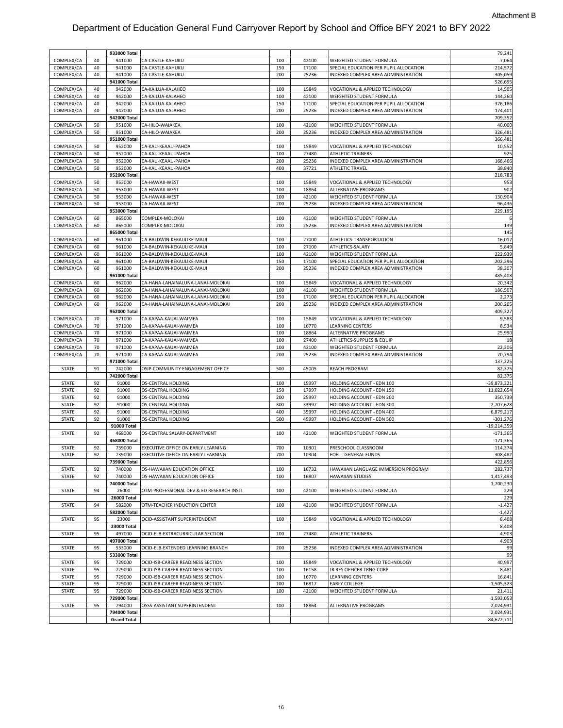Attachment B

# Department of Education General Fund Carryover Report by School and Office BFY 2021 to BFY 2022

| | | | | | | | |
|---|---|---|---|---|---|---|---|
| | | 933000 Total | | | | | 79,241 |
| COMPLEX/CA | 40 | 941000 | CA-CASTLE-KAHUKU | 100 | 42100 | WEIGHTED STUDENT FORMULA | 7,064 |
| COMPLEX/CA | 40 | 941000 | CA-CASTLE-KAHUKU | 150 | 17100 | SPECIAL EDUCATION PER PUPIL ALLOCATION | 214,572 |
| COMPLEX/CA | 40 | 941000 | CA-CASTLE-KAHUKU | 200 | 25236 | INDEXED COMPLEX AREA ADMINISTRATION | 305,059 |
| | | 941000 Total | | | | | 526,695 |
| COMPLEX/CA | 40 | 942000 | CA-KAILUA-KALAHEO | 100 | 15849 | VOCATIONAL & APPLIED TECHNOLOGY | 14,505 |
| COMPLEX/CA | 40 | 942000 | CA-KAILUA-KALAHEO | 100 | 42100 | WEIGHTED STUDENT FORMULA | 144,260 |
| COMPLEX/CA | 40 | 942000 | CA-KAILUA-KALAHEO | 150 | 17100 | SPECIAL EDUCATION PER PUPIL ALLOCATION | 376,186 |
| COMPLEX/CA | 40 | 942000 | CA-KAILUA-KALAHEO | 200 | 25236 | INDEXED COMPLEX AREA ADMINISTRATION | 174,401 |
| | | 942000 Total | | | | | 709,352 |
| COMPLEX/CA | 50 | 951000 | CA-HILO-WAIAKEA | 100 | 42100 | WEIGHTED STUDENT FORMULA | 40,000 |
| COMPLEX/CA | 50 | 951000 | CA-HILO-WAIAKEA | 200 | 25236 | INDEXED COMPLEX AREA ADMINISTRATION | 326,481 |
| | | 951000 Total | | | | | 366,481 |
| COMPLEX/CA | 50 | 952000 | CA-KAU-KEAAU-PAHOA | 100 | 15849 | VOCATIONAL & APPLIED TECHNOLOGY | 10,552 |
| COMPLEX/CA | 50 | 952000 | CA-KAU-KEAAU-PAHOA | 100 | 27480 | ATHLETIC TRAINERS | 925 |
| COMPLEX/CA | 50 | 952000 | CA-KAU-KEAAU-PAHOA | 200 | 25236 | INDEXED COMPLEX AREA ADMINISTRATION | 168,466 |
| COMPLEX/CA | 50 | 952000 | CA-KAU-KEAAU-PAHOA | 400 | 37721 | ATHLETIC TRAVEL | 38,840 |
| | | 952000 Total | | | | | 218,783 |
| COMPLEX/CA | 50 | 953000 | CA-HAWAII-WEST | 100 | 15849 | VOCATIONAL & APPLIED TECHNOLOGY | 953 |
| COMPLEX/CA | 50 | 953000 | CA-HAWAII-WEST | 100 | 18864 | ALTERNATIVE PROGRAMS | 902 |
| COMPLEX/CA | 50 | 953000 | CA-HAWAII-WEST | 100 | 42100 | WEIGHTED STUDENT FORMULA | 130,904 |
| COMPLEX/CA | 50 | 953000 | CA-HAWAII-WEST | 200 | 25236 | INDEXED COMPLEX AREA ADMINISTRATION | 96,436 |
| | | 953000 Total | | | | | 229,195 |
| COMPLEX/CA | 60 | 865000 | COMPLEX-MOLOKAI | 100 | 42100 | WEIGHTED STUDENT FORMULA | 6 |
| COMPLEX/CA | 60 | 865000 | COMPLEX-MOLOKAI | 200 | 25236 | INDEXED COMPLEX AREA ADMINISTRATION | 139 |
| | | 865000 Total | | | | | 145 |
| COMPLEX/CA | 60 | 961000 | CA-BALDWIN-KEKAULIKE-MAUI | 100 | 27000 | ATHLETICS-TRANSPORTATION | 16,017 |
| COMPLEX/CA | 60 | 961000 | CA-BALDWIN-KEKAULIKE-MAUI | 100 | 27100 | ATHLETICS-SALARY | 5,849 |
| COMPLEX/CA | 60 | 961000 | CA-BALDWIN-KEKAULIKE-MAUI | 100 | 42100 | WEIGHTED STUDENT FORMULA | 222,939 |
| COMPLEX/CA | 60 | 961000 | CA-BALDWIN-KEKAULIKE-MAUI | 150 | 17100 | SPECIAL EDUCATION PER PUPIL ALLOCATION | 202,296 |
| COMPLEX/CA | 60 | 961000 | CA-BALDWIN-KEKAULIKE-MAUI | 200 | 25236 | INDEXED COMPLEX AREA ADMINISTRATION | 38,307 |
| | | 961000 Total | | | | | 485,408 |
| COMPLEX/CA | 60 | 962000 | CA-HANA-LAHAINALUNA-LANAI-MOLOKAI | 100 | 15849 | VOCATIONAL & APPLIED TECHNOLOGY | 20,342 |
| COMPLEX/CA | 60 | 962000 | CA-HANA-LAHAINALUNA-LANAI-MOLOKAI | 100 | 42100 | WEIGHTED STUDENT FORMULA | 186,507 |
| COMPLEX/CA | 60 | 962000 | CA-HANA-LAHAINALUNA-LANAI-MOLOKAI | 150 | 17100 | SPECIAL EDUCATION PER PUPIL ALLOCATION | 2,273 |
| COMPLEX/CA | 60 | 962000 | CA-HANA-LAHAINALUNA-LANAI-MOLOKAI | 200 | 25236 | INDEXED COMPLEX AREA ADMINISTRATION | 200,205 |
| | | 962000 Total | | | | | 409,327 |
| COMPLEX/CA | 70 | 971000 | CA-KAPAA-KAUAI-WAIMEA | 100 | 15849 | VOCATIONAL & APPLIED TECHNOLOGY | 9,583 |
| COMPLEX/CA | 70 | 971000 | CA-KAPAA-KAUAI-WAIMEA | 100 | 16770 | LEARNING CENTERS | 8,534 |
| COMPLEX/CA | 70 | 971000 | CA-KAPAA-KAUAI-WAIMEA | 100 | 18864 | ALTERNATIVE PROGRAMS | 25,990 |
| COMPLEX/CA | 70 | 971000 | CA-KAPAA-KAUAI-WAIMEA | 100 | 27400 | ATHLETICS-SUPPLIES & EQUIP | 18 |
| COMPLEX/CA | 70 | 971000 | CA-KAPAA-KAUAI-WAIMEA | 100 | 42100 | WEIGHTED STUDENT FORMULA | 22,306 |
| COMPLEX/CA | 70 | 971000 | CA-KAPAA-KAUAI-WAIMEA | 200 | 25236 | INDEXED COMPLEX AREA ADMINISTRATION | 70,794 |
| | | 971000 Total | | | | | 137,225 |
| STATE | 91 | 742000 | OSIP-COMMUNITY ENGAGEMENT OFFICE | 500 | 45005 | REACH PROGRAM | 82,375 |
| | | 742000 Total | | | | | 82,375 |
| STATE | 92 | 91000 | OS-CENTRAL HOLDING | 100 | 15997 | HOLDING ACCOUNT - EDN 100 | -39,873,321 |
| STATE | 92 | 91000 | OS-CENTRAL HOLDING | 150 | 17997 | HOLDING ACCOUNT - EDN 150 | 11,022,654 |
| STATE | 92 | 91000 | OS-CENTRAL HOLDING | 200 | 25997 | HOLDING ACCOUNT - EDN 200 | 350,739 |
| STATE | 92 | 91000 | OS-CENTRAL HOLDING | 300 | 33997 | HOLDING ACCOUNT - EDN 300 | 2,707,628 |
| STATE | 92 | 91000 | OS-CENTRAL HOLDING | 400 | 35997 | HOLDING ACCOUNT - EDN 400 | 6,879,217 |
| STATE | 92 | 91000 | OS-CENTRAL HOLDING | 500 | 45997 | HOLDING ACCOUNT - EDN 500 | -301,276 |
| | | 91000 Total | | | | | -19,214,359 |
| STATE | 92 | 468000 | OS-CENTRAL SALARY-DEPARTMENT | 100 | 42100 | WEIGHTED STUDENT FORMULA | -171,365 |
| | | 468000 Total | | | | | -171,365 |
| STATE | 92 | 739000 | EXECUTIVE OFFICE ON EARLY LEARNING | 700 | 10301 | PRESCHOOL CLASSROOM | 114,374 |
| STATE | 92 | 739000 | EXECUTIVE OFFICE ON EARLY LEARNING | 700 | 10304 | EOEL - GENERAL FUNDS | 308,482 |
| | | 739000 Total | | | | | 422,856 |
| STATE | 92 | 740000 | OS-HAWAIIAN EDUCATION OFFICE | 100 | 16732 | HAWAIIAN LANGUAGE IMMERSION PROGRAM | 282,737 |
| STATE | 92 | 740000 | OS-HAWAIIAN EDUCATION OFFICE | 100 | 16807 | HAWAIIAN STUDIES | 1,417,493 |
| | | 740000 Total | | | | | 1,700,230 |
| STATE | 94 | 26000 | OTM-PROFESSIONAL DEV & ED RESEARCH INSTI | 100 | 42100 | WEIGHTED STUDENT FORMULA | 229 |
| | | 26000 Total | | | | | 229 |
| STATE | 94 | 582000 | OTM-TEACHER INDUCTION CENTER | 100 | 42100 | WEIGHTED STUDENT FORMULA | -1,427 |
| | | 582000 Total | | | | | -1,427 |
| STATE | 95 | 23000 | OCID-ASSISTANT SUPERINTENDENT | 100 | 15849 | VOCATIONAL & APPLIED TECHNOLOGY | 8,408 |
| | | 23000 Total | | | | | 8,408 |
| STATE | 95 | 497000 | OCID-ELB-EXTRACURRICULAR SECTION | 100 | 27480 | ATHLETIC TRAINERS | 4,903 |
| | | 497000 Total | | | | | 4,903 |
| STATE | 95 | 533000 | OCID-ELB-EXTENDED LEARNING BRANCH | 200 | 25236 | INDEXED COMPLEX AREA ADMINISTRATION | 99 |
| | | 533000 Total | | | | | 99 |
| STATE | 95 | 729000 | OCID-ISB-CAREER READINESS SECTION | 100 | 15849 | VOCATIONAL & APPLIED TECHNOLOGY | 40,997 |
| STATE | 95 | 729000 | OCID-ISB-CAREER READINESS SECTION | 100 | 16158 | JR RES OFFICER TRNG CORP | 8,481 |
| STATE | 95 | 729000 | OCID-ISB-CAREER READINESS SECTION | 100 | 16770 | LEARNING CENTERS | 16,841 |
| STATE | 95 | 729000 | OCID-ISB-CAREER READINESS SECTION | 100 | 16817 | EARLY COLLEGE | 1,505,323 |
| STATE | 95 | 729000 | OCID-ISB-CAREER READINESS SECTION | 100 | 42100 | WEIGHTED STUDENT FORMULA | 21,411 |
| | | 729000 Total | | | | | 1,593,053 |
| STATE | 95 | 794000 | OSSS-ASSISTANT SUPERINTENDENT | 100 | 18864 | ALTERNATIVE PROGRAMS | 2,024,931 |
| | | 794000 Total | | | | | 2,024,931 |
| | | Grand Total | | | | | 84,672,711 |